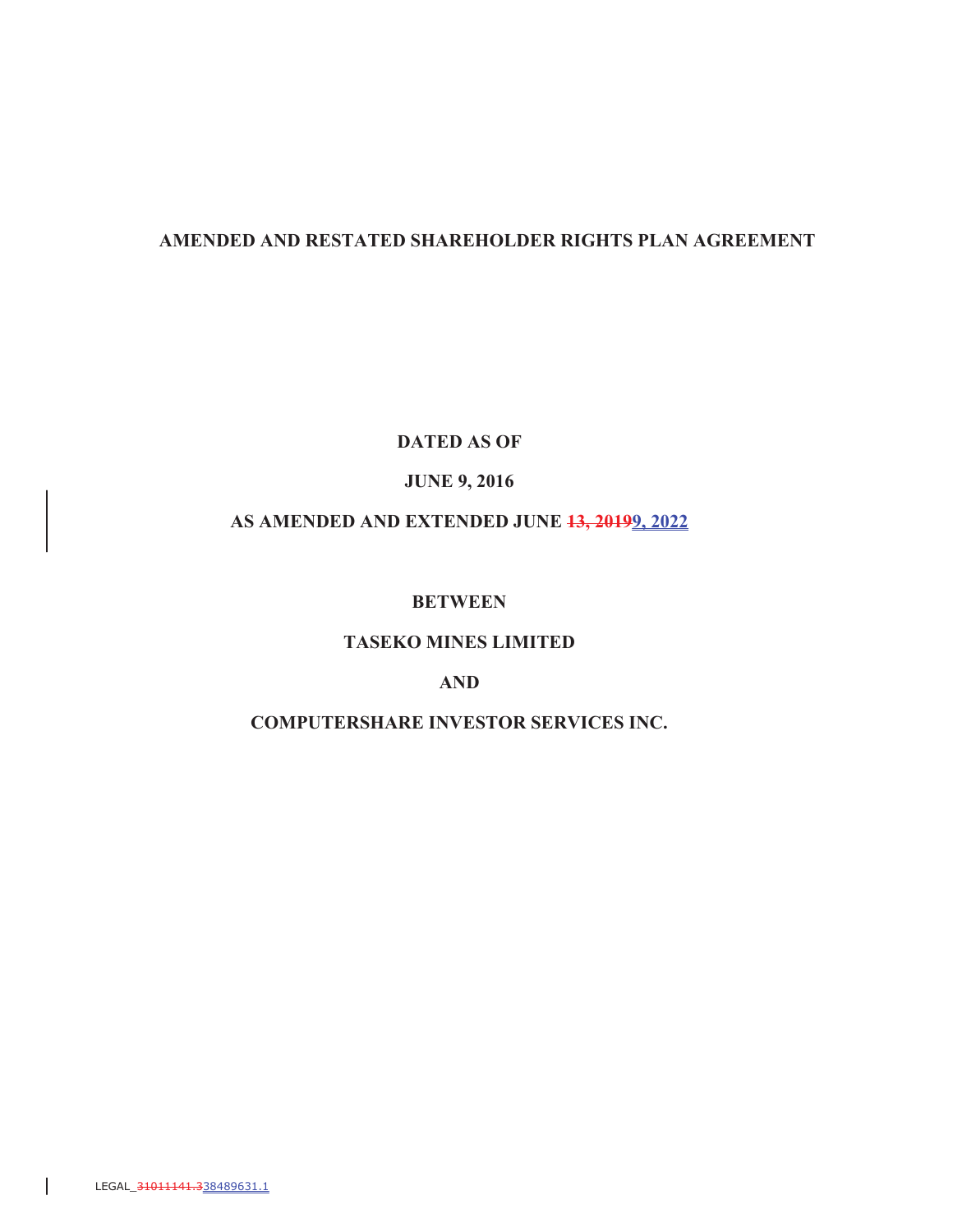**AMENDED AND RESTATED SHAREHOLDER RIGHTS PLAN AGREEMENT**

**DATED AS OF**

**JUNE 9, 2016**

**AS AMENDED AND EXTENDED JUNE ~~13, 2019~~9, 2022**

**BETWEEN**

**TASEKO MINES LIMITED**

**AND**

**COMPUTERSHARE INVESTOR SERVICES INC.**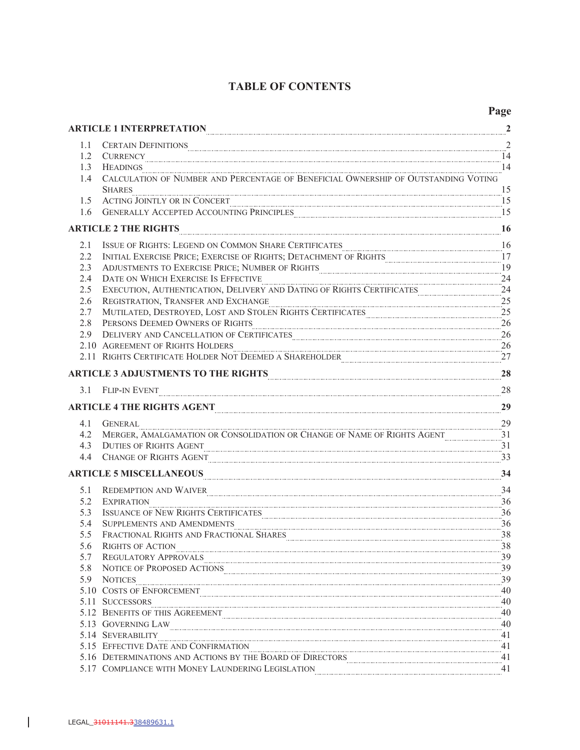# TABLE OF CONTENTS

| | | Page |
|---|---|---|
| **ARTICLE 1 INTERPRETATION** | | **2** |
| 1.1 | Certain Definitions | 2 |
| 1.2 | Currency | 14 |
| 1.3 | Headings | 14 |
| 1.4 | Calculation of Number and Percentage of Beneficial Ownership of Outstanding Voting Shares | 15 |
| 1.5 | Acting Jointly or in Concert | 15 |
| 1.6 | Generally Accepted Accounting Principles | 15 |
| **ARTICLE 2 THE RIGHTS** | | **16** |
| 2.1 | Issue of Rights: Legend on Common Share Certificates | 16 |
| 2.2 | Initial Exercise Price; Exercise of Rights; Detachment of Rights | 17 |
| 2.3 | Adjustments to Exercise Price; Number of Rights | 19 |
| 2.4 | Date on Which Exercise Is Effective | 24 |
| 2.5 | Execution, Authentication, Delivery and Dating of Rights Certificates | 24 |
| 2.6 | Registration, Transfer and Exchange | 25 |
| 2.7 | Mutilated, Destroyed, Lost and Stolen Rights Certificates | 25 |
| 2.8 | Persons Deemed Owners of Rights | 26 |
| 2.9 | Delivery and Cancellation of Certificates | 26 |
| 2.10 | Agreement of Rights Holders | 26 |
| 2.11 | Rights Certificate Holder Not Deemed a Shareholder | 27 |
| **ARTICLE 3 ADJUSTMENTS TO THE RIGHTS** | | **28** |
| 3.1 | Flip-in Event | 28 |
| **ARTICLE 4 THE RIGHTS AGENT** | | **29** |
| 4.1 | General | 29 |
| 4.2 | Merger, Amalgamation or Consolidation or Change of Name of Rights Agent | 31 |
| 4.3 | Duties of Rights Agent | 31 |
| 4.4 | Change of Rights Agent | 33 |
| **ARTICLE 5 MISCELLANEOUS** | | **34** |
| 5.1 | Redemption and Waiver | 34 |
| 5.2 | Expiration | 36 |
| 5.3 | Issuance of New Rights Certificates | 36 |
| 5.4 | Supplements and Amendments | 36 |
| 5.5 | Fractional Rights and Fractional Shares | 38 |
| 5.6 | Rights of Action | 38 |
| 5.7 | Regulatory Approvals | 39 |
| 5.8 | Notice of Proposed Actions | 39 |
| 5.9 | Notices | 39 |
| 5.10 | Costs of Enforcement | 40 |
| 5.11 | Successors | 40 |
| 5.12 | Benefits of this Agreement | 40 |
| 5.13 | Governing Law | 40 |
| 5.14 | Severability | 41 |
| 5.15 | Effective Date and Confirmation | 41 |
| 5.16 | Determinations and Actions by the Board of Directors | 41 |
| 5.17 | Compliance with Money Laundering Legislation | 41 |

LEGAL_~~31011141.3~~38489631.1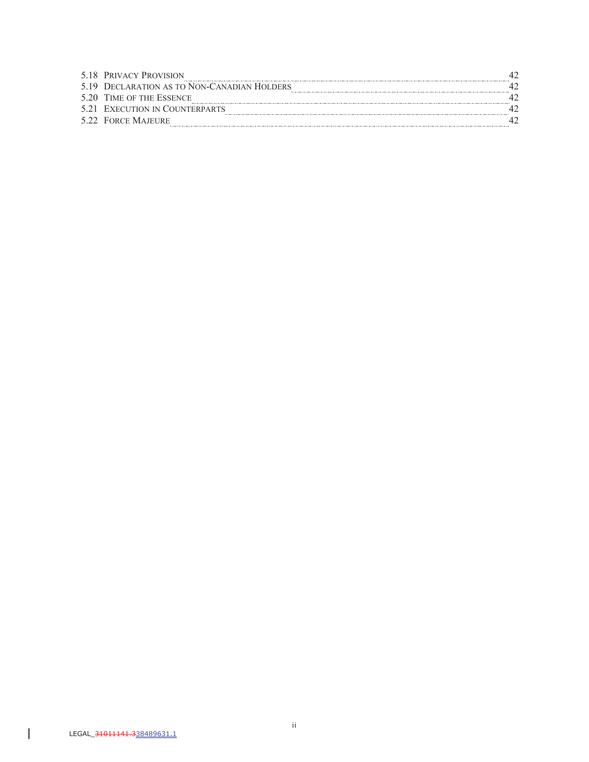5.18 PRIVACY PROVISION 42
5.19 DECLARATION AS TO NON-CANADIAN HOLDERS 42
5.20 TIME OF THE ESSENCE 42
5.21 EXECUTION IN COUNTERPARTS 42
5.22 FORCE MAJEURE 42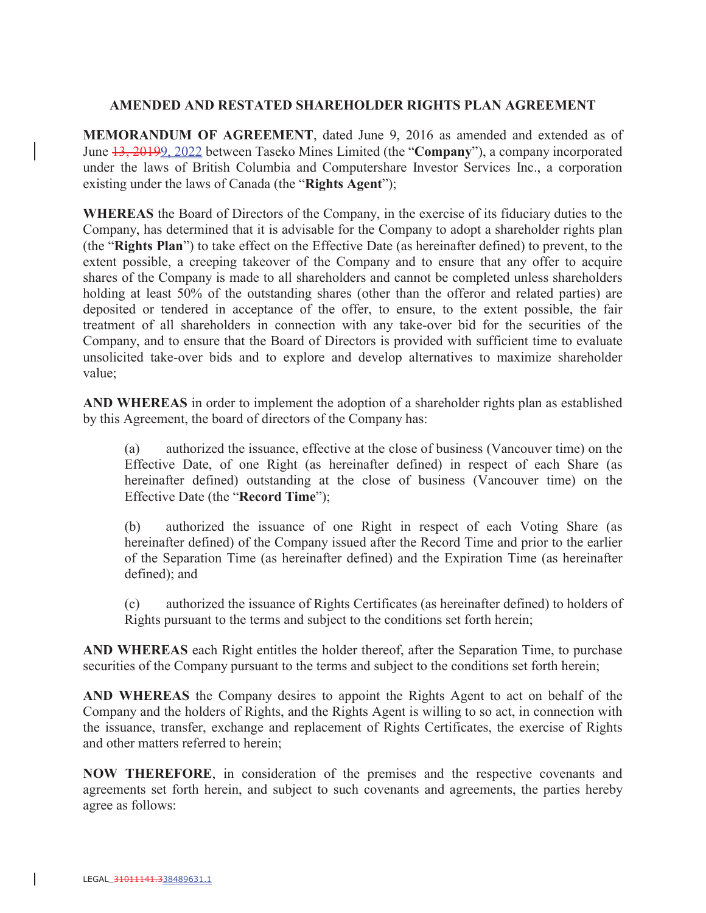**AMENDED AND RESTATED SHAREHOLDER RIGHTS PLAN AGREEMENT**

**MEMORANDUM OF AGREEMENT**, dated June 9, 2016 as amended and extended as of June ~~13, 2019~~9, 2022 between Taseko Mines Limited (the "**Company**"), a company incorporated under the laws of British Columbia and Computershare Investor Services Inc., a corporation existing under the laws of Canada (the "**Rights Agent**");

**WHEREAS** the Board of Directors of the Company, in the exercise of its fiduciary duties to the Company, has determined that it is advisable for the Company to adopt a shareholder rights plan (the "**Rights Plan**") to take effect on the Effective Date (as hereinafter defined) to prevent, to the extent possible, a creeping takeover of the Company and to ensure that any offer to acquire shares of the Company is made to all shareholders and cannot be completed unless shareholders holding at least 50% of the outstanding shares (other than the offeror and related parties) are deposited or tendered in acceptance of the offer, to ensure, to the extent possible, the fair treatment of all shareholders in connection with any take-over bid for the securities of the Company, and to ensure that the Board of Directors is provided with sufficient time to evaluate unsolicited take-over bids and to explore and develop alternatives to maximize shareholder value;

**AND WHEREAS** in order to implement the adoption of a shareholder rights plan as established by this Agreement, the board of directors of the Company has:

(a) authorized the issuance, effective at the close of business (Vancouver time) on the Effective Date, of one Right (as hereinafter defined) in respect of each Share (as hereinafter defined) outstanding at the close of business (Vancouver time) on the Effective Date (the "**Record Time**");

(b) authorized the issuance of one Right in respect of each Voting Share (as hereinafter defined) of the Company issued after the Record Time and prior to the earlier of the Separation Time (as hereinafter defined) and the Expiration Time (as hereinafter defined); and

(c) authorized the issuance of Rights Certificates (as hereinafter defined) to holders of Rights pursuant to the terms and subject to the conditions set forth herein;

**AND WHEREAS** each Right entitles the holder thereof, after the Separation Time, to purchase securities of the Company pursuant to the terms and subject to the conditions set forth herein;

**AND WHEREAS** the Company desires to appoint the Rights Agent to act on behalf of the Company and the holders of Rights, and the Rights Agent is willing to so act, in connection with the issuance, transfer, exchange and replacement of Rights Certificates, the exercise of Rights and other matters referred to herein;

**NOW THEREFORE**, in consideration of the premises and the respective covenants and agreements set forth herein, and subject to such covenants and agreements, the parties hereby agree as follows: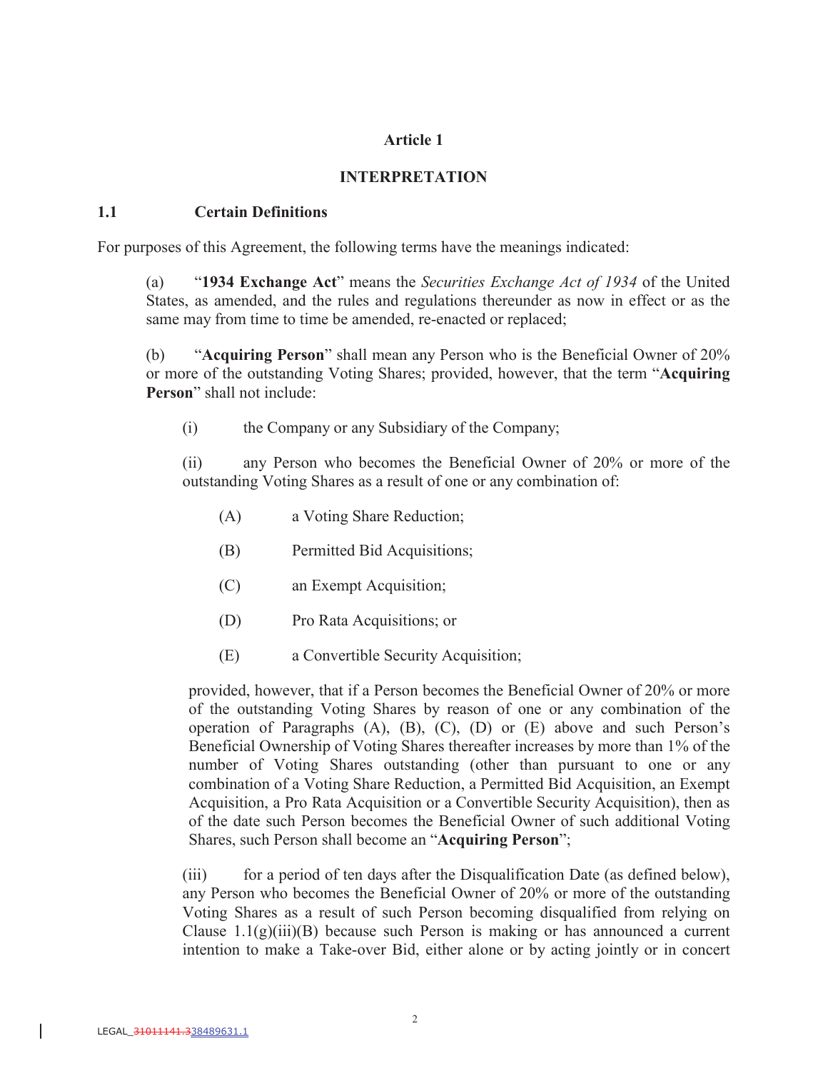# Article 1

## INTERPRETATION

### 1.1 Certain Definitions

For purposes of this Agreement, the following terms have the meanings indicated:

(a) "**1934 Exchange Act**" means the *Securities Exchange Act of 1934* of the United States, as amended, and the rules and regulations thereunder as now in effect or as the same may from time to time be amended, re-enacted or replaced;

(b) "**Acquiring Person**" shall mean any Person who is the Beneficial Owner of 20% or more of the outstanding Voting Shares; provided, however, that the term "**Acquiring Person**" shall not include:

(i) the Company or any Subsidiary of the Company;

(ii) any Person who becomes the Beneficial Owner of 20% or more of the outstanding Voting Shares as a result of one or any combination of:

(A) a Voting Share Reduction;

(B) Permitted Bid Acquisitions;

(C) an Exempt Acquisition;

(D) Pro Rata Acquisitions; or

(E) a Convertible Security Acquisition;

provided, however, that if a Person becomes the Beneficial Owner of 20% or more of the outstanding Voting Shares by reason of one or any combination of the operation of Paragraphs (A), (B), (C), (D) or (E) above and such Person's Beneficial Ownership of Voting Shares thereafter increases by more than 1% of the number of Voting Shares outstanding (other than pursuant to one or any combination of a Voting Share Reduction, a Permitted Bid Acquisition, an Exempt Acquisition, a Pro Rata Acquisition or a Convertible Security Acquisition), then as of the date such Person becomes the Beneficial Owner of such additional Voting Shares, such Person shall become an "**Acquiring Person**";

(iii) for a period of ten days after the Disqualification Date (as defined below), any Person who becomes the Beneficial Owner of 20% or more of the outstanding Voting Shares as a result of such Person becoming disqualified from relying on Clause 1.1(g)(iii)(B) because such Person is making or has announced a current intention to make a Take-over Bid, either alone or by acting jointly or in concert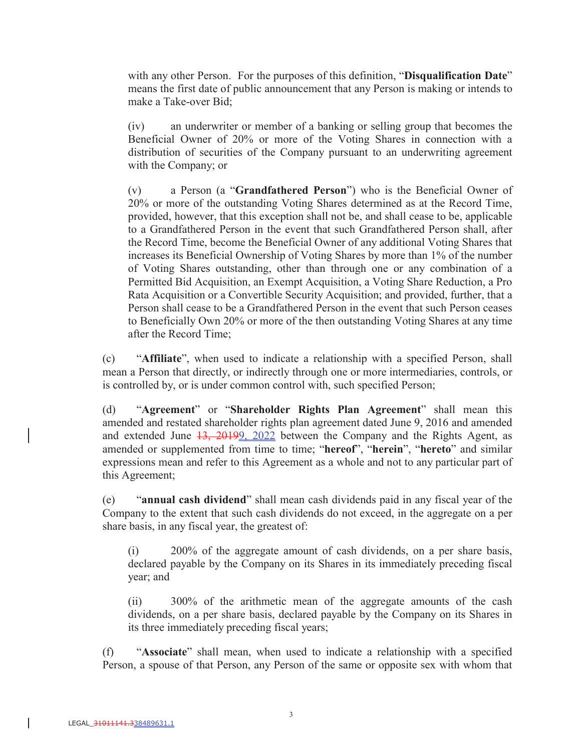with any other Person. For the purposes of this definition, "**Disqualification Date**" means the first date of public announcement that any Person is making or intends to make a Take-over Bid;

(iv) an underwriter or member of a banking or selling group that becomes the Beneficial Owner of 20% or more of the Voting Shares in connection with a distribution of securities of the Company pursuant to an underwriting agreement with the Company; or

(v) a Person (a "**Grandfathered Person**") who is the Beneficial Owner of 20% or more of the outstanding Voting Shares determined as at the Record Time, provided, however, that this exception shall not be, and shall cease to be, applicable to a Grandfathered Person in the event that such Grandfathered Person shall, after the Record Time, become the Beneficial Owner of any additional Voting Shares that increases its Beneficial Ownership of Voting Shares by more than 1% of the number of Voting Shares outstanding, other than through one or any combination of a Permitted Bid Acquisition, an Exempt Acquisition, a Voting Share Reduction, a Pro Rata Acquisition or a Convertible Security Acquisition; and provided, further, that a Person shall cease to be a Grandfathered Person in the event that such Person ceases to Beneficially Own 20% or more of the then outstanding Voting Shares at any time after the Record Time;

(c) "**Affiliate**", when used to indicate a relationship with a specified Person, shall mean a Person that directly, or indirectly through one or more intermediaries, controls, or is controlled by, or is under common control with, such specified Person;

(d) "**Agreement**" or "**Shareholder Rights Plan Agreement**" shall mean this amended and restated shareholder rights plan agreement dated June 9, 2016 and amended and extended June ~~13, 2019~~9, 2022 between the Company and the Rights Agent, as amended or supplemented from time to time; "**hereof**", "**herein**", "**hereto**" and similar expressions mean and refer to this Agreement as a whole and not to any particular part of this Agreement;

(e) "**annual cash dividend**" shall mean cash dividends paid in any fiscal year of the Company to the extent that such cash dividends do not exceed, in the aggregate on a per share basis, in any fiscal year, the greatest of:

(i) 200% of the aggregate amount of cash dividends, on a per share basis, declared payable by the Company on its Shares in its immediately preceding fiscal year; and

(ii) 300% of the arithmetic mean of the aggregate amounts of the cash dividends, on a per share basis, declared payable by the Company on its Shares in its three immediately preceding fiscal years;

(f) "**Associate**" shall mean, when used to indicate a relationship with a specified Person, a spouse of that Person, any Person of the same or opposite sex with whom that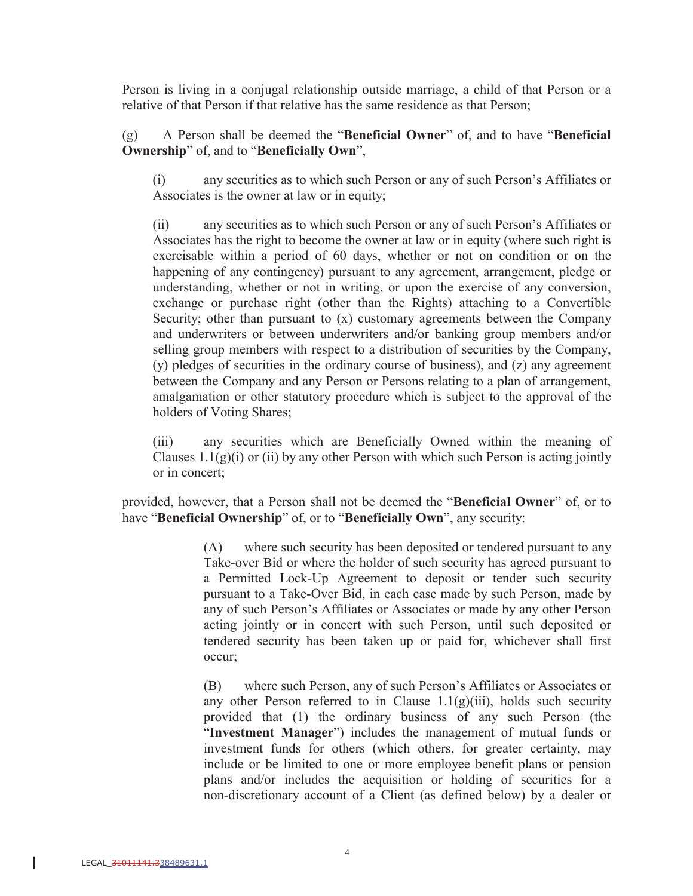Person is living in a conjugal relationship outside marriage, a child of that Person or a relative of that Person if that relative has the same residence as that Person;

(g) A Person shall be deemed the "**Beneficial Owner**" of, and to have "**Beneficial Ownership**" of, and to "**Beneficially Own**",

(i) any securities as to which such Person or any of such Person's Affiliates or Associates is the owner at law or in equity;

(ii) any securities as to which such Person or any of such Person's Affiliates or Associates has the right to become the owner at law or in equity (where such right is exercisable within a period of 60 days, whether or not on condition or on the happening of any contingency) pursuant to any agreement, arrangement, pledge or understanding, whether or not in writing, or upon the exercise of any conversion, exchange or purchase right (other than the Rights) attaching to a Convertible Security; other than pursuant to (x) customary agreements between the Company and underwriters or between underwriters and/or banking group members and/or selling group members with respect to a distribution of securities by the Company, (y) pledges of securities in the ordinary course of business), and (z) any agreement between the Company and any Person or Persons relating to a plan of arrangement, amalgamation or other statutory procedure which is subject to the approval of the holders of Voting Shares;

(iii) any securities which are Beneficially Owned within the meaning of Clauses 1.1(g)(i) or (ii) by any other Person with which such Person is acting jointly or in concert;

provided, however, that a Person shall not be deemed the "**Beneficial Owner**" of, or to have "**Beneficial Ownership**" of, or to "**Beneficially Own**", any security:

(A) where such security has been deposited or tendered pursuant to any Take-over Bid or where the holder of such security has agreed pursuant to a Permitted Lock-Up Agreement to deposit or tender such security pursuant to a Take-Over Bid, in each case made by such Person, made by any of such Person's Affiliates or Associates or made by any other Person acting jointly or in concert with such Person, until such deposited or tendered security has been taken up or paid for, whichever shall first occur;

(B) where such Person, any of such Person's Affiliates or Associates or any other Person referred to in Clause 1.1(g)(iii), holds such security provided that (1) the ordinary business of any such Person (the "**Investment Manager**") includes the management of mutual funds or investment funds for others (which others, for greater certainty, may include or be limited to one or more employee benefit plans or pension plans and/or includes the acquisition or holding of securities for a non-discretionary account of a Client (as defined below) by a dealer or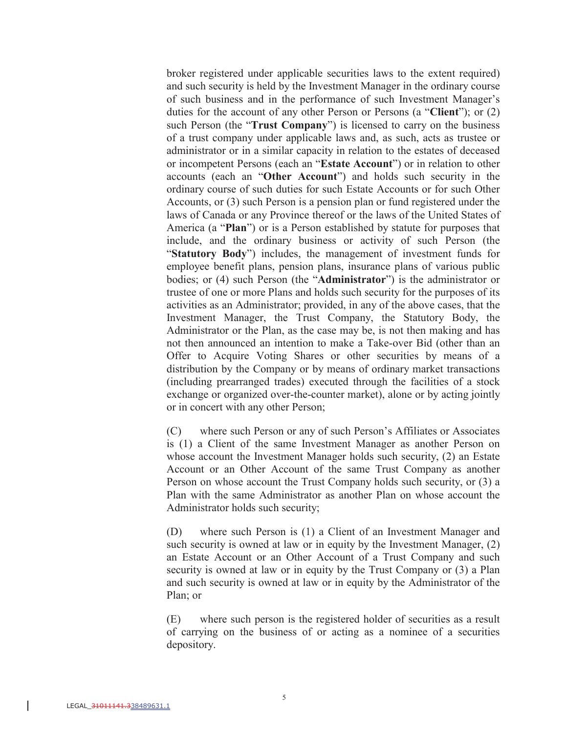broker registered under applicable securities laws to the extent required) and such security is held by the Investment Manager in the ordinary course of such business and in the performance of such Investment Manager's duties for the account of any other Person or Persons (a "**Client**"); or (2) such Person (the "**Trust Company**") is licensed to carry on the business of a trust company under applicable laws and, as such, acts as trustee or administrator or in a similar capacity in relation to the estates of deceased or incompetent Persons (each an "**Estate Account**") or in relation to other accounts (each an "**Other Account**") and holds such security in the ordinary course of such duties for such Estate Accounts or for such Other Accounts, or (3) such Person is a pension plan or fund registered under the laws of Canada or any Province thereof or the laws of the United States of America (a "**Plan**") or is a Person established by statute for purposes that include, and the ordinary business or activity of such Person (the "**Statutory Body**") includes, the management of investment funds for employee benefit plans, pension plans, insurance plans of various public bodies; or (4) such Person (the "**Administrator**") is the administrator or trustee of one or more Plans and holds such security for the purposes of its activities as an Administrator; provided, in any of the above cases, that the Investment Manager, the Trust Company, the Statutory Body, the Administrator or the Plan, as the case may be, is not then making and has not then announced an intention to make a Take-over Bid (other than an Offer to Acquire Voting Shares or other securities by means of a distribution by the Company or by means of ordinary market transactions (including prearranged trades) executed through the facilities of a stock exchange or organized over-the-counter market), alone or by acting jointly or in concert with any other Person;

(C) where such Person or any of such Person's Affiliates or Associates is (1) a Client of the same Investment Manager as another Person on whose account the Investment Manager holds such security, (2) an Estate Account or an Other Account of the same Trust Company as another Person on whose account the Trust Company holds such security, or (3) a Plan with the same Administrator as another Plan on whose account the Administrator holds such security;

(D) where such Person is (1) a Client of an Investment Manager and such security is owned at law or in equity by the Investment Manager, (2) an Estate Account or an Other Account of a Trust Company and such security is owned at law or in equity by the Trust Company or (3) a Plan and such security is owned at law or in equity by the Administrator of the Plan; or

(E) where such person is the registered holder of securities as a result of carrying on the business of or acting as a nominee of a securities depository.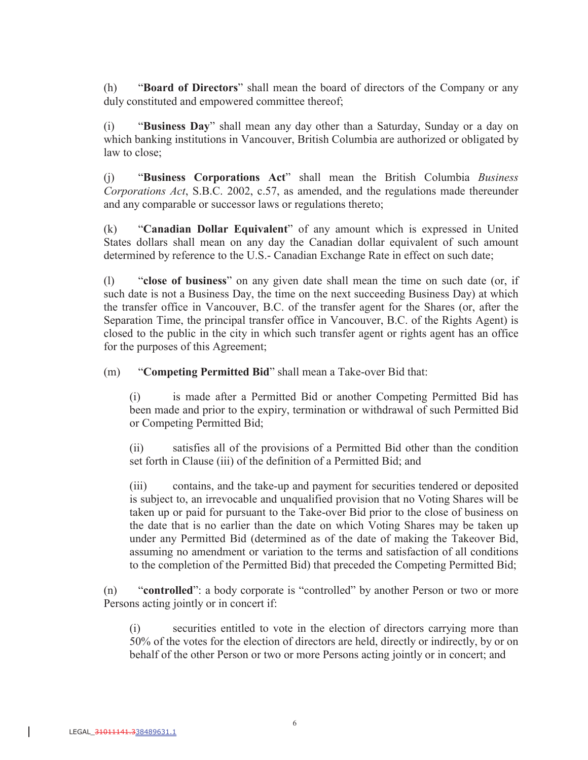(h) "**Board of Directors**" shall mean the board of directors of the Company or any duly constituted and empowered committee thereof;

(i) "**Business Day**" shall mean any day other than a Saturday, Sunday or a day on which banking institutions in Vancouver, British Columbia are authorized or obligated by law to close;

(j) "**Business Corporations Act**" shall mean the British Columbia *Business Corporations Act*, S.B.C. 2002, c.57, as amended, and the regulations made thereunder and any comparable or successor laws or regulations thereto;

(k) "**Canadian Dollar Equivalent**" of any amount which is expressed in United States dollars shall mean on any day the Canadian dollar equivalent of such amount determined by reference to the U.S.- Canadian Exchange Rate in effect on such date;

(l) "**close of business**" on any given date shall mean the time on such date (or, if such date is not a Business Day, the time on the next succeeding Business Day) at which the transfer office in Vancouver, B.C. of the transfer agent for the Shares (or, after the Separation Time, the principal transfer office in Vancouver, B.C. of the Rights Agent) is closed to the public in the city in which such transfer agent or rights agent has an office for the purposes of this Agreement;

(m) "**Competing Permitted Bid**" shall mean a Take-over Bid that:

> (i) is made after a Permitted Bid or another Competing Permitted Bid has been made and prior to the expiry, termination or withdrawal of such Permitted Bid or Competing Permitted Bid;
>
> (ii) satisfies all of the provisions of a Permitted Bid other than the condition set forth in Clause (iii) of the definition of a Permitted Bid; and
>
> (iii) contains, and the take-up and payment for securities tendered or deposited is subject to, an irrevocable and unqualified provision that no Voting Shares will be taken up or paid for pursuant to the Take-over Bid prior to the close of business on the date that is no earlier than the date on which Voting Shares may be taken up under any Permitted Bid (determined as of the date of making the Takeover Bid, assuming no amendment or variation to the terms and satisfaction of all conditions to the completion of the Permitted Bid) that preceded the Competing Permitted Bid;

(n) "**controlled**": a body corporate is "controlled" by another Person or two or more Persons acting jointly or in concert if:

> (i) securities entitled to vote in the election of directors carrying more than 50% of the votes for the election of directors are held, directly or indirectly, by or on behalf of the other Person or two or more Persons acting jointly or in concert; and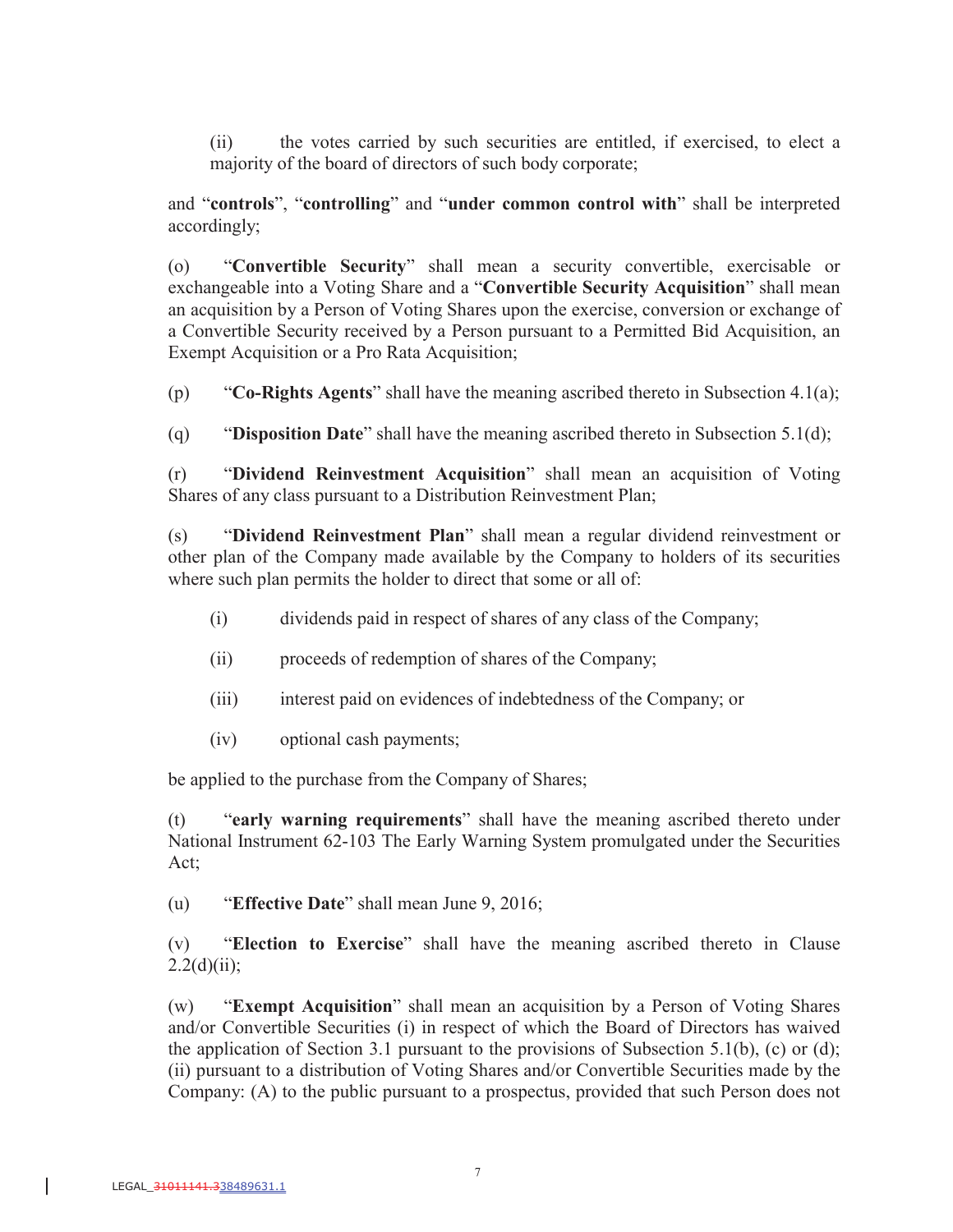(ii) the votes carried by such securities are entitled, if exercised, to elect a majority of the board of directors of such body corporate;

and "**controls**", "**controlling**" and "**under common control with**" shall be interpreted accordingly;

(o) "**Convertible Security**" shall mean a security convertible, exercisable or exchangeable into a Voting Share and a "**Convertible Security Acquisition**" shall mean an acquisition by a Person of Voting Shares upon the exercise, conversion or exchange of a Convertible Security received by a Person pursuant to a Permitted Bid Acquisition, an Exempt Acquisition or a Pro Rata Acquisition;

(p) "**Co-Rights Agents**" shall have the meaning ascribed thereto in Subsection 4.1(a);

(q) "**Disposition Date**" shall have the meaning ascribed thereto in Subsection 5.1(d);

(r) "**Dividend Reinvestment Acquisition**" shall mean an acquisition of Voting Shares of any class pursuant to a Distribution Reinvestment Plan;

(s) "**Dividend Reinvestment Plan**" shall mean a regular dividend reinvestment or other plan of the Company made available by the Company to holders of its securities where such plan permits the holder to direct that some or all of:

(i) dividends paid in respect of shares of any class of the Company;

(ii) proceeds of redemption of shares of the Company;

(iii) interest paid on evidences of indebtedness of the Company; or

(iv) optional cash payments;

be applied to the purchase from the Company of Shares;

(t) "**early warning requirements**" shall have the meaning ascribed thereto under National Instrument 62-103 The Early Warning System promulgated under the Securities Act;

(u) "**Effective Date**" shall mean June 9, 2016;

(v) "**Election to Exercise**" shall have the meaning ascribed thereto in Clause 2.2(d)(ii);

(w) "**Exempt Acquisition**" shall mean an acquisition by a Person of Voting Shares and/or Convertible Securities (i) in respect of which the Board of Directors has waived the application of Section 3.1 pursuant to the provisions of Subsection 5.1(b), (c) or (d); (ii) pursuant to a distribution of Voting Shares and/or Convertible Securities made by the Company: (A) to the public pursuant to a prospectus, provided that such Person does not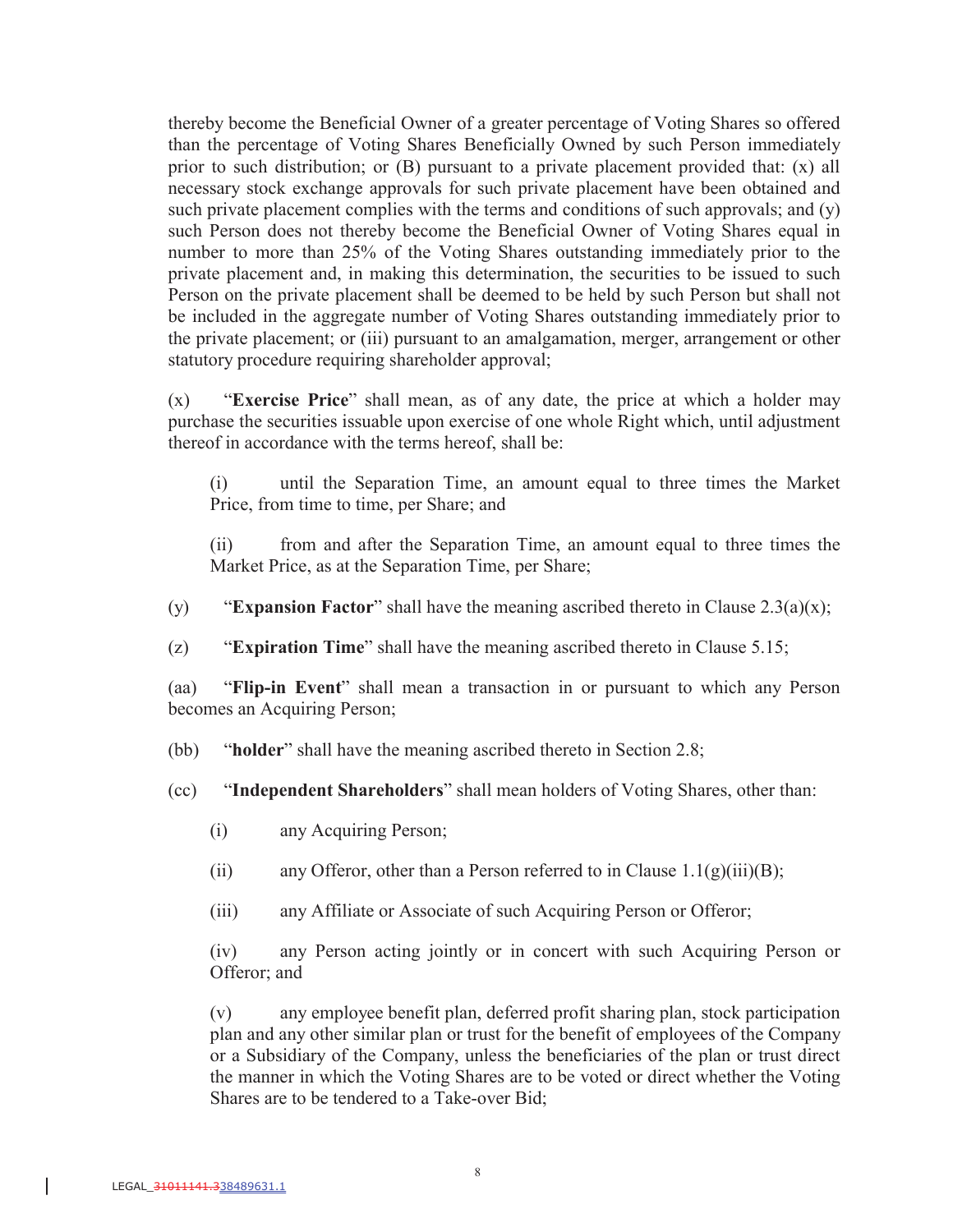thereby become the Beneficial Owner of a greater percentage of Voting Shares so offered than the percentage of Voting Shares Beneficially Owned by such Person immediately prior to such distribution; or (B) pursuant to a private placement provided that: (x) all necessary stock exchange approvals for such private placement have been obtained and such private placement complies with the terms and conditions of such approvals; and (y) such Person does not thereby become the Beneficial Owner of Voting Shares equal in number to more than 25% of the Voting Shares outstanding immediately prior to the private placement and, in making this determination, the securities to be issued to such Person on the private placement shall be deemed to be held by such Person but shall not be included in the aggregate number of Voting Shares outstanding immediately prior to the private placement; or (iii) pursuant to an amalgamation, merger, arrangement or other statutory procedure requiring shareholder approval;

(x) "**Exercise Price**" shall mean, as of any date, the price at which a holder may purchase the securities issuable upon exercise of one whole Right which, until adjustment thereof in accordance with the terms hereof, shall be:

(i) until the Separation Time, an amount equal to three times the Market Price, from time to time, per Share; and

(ii) from and after the Separation Time, an amount equal to three times the Market Price, as at the Separation Time, per Share;

(y) "**Expansion Factor**" shall have the meaning ascribed thereto in Clause 2.3(a)(x);

(z) "**Expiration Time**" shall have the meaning ascribed thereto in Clause 5.15;

(aa) "**Flip-in Event**" shall mean a transaction in or pursuant to which any Person becomes an Acquiring Person;

(bb) "**holder**" shall have the meaning ascribed thereto in Section 2.8;

(cc) "**Independent Shareholders**" shall mean holders of Voting Shares, other than:

(i) any Acquiring Person;

(ii) any Offeror, other than a Person referred to in Clause 1.1(g)(iii)(B);

(iii) any Affiliate or Associate of such Acquiring Person or Offeror;

(iv) any Person acting jointly or in concert with such Acquiring Person or Offeror; and

(v) any employee benefit plan, deferred profit sharing plan, stock participation plan and any other similar plan or trust for the benefit of employees of the Company or a Subsidiary of the Company, unless the beneficiaries of the plan or trust direct the manner in which the Voting Shares are to be voted or direct whether the Voting Shares are to be tendered to a Take-over Bid;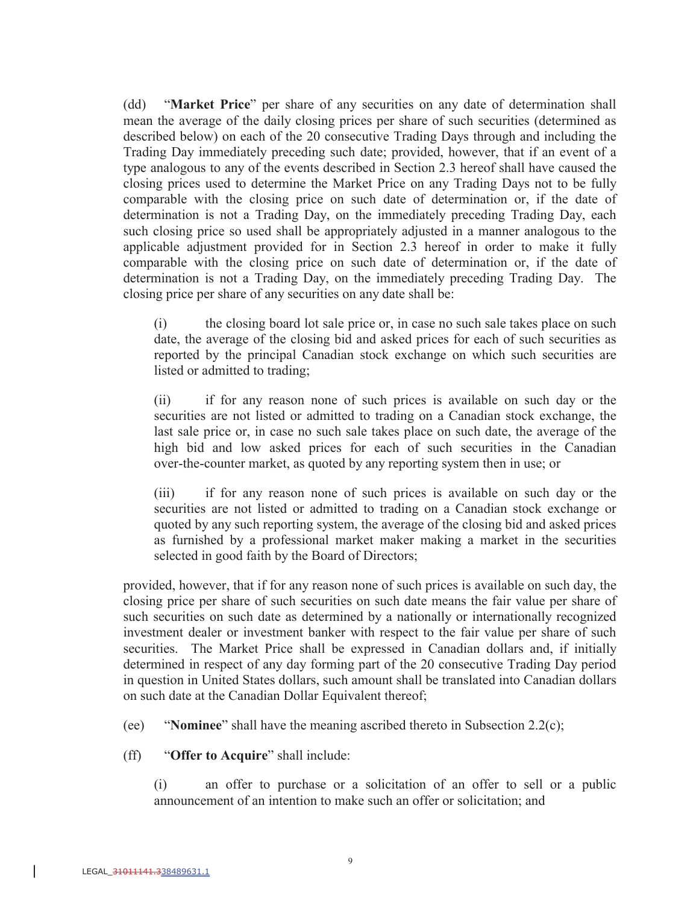(dd) "**Market Price**" per share of any securities on any date of determination shall mean the average of the daily closing prices per share of such securities (determined as described below) on each of the 20 consecutive Trading Days through and including the Trading Day immediately preceding such date; provided, however, that if an event of a type analogous to any of the events described in Section 2.3 hereof shall have caused the closing prices used to determine the Market Price on any Trading Days not to be fully comparable with the closing price on such date of determination or, if the date of determination is not a Trading Day, on the immediately preceding Trading Day, each such closing price so used shall be appropriately adjusted in a manner analogous to the applicable adjustment provided for in Section 2.3 hereof in order to make it fully comparable with the closing price on such date of determination or, if the date of determination is not a Trading Day, on the immediately preceding Trading Day. The closing price per share of any securities on any date shall be:

(i) the closing board lot sale price or, in case no such sale takes place on such date, the average of the closing bid and asked prices for each of such securities as reported by the principal Canadian stock exchange on which such securities are listed or admitted to trading;

(ii) if for any reason none of such prices is available on such day or the securities are not listed or admitted to trading on a Canadian stock exchange, the last sale price or, in case no such sale takes place on such date, the average of the high bid and low asked prices for each of such securities in the Canadian over-the-counter market, as quoted by any reporting system then in use; or

(iii) if for any reason none of such prices is available on such day or the securities are not listed or admitted to trading on a Canadian stock exchange or quoted by any such reporting system, the average of the closing bid and asked prices as furnished by a professional market maker making a market in the securities selected in good faith by the Board of Directors;

provided, however, that if for any reason none of such prices is available on such day, the closing price per share of such securities on such date means the fair value per share of such securities on such date as determined by a nationally or internationally recognized investment dealer or investment banker with respect to the fair value per share of such securities. The Market Price shall be expressed in Canadian dollars and, if initially determined in respect of any day forming part of the 20 consecutive Trading Day period in question in United States dollars, such amount shall be translated into Canadian dollars on such date at the Canadian Dollar Equivalent thereof;

(ee) "**Nominee**" shall have the meaning ascribed thereto in Subsection 2.2(c);

(ff) "**Offer to Acquire**" shall include:

(i) an offer to purchase or a solicitation of an offer to sell or a public announcement of an intention to make such an offer or solicitation; and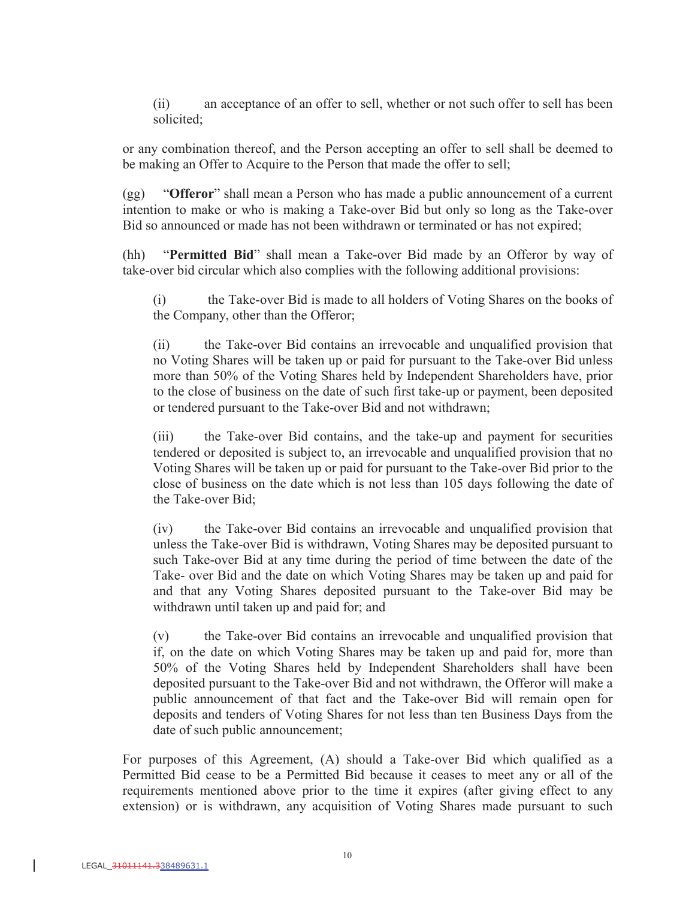(ii) an acceptance of an offer to sell, whether or not such offer to sell has been solicited;

or any combination thereof, and the Person accepting an offer to sell shall be deemed to be making an Offer to Acquire to the Person that made the offer to sell;

(gg) "**Offeror**" shall mean a Person who has made a public announcement of a current intention to make or who is making a Take-over Bid but only so long as the Take-over Bid so announced or made has not been withdrawn or terminated or has not expired;

(hh) "**Permitted Bid**" shall mean a Take-over Bid made by an Offeror by way of take-over bid circular which also complies with the following additional provisions:

(i) the Take-over Bid is made to all holders of Voting Shares on the books of the Company, other than the Offeror;

(ii) the Take-over Bid contains an irrevocable and unqualified provision that no Voting Shares will be taken up or paid for pursuant to the Take-over Bid unless more than 50% of the Voting Shares held by Independent Shareholders have, prior to the close of business on the date of such first take-up or payment, been deposited or tendered pursuant to the Take-over Bid and not withdrawn;

(iii) the Take-over Bid contains, and the take-up and payment for securities tendered or deposited is subject to, an irrevocable and unqualified provision that no Voting Shares will be taken up or paid for pursuant to the Take-over Bid prior to the close of business on the date which is not less than 105 days following the date of the Take-over Bid;

(iv) the Take-over Bid contains an irrevocable and unqualified provision that unless the Take-over Bid is withdrawn, Voting Shares may be deposited pursuant to such Take-over Bid at any time during the period of time between the date of the Take- over Bid and the date on which Voting Shares may be taken up and paid for and that any Voting Shares deposited pursuant to the Take-over Bid may be withdrawn until taken up and paid for; and

(v) the Take-over Bid contains an irrevocable and unqualified provision that if, on the date on which Voting Shares may be taken up and paid for, more than 50% of the Voting Shares held by Independent Shareholders shall have been deposited pursuant to the Take-over Bid and not withdrawn, the Offeror will make a public announcement of that fact and the Take-over Bid will remain open for deposits and tenders of Voting Shares for not less than ten Business Days from the date of such public announcement;

For purposes of this Agreement, (A) should a Take-over Bid which qualified as a Permitted Bid cease to be a Permitted Bid because it ceases to meet any or all of the requirements mentioned above prior to the time it expires (after giving effect to any extension) or is withdrawn, any acquisition of Voting Shares made pursuant to such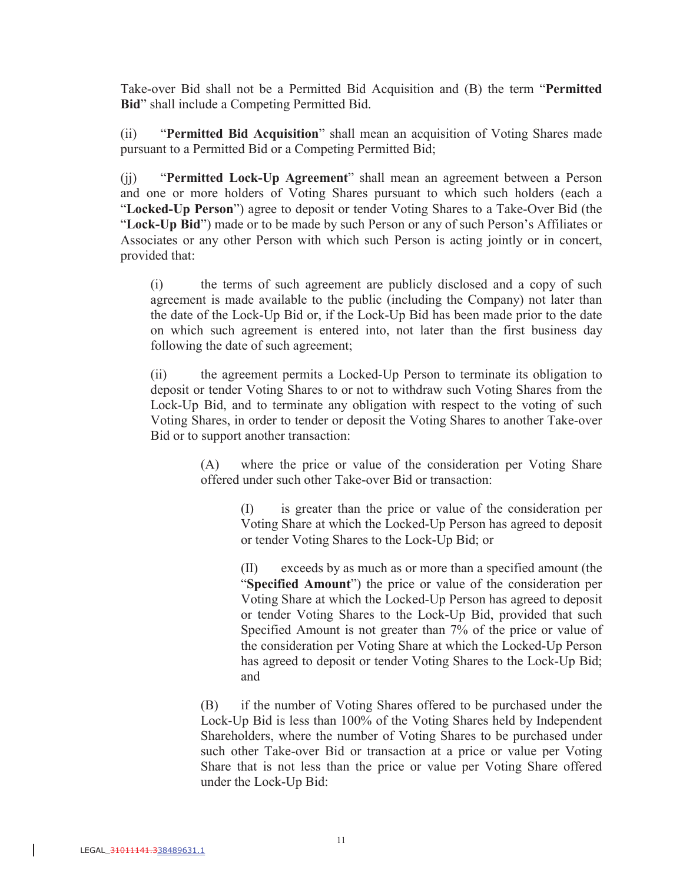Take-over Bid shall not be a Permitted Bid Acquisition and (B) the term "**Permitted Bid**" shall include a Competing Permitted Bid.

(ii) "**Permitted Bid Acquisition**" shall mean an acquisition of Voting Shares made pursuant to a Permitted Bid or a Competing Permitted Bid;

(jj) "**Permitted Lock-Up Agreement**" shall mean an agreement between a Person and one or more holders of Voting Shares pursuant to which such holders (each a "**Locked-Up Person**") agree to deposit or tender Voting Shares to a Take-Over Bid (the "**Lock-Up Bid**") made or to be made by such Person or any of such Person's Affiliates or Associates or any other Person with which such Person is acting jointly or in concert, provided that:

> (i) the terms of such agreement are publicly disclosed and a copy of such agreement is made available to the public (including the Company) not later than the date of the Lock-Up Bid or, if the Lock-Up Bid has been made prior to the date on which such agreement is entered into, not later than the first business day following the date of such agreement;
>
> (ii) the agreement permits a Locked-Up Person to terminate its obligation to deposit or tender Voting Shares to or not to withdraw such Voting Shares from the Lock-Up Bid, and to terminate any obligation with respect to the voting of such Voting Shares, in order to tender or deposit the Voting Shares to another Take-over Bid or to support another transaction:
>
> > (A) where the price or value of the consideration per Voting Share offered under such other Take-over Bid or transaction:
> >
> > > (I) is greater than the price or value of the consideration per Voting Share at which the Locked-Up Person has agreed to deposit or tender Voting Shares to the Lock-Up Bid; or
> > >
> > > (II) exceeds by as much as or more than a specified amount (the "**Specified Amount**") the price or value of the consideration per Voting Share at which the Locked-Up Person has agreed to deposit or tender Voting Shares to the Lock-Up Bid, provided that such Specified Amount is not greater than 7% of the price or value of the consideration per Voting Share at which the Locked-Up Person has agreed to deposit or tender Voting Shares to the Lock-Up Bid; and
> >
> > (B) if the number of Voting Shares offered to be purchased under the Lock-Up Bid is less than 100% of the Voting Shares held by Independent Shareholders, where the number of Voting Shares to be purchased under such other Take-over Bid or transaction at a price or value per Voting Share that is not less than the price or value per Voting Share offered under the Lock-Up Bid:

LEGAL_~~31011141.3~~38489631.1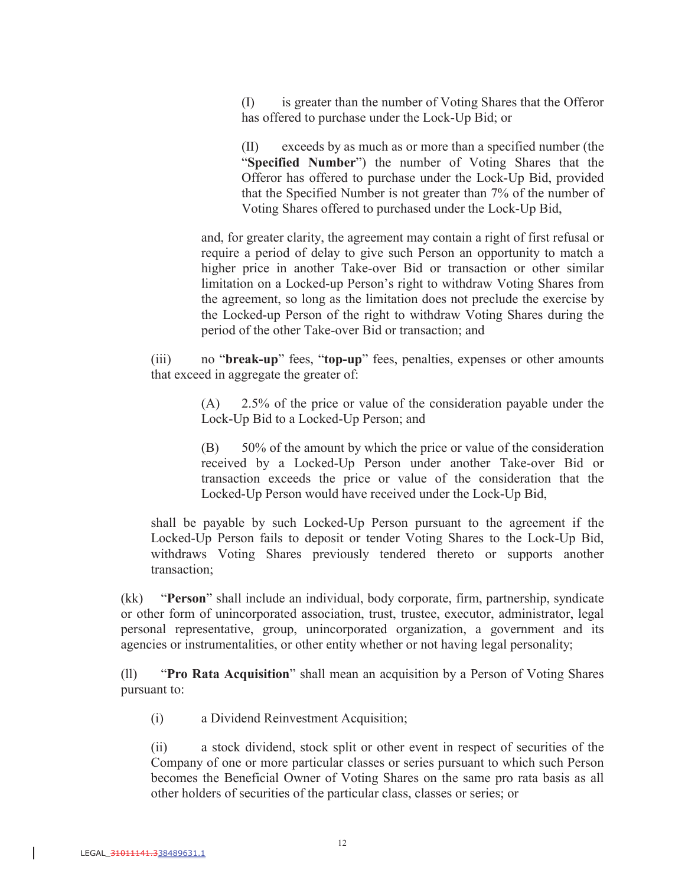(I) is greater than the number of Voting Shares that the Offeror has offered to purchase under the Lock-Up Bid; or

(II) exceeds by as much as or more than a specified number (the "**Specified Number**") the number of Voting Shares that the Offeror has offered to purchase under the Lock-Up Bid, provided that the Specified Number is not greater than 7% of the number of Voting Shares offered to purchased under the Lock-Up Bid,

and, for greater clarity, the agreement may contain a right of first refusal or require a period of delay to give such Person an opportunity to match a higher price in another Take-over Bid or transaction or other similar limitation on a Locked-up Person's right to withdraw Voting Shares from the agreement, so long as the limitation does not preclude the exercise by the Locked-up Person of the right to withdraw Voting Shares during the period of the other Take-over Bid or transaction; and

(iii) no "**break-up**" fees, "**top-up**" fees, penalties, expenses or other amounts that exceed in aggregate the greater of:

(A) 2.5% of the price or value of the consideration payable under the Lock-Up Bid to a Locked-Up Person; and

(B) 50% of the amount by which the price or value of the consideration received by a Locked-Up Person under another Take-over Bid or transaction exceeds the price or value of the consideration that the Locked-Up Person would have received under the Lock-Up Bid,

shall be payable by such Locked-Up Person pursuant to the agreement if the Locked-Up Person fails to deposit or tender Voting Shares to the Lock-Up Bid, withdraws Voting Shares previously tendered thereto or supports another transaction;

(kk) "**Person**" shall include an individual, body corporate, firm, partnership, syndicate or other form of unincorporated association, trust, trustee, executor, administrator, legal personal representative, group, unincorporated organization, a government and its agencies or instrumentalities, or other entity whether or not having legal personality;

(ll) "**Pro Rata Acquisition**" shall mean an acquisition by a Person of Voting Shares pursuant to:

(i) a Dividend Reinvestment Acquisition;

(ii) a stock dividend, stock split or other event in respect of securities of the Company of one or more particular classes or series pursuant to which such Person becomes the Beneficial Owner of Voting Shares on the same pro rata basis as all other holders of securities of the particular class, classes or series; or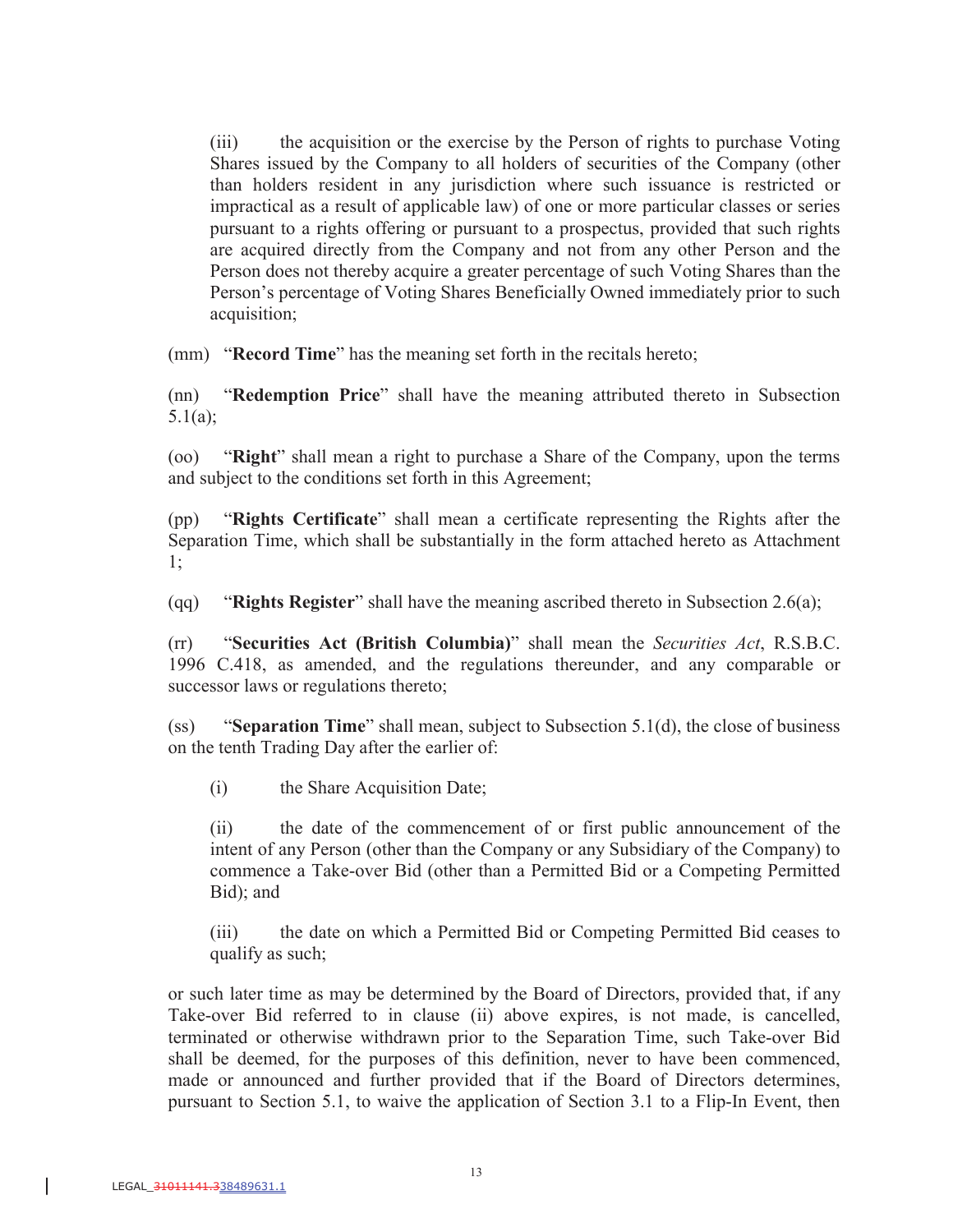(iii) the acquisition or the exercise by the Person of rights to purchase Voting Shares issued by the Company to all holders of securities of the Company (other than holders resident in any jurisdiction where such issuance is restricted or impractical as a result of applicable law) of one or more particular classes or series pursuant to a rights offering or pursuant to a prospectus, provided that such rights are acquired directly from the Company and not from any other Person and the Person does not thereby acquire a greater percentage of such Voting Shares than the Person's percentage of Voting Shares Beneficially Owned immediately prior to such acquisition;

(mm) "**Record Time**" has the meaning set forth in the recitals hereto;

(nn) "**Redemption Price**" shall have the meaning attributed thereto in Subsection 5.1(a);

(oo) "**Right**" shall mean a right to purchase a Share of the Company, upon the terms and subject to the conditions set forth in this Agreement;

(pp) "**Rights Certificate**" shall mean a certificate representing the Rights after the Separation Time, which shall be substantially in the form attached hereto as Attachment 1;

(qq) "**Rights Register**" shall have the meaning ascribed thereto in Subsection 2.6(a);

(rr) "**Securities Act (British Columbia)**" shall mean the *Securities Act*, R.S.B.C. 1996 C.418, as amended, and the regulations thereunder, and any comparable or successor laws or regulations thereto;

(ss) "**Separation Time**" shall mean, subject to Subsection 5.1(d), the close of business on the tenth Trading Day after the earlier of:

(i) the Share Acquisition Date;

(ii) the date of the commencement of or first public announcement of the intent of any Person (other than the Company or any Subsidiary of the Company) to commence a Take-over Bid (other than a Permitted Bid or a Competing Permitted Bid); and

(iii) the date on which a Permitted Bid or Competing Permitted Bid ceases to qualify as such;

or such later time as may be determined by the Board of Directors, provided that, if any Take-over Bid referred to in clause (ii) above expires, is not made, is cancelled, terminated or otherwise withdrawn prior to the Separation Time, such Take-over Bid shall be deemed, for the purposes of this definition, never to have been commenced, made or announced and further provided that if the Board of Directors determines, pursuant to Section 5.1, to waive the application of Section 3.1 to a Flip-In Event, then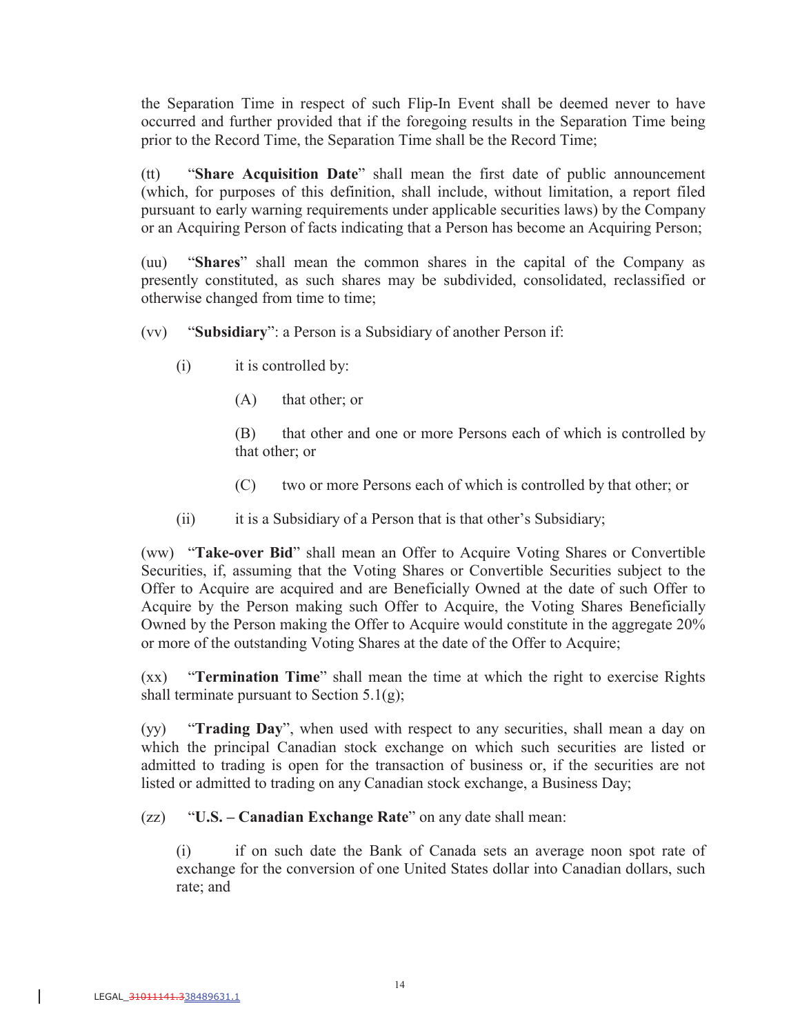the Separation Time in respect of such Flip-In Event shall be deemed never to have occurred and further provided that if the foregoing results in the Separation Time being prior to the Record Time, the Separation Time shall be the Record Time;

(tt) "**Share Acquisition Date**" shall mean the first date of public announcement (which, for purposes of this definition, shall include, without limitation, a report filed pursuant to early warning requirements under applicable securities laws) by the Company or an Acquiring Person of facts indicating that a Person has become an Acquiring Person;

(uu) "**Shares**" shall mean the common shares in the capital of the Company as presently constituted, as such shares may be subdivided, consolidated, reclassified or otherwise changed from time to time;

(vv) "**Subsidiary**": a Person is a Subsidiary of another Person if:

> (i) it is controlled by:
>
> > (A) that other; or
> >
> > (B) that other and one or more Persons each of which is controlled by that other; or
> >
> > (C) two or more Persons each of which is controlled by that other; or
>
> (ii) it is a Subsidiary of a Person that is that other's Subsidiary;

(ww) "**Take-over Bid**" shall mean an Offer to Acquire Voting Shares or Convertible Securities, if, assuming that the Voting Shares or Convertible Securities subject to the Offer to Acquire are acquired and are Beneficially Owned at the date of such Offer to Acquire by the Person making such Offer to Acquire, the Voting Shares Beneficially Owned by the Person making the Offer to Acquire would constitute in the aggregate 20% or more of the outstanding Voting Shares at the date of the Offer to Acquire;

(xx) "**Termination Time**" shall mean the time at which the right to exercise Rights shall terminate pursuant to Section 5.1(g);

(yy) "**Trading Day**", when used with respect to any securities, shall mean a day on which the principal Canadian stock exchange on which such securities are listed or admitted to trading is open for the transaction of business or, if the securities are not listed or admitted to trading on any Canadian stock exchange, a Business Day;

(zz) "**U.S. – Canadian Exchange Rate**" on any date shall mean:

> (i) if on such date the Bank of Canada sets an average noon spot rate of exchange for the conversion of one United States dollar into Canadian dollars, such rate; and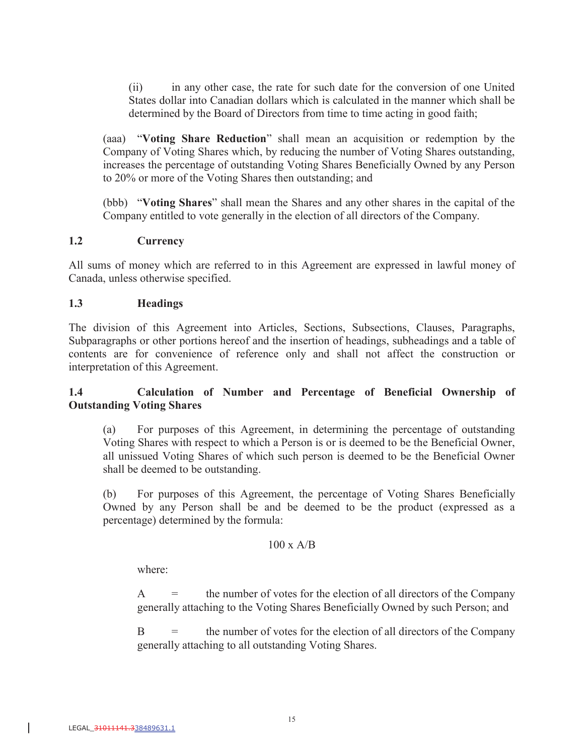(ii) in any other case, the rate for such date for the conversion of one United States dollar into Canadian dollars which is calculated in the manner which shall be determined by the Board of Directors from time to time acting in good faith;

(aaa) "**Voting Share Reduction**" shall mean an acquisition or redemption by the Company of Voting Shares which, by reducing the number of Voting Shares outstanding, increases the percentage of outstanding Voting Shares Beneficially Owned by any Person to 20% or more of the Voting Shares then outstanding; and

(bbb) "**Voting Shares**" shall mean the Shares and any other shares in the capital of the Company entitled to vote generally in the election of all directors of the Company.

### 1.2 Currency

All sums of money which are referred to in this Agreement are expressed in lawful money of Canada, unless otherwise specified.

### 1.3 Headings

The division of this Agreement into Articles, Sections, Subsections, Clauses, Paragraphs, Subparagraphs or other portions hereof and the insertion of headings, subheadings and a table of contents are for convenience of reference only and shall not affect the construction or interpretation of this Agreement.

### 1.4 Calculation of Number and Percentage of Beneficial Ownership of Outstanding Voting Shares

(a) For purposes of this Agreement, in determining the percentage of outstanding Voting Shares with respect to which a Person is or is deemed to be the Beneficial Owner, all unissued Voting Shares of which such person is deemed to be the Beneficial Owner shall be deemed to be outstanding.

(b) For purposes of this Agreement, the percentage of Voting Shares Beneficially Owned by any Person shall be and be deemed to be the product (expressed as a percentage) determined by the formula:

$$100 \times A/B$$

where:

A = the number of votes for the election of all directors of the Company generally attaching to the Voting Shares Beneficially Owned by such Person; and

B = the number of votes for the election of all directors of the Company generally attaching to all outstanding Voting Shares.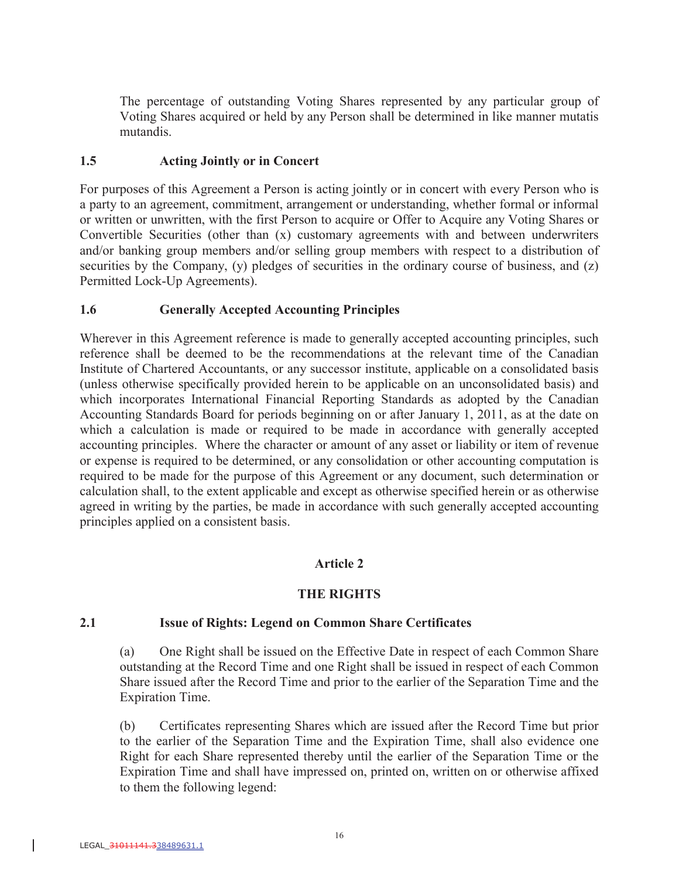The percentage of outstanding Voting Shares represented by any particular group of Voting Shares acquired or held by any Person shall be determined in like manner mutatis mutandis.

### 1.5 Acting Jointly or in Concert

For purposes of this Agreement a Person is acting jointly or in concert with every Person who is a party to an agreement, commitment, arrangement or understanding, whether formal or informal or written or unwritten, with the first Person to acquire or Offer to Acquire any Voting Shares or Convertible Securities (other than (x) customary agreements with and between underwriters and/or banking group members and/or selling group members with respect to a distribution of securities by the Company, (y) pledges of securities in the ordinary course of business, and (z) Permitted Lock-Up Agreements).

### 1.6 Generally Accepted Accounting Principles

Wherever in this Agreement reference is made to generally accepted accounting principles, such reference shall be deemed to be the recommendations at the relevant time of the Canadian Institute of Chartered Accountants, or any successor institute, applicable on a consolidated basis (unless otherwise specifically provided herein to be applicable on an unconsolidated basis) and which incorporates International Financial Reporting Standards as adopted by the Canadian Accounting Standards Board for periods beginning on or after January 1, 2011, as at the date on which a calculation is made or required to be made in accordance with generally accepted accounting principles. Where the character or amount of any asset or liability or item of revenue or expense is required to be determined, or any consolidation or other accounting computation is required to be made for the purpose of this Agreement or any document, such determination or calculation shall, to the extent applicable and except as otherwise specified herein or as otherwise agreed in writing by the parties, be made in accordance with such generally accepted accounting principles applied on a consistent basis.

## Article 2

## THE RIGHTS

### 2.1 Issue of Rights: Legend on Common Share Certificates

(a) One Right shall be issued on the Effective Date in respect of each Common Share outstanding at the Record Time and one Right shall be issued in respect of each Common Share issued after the Record Time and prior to the earlier of the Separation Time and the Expiration Time.

(b) Certificates representing Shares which are issued after the Record Time but prior to the earlier of the Separation Time and the Expiration Time, shall also evidence one Right for each Share represented thereby until the earlier of the Separation Time or the Expiration Time and shall have impressed on, printed on, written on or otherwise affixed to them the following legend: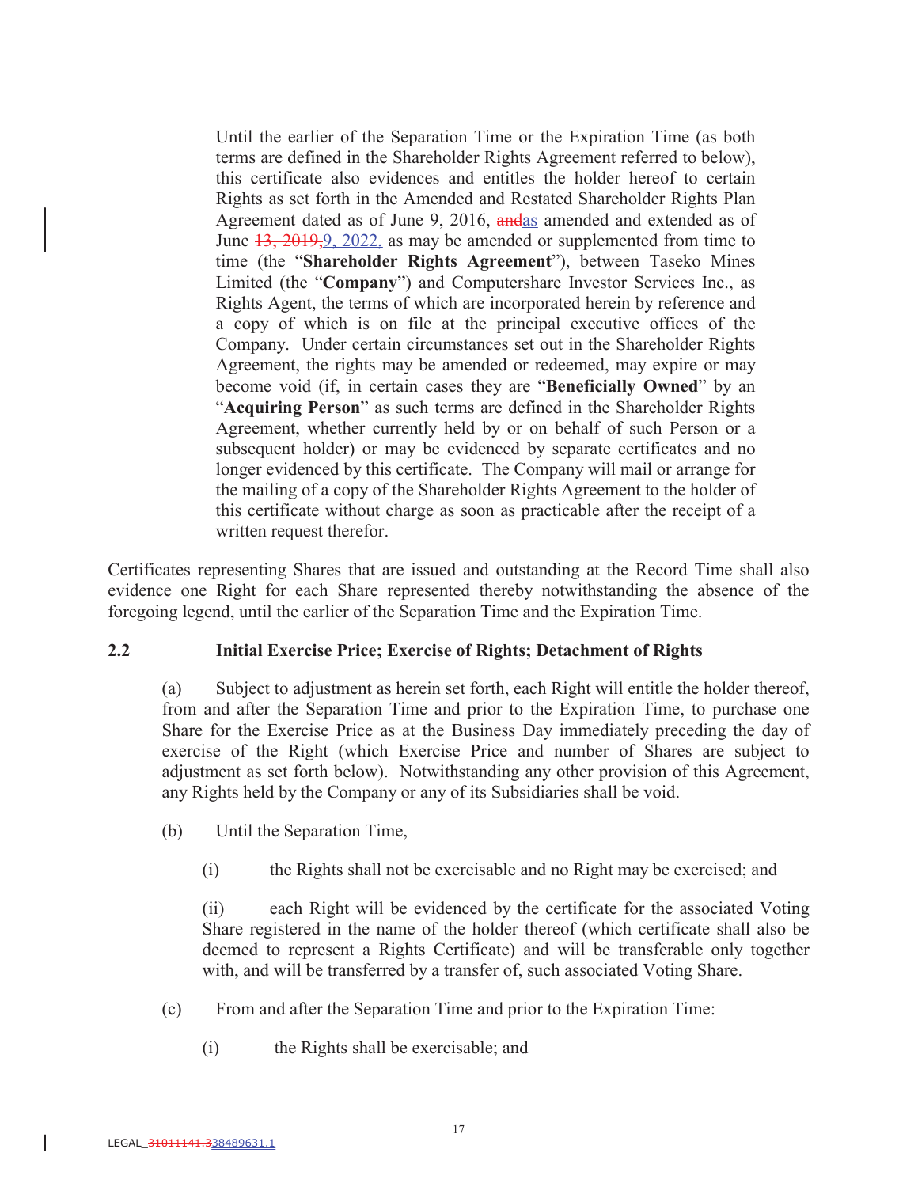> Until the earlier of the Separation Time or the Expiration Time (as both terms are defined in the Shareholder Rights Agreement referred to below), this certificate also evidences and entitles the holder hereof to certain Rights as set forth in the Amended and Restated Shareholder Rights Plan Agreement dated as of June 9, 2016, ~~and~~as amended and extended as of June ~~13, 2019,~~9, 2022, as may be amended or supplemented from time to time (the "**Shareholder Rights Agreement**"), between Taseko Mines Limited (the "**Company**") and Computershare Investor Services Inc., as Rights Agent, the terms of which are incorporated herein by reference and a copy of which is on file at the principal executive offices of the Company. Under certain circumstances set out in the Shareholder Rights Agreement, the rights may be amended or redeemed, may expire or may become void (if, in certain cases they are "**Beneficially Owned**" by an "**Acquiring Person**" as such terms are defined in the Shareholder Rights Agreement, whether currently held by or on behalf of such Person or a subsequent holder) or may be evidenced by separate certificates and no longer evidenced by this certificate. The Company will mail or arrange for the mailing of a copy of the Shareholder Rights Agreement to the holder of this certificate without charge as soon as practicable after the receipt of a written request therefor.

Certificates representing Shares that are issued and outstanding at the Record Time shall also evidence one Right for each Share represented thereby notwithstanding the absence of the foregoing legend, until the earlier of the Separation Time and the Expiration Time.

**2.2 Initial Exercise Price; Exercise of Rights; Detachment of Rights**

(a) Subject to adjustment as herein set forth, each Right will entitle the holder thereof, from and after the Separation Time and prior to the Expiration Time, to purchase one Share for the Exercise Price as at the Business Day immediately preceding the day of exercise of the Right (which Exercise Price and number of Shares are subject to adjustment as set forth below). Notwithstanding any other provision of this Agreement, any Rights held by the Company or any of its Subsidiaries shall be void.

(b) Until the Separation Time,

(i) the Rights shall not be exercisable and no Right may be exercised; and

(ii) each Right will be evidenced by the certificate for the associated Voting Share registered in the name of the holder thereof (which certificate shall also be deemed to represent a Rights Certificate) and will be transferable only together with, and will be transferred by a transfer of, such associated Voting Share.

(c) From and after the Separation Time and prior to the Expiration Time:

(i) the Rights shall be exercisable; and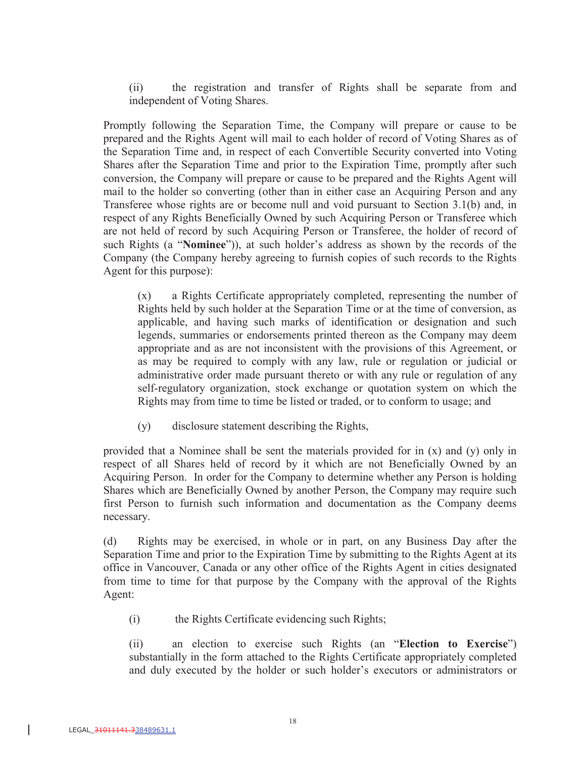(ii) the registration and transfer of Rights shall be separate from and independent of Voting Shares.

Promptly following the Separation Time, the Company will prepare or cause to be prepared and the Rights Agent will mail to each holder of record of Voting Shares as of the Separation Time and, in respect of each Convertible Security converted into Voting Shares after the Separation Time and prior to the Expiration Time, promptly after such conversion, the Company will prepare or cause to be prepared and the Rights Agent will mail to the holder so converting (other than in either case an Acquiring Person and any Transferee whose rights are or become null and void pursuant to Section 3.1(b) and, in respect of any Rights Beneficially Owned by such Acquiring Person or Transferee which are not held of record by such Acquiring Person or Transferee, the holder of record of such Rights (a "**Nominee**")), at such holder's address as shown by the records of the Company (the Company hereby agreeing to furnish copies of such records to the Rights Agent for this purpose):

(x) a Rights Certificate appropriately completed, representing the number of Rights held by such holder at the Separation Time or at the time of conversion, as applicable, and having such marks of identification or designation and such legends, summaries or endorsements printed thereon as the Company may deem appropriate and as are not inconsistent with the provisions of this Agreement, or as may be required to comply with any law, rule or regulation or judicial or administrative order made pursuant thereto or with any rule or regulation of any self-regulatory organization, stock exchange or quotation system on which the Rights may from time to time be listed or traded, or to conform to usage; and

(y) disclosure statement describing the Rights,

provided that a Nominee shall be sent the materials provided for in (x) and (y) only in respect of all Shares held of record by it which are not Beneficially Owned by an Acquiring Person. In order for the Company to determine whether any Person is holding Shares which are Beneficially Owned by another Person, the Company may require such first Person to furnish such information and documentation as the Company deems necessary.

(d) Rights may be exercised, in whole or in part, on any Business Day after the Separation Time and prior to the Expiration Time by submitting to the Rights Agent at its office in Vancouver, Canada or any other office of the Rights Agent in cities designated from time to time for that purpose by the Company with the approval of the Rights Agent:

(i) the Rights Certificate evidencing such Rights;

(ii) an election to exercise such Rights (an "**Election to Exercise**") substantially in the form attached to the Rights Certificate appropriately completed and duly executed by the holder or such holder's executors or administrators or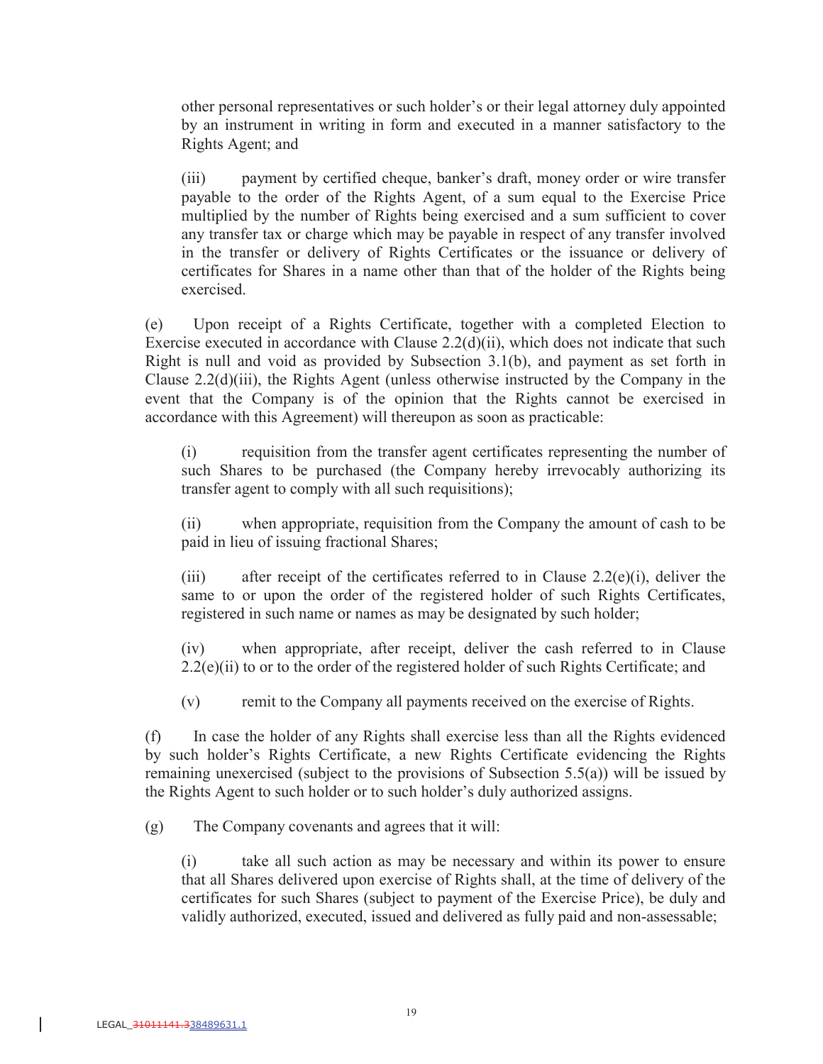other personal representatives or such holder's or their legal attorney duly appointed by an instrument in writing in form and executed in a manner satisfactory to the Rights Agent; and

(iii) payment by certified cheque, banker's draft, money order or wire transfer payable to the order of the Rights Agent, of a sum equal to the Exercise Price multiplied by the number of Rights being exercised and a sum sufficient to cover any transfer tax or charge which may be payable in respect of any transfer involved in the transfer or delivery of Rights Certificates or the issuance or delivery of certificates for Shares in a name other than that of the holder of the Rights being exercised.

(e) Upon receipt of a Rights Certificate, together with a completed Election to Exercise executed in accordance with Clause 2.2(d)(ii), which does not indicate that such Right is null and void as provided by Subsection 3.1(b), and payment as set forth in Clause 2.2(d)(iii), the Rights Agent (unless otherwise instructed by the Company in the event that the Company is of the opinion that the Rights cannot be exercised in accordance with this Agreement) will thereupon as soon as practicable:

(i) requisition from the transfer agent certificates representing the number of such Shares to be purchased (the Company hereby irrevocably authorizing its transfer agent to comply with all such requisitions);

(ii) when appropriate, requisition from the Company the amount of cash to be paid in lieu of issuing fractional Shares;

(iii) after receipt of the certificates referred to in Clause 2.2(e)(i), deliver the same to or upon the order of the registered holder of such Rights Certificates, registered in such name or names as may be designated by such holder;

(iv) when appropriate, after receipt, deliver the cash referred to in Clause 2.2(e)(ii) to or to the order of the registered holder of such Rights Certificate; and

(v) remit to the Company all payments received on the exercise of Rights.

(f) In case the holder of any Rights shall exercise less than all the Rights evidenced by such holder's Rights Certificate, a new Rights Certificate evidencing the Rights remaining unexercised (subject to the provisions of Subsection 5.5(a)) will be issued by the Rights Agent to such holder or to such holder's duly authorized assigns.

(g) The Company covenants and agrees that it will:

(i) take all such action as may be necessary and within its power to ensure that all Shares delivered upon exercise of Rights shall, at the time of delivery of the certificates for such Shares (subject to payment of the Exercise Price), be duly and validly authorized, executed, issued and delivered as fully paid and non-assessable;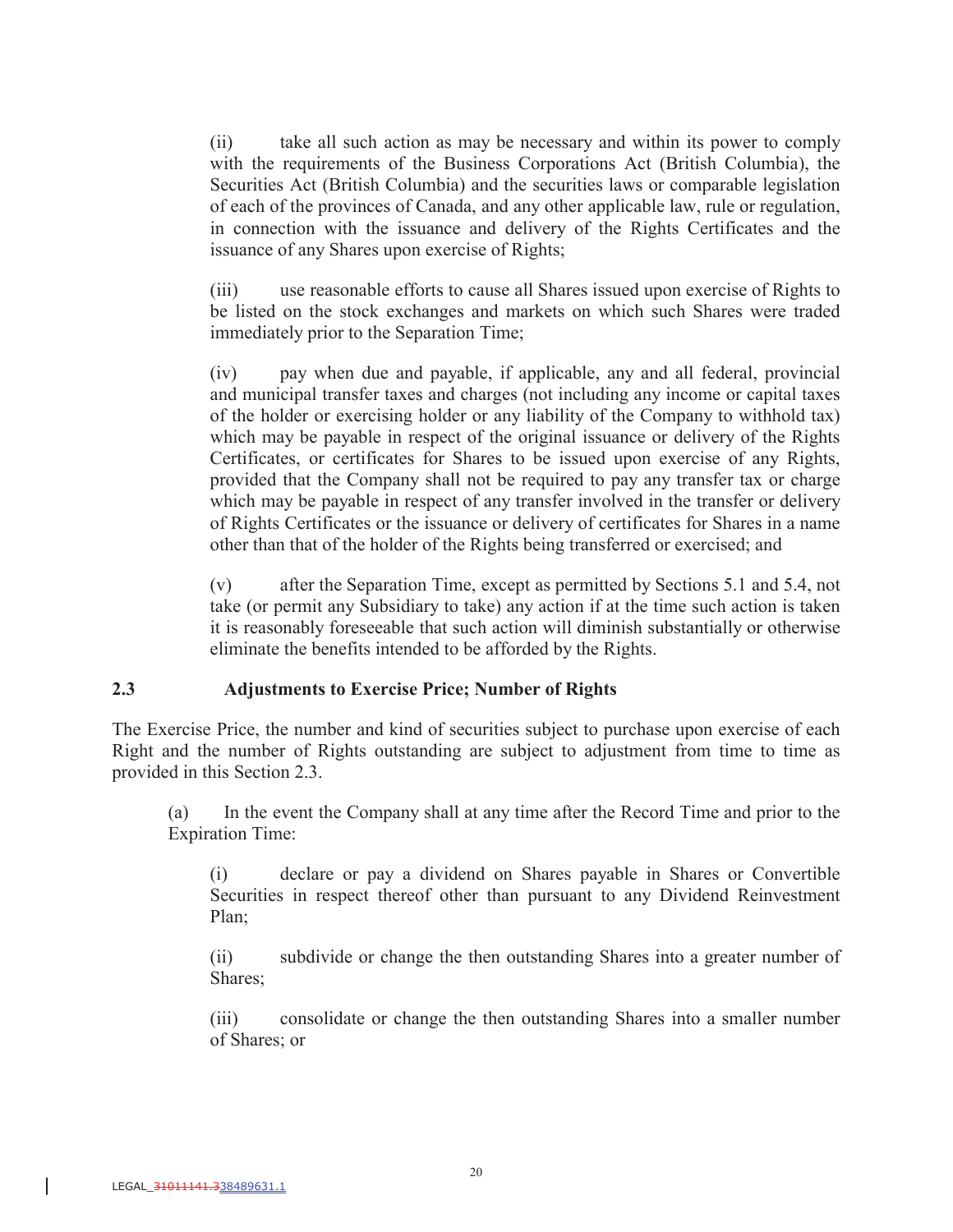(ii) take all such action as may be necessary and within its power to comply with the requirements of the Business Corporations Act (British Columbia), the Securities Act (British Columbia) and the securities laws or comparable legislation of each of the provinces of Canada, and any other applicable law, rule or regulation, in connection with the issuance and delivery of the Rights Certificates and the issuance of any Shares upon exercise of Rights;

(iii) use reasonable efforts to cause all Shares issued upon exercise of Rights to be listed on the stock exchanges and markets on which such Shares were traded immediately prior to the Separation Time;

(iv) pay when due and payable, if applicable, any and all federal, provincial and municipal transfer taxes and charges (not including any income or capital taxes of the holder or exercising holder or any liability of the Company to withhold tax) which may be payable in respect of the original issuance or delivery of the Rights Certificates, or certificates for Shares to be issued upon exercise of any Rights, provided that the Company shall not be required to pay any transfer tax or charge which may be payable in respect of any transfer involved in the transfer or delivery of Rights Certificates or the issuance or delivery of certificates for Shares in a name other than that of the holder of the Rights being transferred or exercised; and

(v) after the Separation Time, except as permitted by Sections 5.1 and 5.4, not take (or permit any Subsidiary to take) any action if at the time such action is taken it is reasonably foreseeable that such action will diminish substantially or otherwise eliminate the benefits intended to be afforded by the Rights.

## 2.3 Adjustments to Exercise Price; Number of Rights

The Exercise Price, the number and kind of securities subject to purchase upon exercise of each Right and the number of Rights outstanding are subject to adjustment from time to time as provided in this Section 2.3.

(a) In the event the Company shall at any time after the Record Time and prior to the Expiration Time:

(i) declare or pay a dividend on Shares payable in Shares or Convertible Securities in respect thereof other than pursuant to any Dividend Reinvestment Plan;

(ii) subdivide or change the then outstanding Shares into a greater number of Shares;

(iii) consolidate or change the then outstanding Shares into a smaller number of Shares; or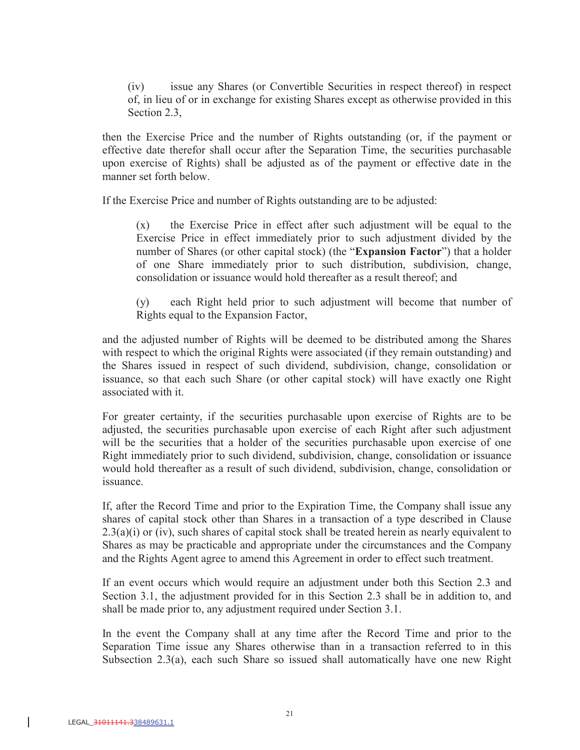(iv) issue any Shares (or Convertible Securities in respect thereof) in respect of, in lieu of or in exchange for existing Shares except as otherwise provided in this Section 2.3,

then the Exercise Price and the number of Rights outstanding (or, if the payment or effective date therefor shall occur after the Separation Time, the securities purchasable upon exercise of Rights) shall be adjusted as of the payment or effective date in the manner set forth below.

If the Exercise Price and number of Rights outstanding are to be adjusted:

> (x) the Exercise Price in effect after such adjustment will be equal to the Exercise Price in effect immediately prior to such adjustment divided by the number of Shares (or other capital stock) (the "**Expansion Factor**") that a holder of one Share immediately prior to such distribution, subdivision, change, consolidation or issuance would hold thereafter as a result thereof; and
>
> (y) each Right held prior to such adjustment will become that number of Rights equal to the Expansion Factor,

and the adjusted number of Rights will be deemed to be distributed among the Shares with respect to which the original Rights were associated (if they remain outstanding) and the Shares issued in respect of such dividend, subdivision, change, consolidation or issuance, so that each such Share (or other capital stock) will have exactly one Right associated with it.

For greater certainty, if the securities purchasable upon exercise of Rights are to be adjusted, the securities purchasable upon exercise of each Right after such adjustment will be the securities that a holder of the securities purchasable upon exercise of one Right immediately prior to such dividend, subdivision, change, consolidation or issuance would hold thereafter as a result of such dividend, subdivision, change, consolidation or issuance.

If, after the Record Time and prior to the Expiration Time, the Company shall issue any shares of capital stock other than Shares in a transaction of a type described in Clause 2.3(a)(i) or (iv), such shares of capital stock shall be treated herein as nearly equivalent to Shares as may be practicable and appropriate under the circumstances and the Company and the Rights Agent agree to amend this Agreement in order to effect such treatment.

If an event occurs which would require an adjustment under both this Section 2.3 and Section 3.1, the adjustment provided for in this Section 2.3 shall be in addition to, and shall be made prior to, any adjustment required under Section 3.1.

In the event the Company shall at any time after the Record Time and prior to the Separation Time issue any Shares otherwise than in a transaction referred to in this Subsection 2.3(a), each such Share so issued shall automatically have one new Right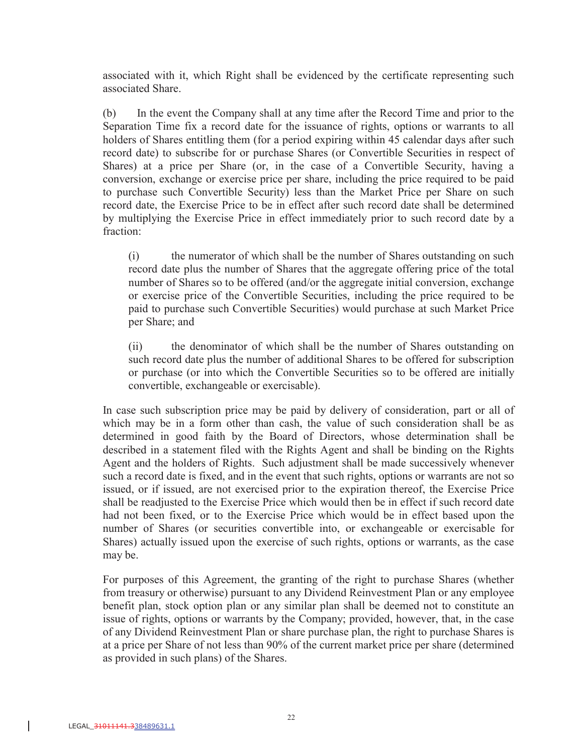associated with it, which Right shall be evidenced by the certificate representing such associated Share.

(b) In the event the Company shall at any time after the Record Time and prior to the Separation Time fix a record date for the issuance of rights, options or warrants to all holders of Shares entitling them (for a period expiring within 45 calendar days after such record date) to subscribe for or purchase Shares (or Convertible Securities in respect of Shares) at a price per Share (or, in the case of a Convertible Security, having a conversion, exchange or exercise price per share, including the price required to be paid to purchase such Convertible Security) less than the Market Price per Share on such record date, the Exercise Price to be in effect after such record date shall be determined by multiplying the Exercise Price in effect immediately prior to such record date by a fraction:

> (i) the numerator of which shall be the number of Shares outstanding on such record date plus the number of Shares that the aggregate offering price of the total number of Shares so to be offered (and/or the aggregate initial conversion, exchange or exercise price of the Convertible Securities, including the price required to be paid to purchase such Convertible Securities) would purchase at such Market Price per Share; and
>
> (ii) the denominator of which shall be the number of Shares outstanding on such record date plus the number of additional Shares to be offered for subscription or purchase (or into which the Convertible Securities so to be offered are initially convertible, exchangeable or exercisable).

In case such subscription price may be paid by delivery of consideration, part or all of which may be in a form other than cash, the value of such consideration shall be as determined in good faith by the Board of Directors, whose determination shall be described in a statement filed with the Rights Agent and shall be binding on the Rights Agent and the holders of Rights. Such adjustment shall be made successively whenever such a record date is fixed, and in the event that such rights, options or warrants are not so issued, or if issued, are not exercised prior to the expiration thereof, the Exercise Price shall be readjusted to the Exercise Price which would then be in effect if such record date had not been fixed, or to the Exercise Price which would be in effect based upon the number of Shares (or securities convertible into, or exchangeable or exercisable for Shares) actually issued upon the exercise of such rights, options or warrants, as the case may be.

For purposes of this Agreement, the granting of the right to purchase Shares (whether from treasury or otherwise) pursuant to any Dividend Reinvestment Plan or any employee benefit plan, stock option plan or any similar plan shall be deemed not to constitute an issue of rights, options or warrants by the Company; provided, however, that, in the case of any Dividend Reinvestment Plan or share purchase plan, the right to purchase Shares is at a price per Share of not less than 90% of the current market price per share (determined as provided in such plans) of the Shares.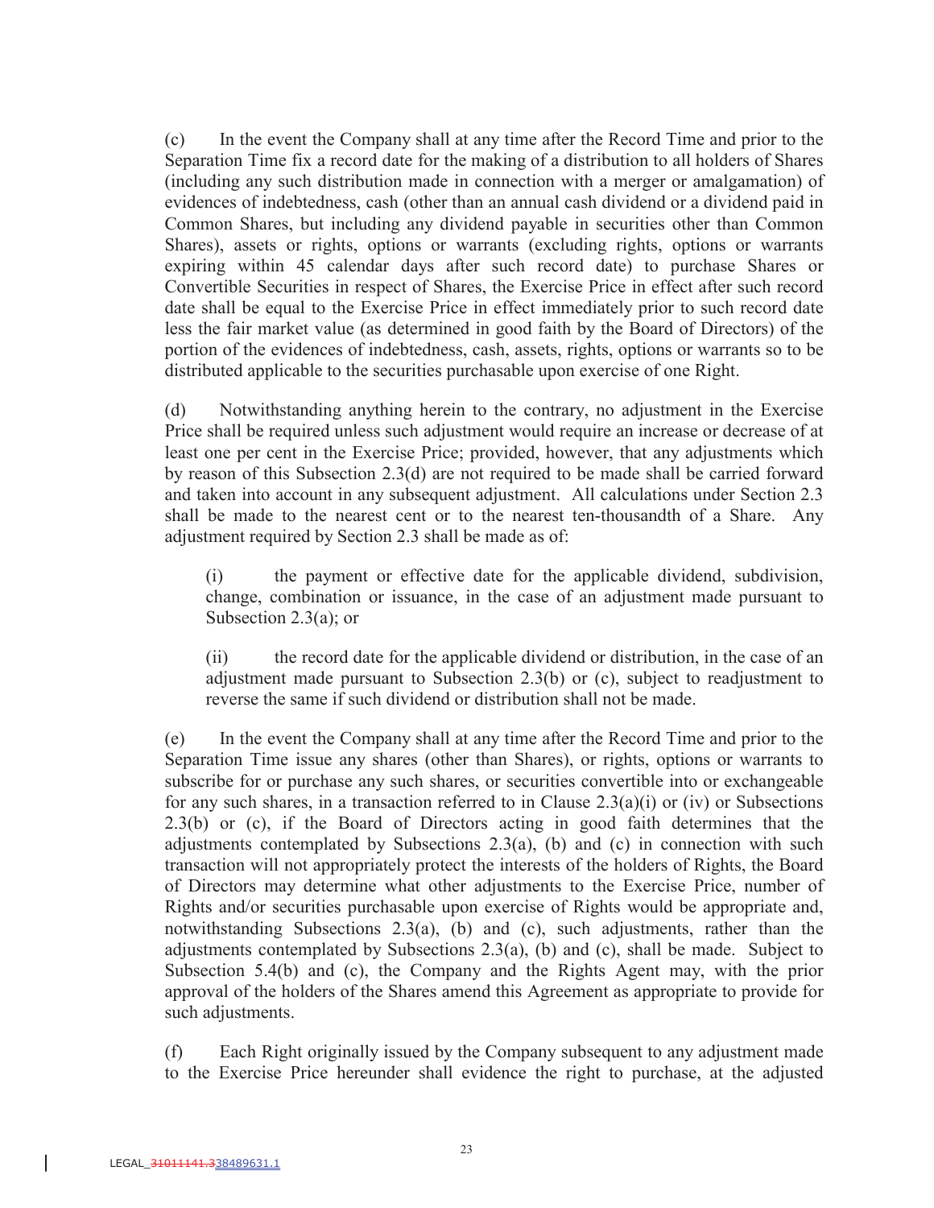(c) In the event the Company shall at any time after the Record Time and prior to the Separation Time fix a record date for the making of a distribution to all holders of Shares (including any such distribution made in connection with a merger or amalgamation) of evidences of indebtedness, cash (other than an annual cash dividend or a dividend paid in Common Shares, but including any dividend payable in securities other than Common Shares), assets or rights, options or warrants (excluding rights, options or warrants expiring within 45 calendar days after such record date) to purchase Shares or Convertible Securities in respect of Shares, the Exercise Price in effect after such record date shall be equal to the Exercise Price in effect immediately prior to such record date less the fair market value (as determined in good faith by the Board of Directors) of the portion of the evidences of indebtedness, cash, assets, rights, options or warrants so to be distributed applicable to the securities purchasable upon exercise of one Right.

(d) Notwithstanding anything herein to the contrary, no adjustment in the Exercise Price shall be required unless such adjustment would require an increase or decrease of at least one per cent in the Exercise Price; provided, however, that any adjustments which by reason of this Subsection 2.3(d) are not required to be made shall be carried forward and taken into account in any subsequent adjustment. All calculations under Section 2.3 shall be made to the nearest cent or to the nearest ten-thousandth of a Share. Any adjustment required by Section 2.3 shall be made as of:

> (i) the payment or effective date for the applicable dividend, subdivision, change, combination or issuance, in the case of an adjustment made pursuant to Subsection 2.3(a); or
>
> (ii) the record date for the applicable dividend or distribution, in the case of an adjustment made pursuant to Subsection 2.3(b) or (c), subject to readjustment to reverse the same if such dividend or distribution shall not be made.

(e) In the event the Company shall at any time after the Record Time and prior to the Separation Time issue any shares (other than Shares), or rights, options or warrants to subscribe for or purchase any such shares, or securities convertible into or exchangeable for any such shares, in a transaction referred to in Clause 2.3(a)(i) or (iv) or Subsections 2.3(b) or (c), if the Board of Directors acting in good faith determines that the adjustments contemplated by Subsections 2.3(a), (b) and (c) in connection with such transaction will not appropriately protect the interests of the holders of Rights, the Board of Directors may determine what other adjustments to the Exercise Price, number of Rights and/or securities purchasable upon exercise of Rights would be appropriate and, notwithstanding Subsections 2.3(a), (b) and (c), such adjustments, rather than the adjustments contemplated by Subsections 2.3(a), (b) and (c), shall be made. Subject to Subsection 5.4(b) and (c), the Company and the Rights Agent may, with the prior approval of the holders of the Shares amend this Agreement as appropriate to provide for such adjustments.

(f) Each Right originally issued by the Company subsequent to any adjustment made to the Exercise Price hereunder shall evidence the right to purchase, at the adjusted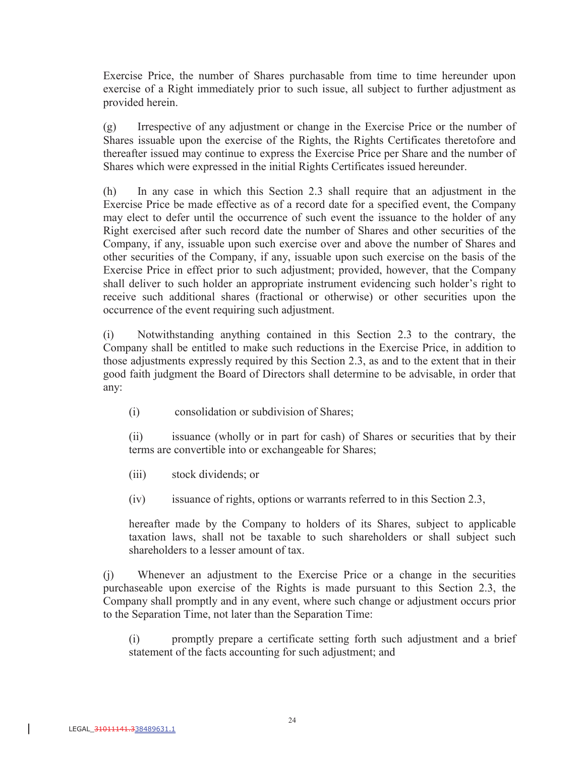Exercise Price, the number of Shares purchasable from time to time hereunder upon exercise of a Right immediately prior to such issue, all subject to further adjustment as provided herein.

(g) Irrespective of any adjustment or change in the Exercise Price or the number of Shares issuable upon the exercise of the Rights, the Rights Certificates theretofore and thereafter issued may continue to express the Exercise Price per Share and the number of Shares which were expressed in the initial Rights Certificates issued hereunder.

(h) In any case in which this Section 2.3 shall require that an adjustment in the Exercise Price be made effective as of a record date for a specified event, the Company may elect to defer until the occurrence of such event the issuance to the holder of any Right exercised after such record date the number of Shares and other securities of the Company, if any, issuable upon such exercise over and above the number of Shares and other securities of the Company, if any, issuable upon such exercise on the basis of the Exercise Price in effect prior to such adjustment; provided, however, that the Company shall deliver to such holder an appropriate instrument evidencing such holder's right to receive such additional shares (fractional or otherwise) or other securities upon the occurrence of the event requiring such adjustment.

(i) Notwithstanding anything contained in this Section 2.3 to the contrary, the Company shall be entitled to make such reductions in the Exercise Price, in addition to those adjustments expressly required by this Section 2.3, as and to the extent that in their good faith judgment the Board of Directors shall determine to be advisable, in order that any:

(i) consolidation or subdivision of Shares;

(ii) issuance (wholly or in part for cash) of Shares or securities that by their terms are convertible into or exchangeable for Shares;

(iii) stock dividends; or

(iv) issuance of rights, options or warrants referred to in this Section 2.3,

hereafter made by the Company to holders of its Shares, subject to applicable taxation laws, shall not be taxable to such shareholders or shall subject such shareholders to a lesser amount of tax.

(j) Whenever an adjustment to the Exercise Price or a change in the securities purchaseable upon exercise of the Rights is made pursuant to this Section 2.3, the Company shall promptly and in any event, where such change or adjustment occurs prior to the Separation Time, not later than the Separation Time:

(i) promptly prepare a certificate setting forth such adjustment and a brief statement of the facts accounting for such adjustment; and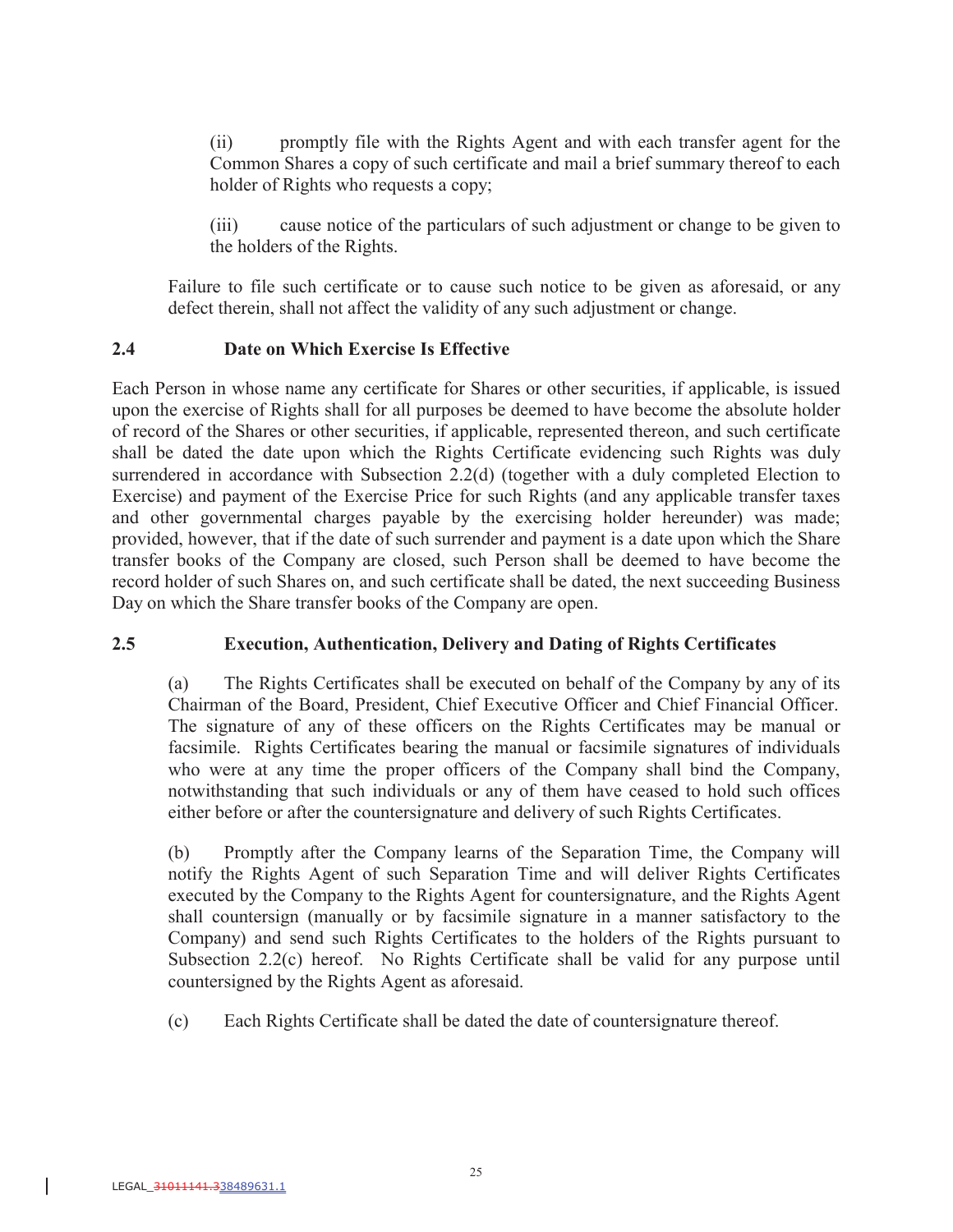(ii) promptly file with the Rights Agent and with each transfer agent for the Common Shares a copy of such certificate and mail a brief summary thereof to each holder of Rights who requests a copy;

(iii) cause notice of the particulars of such adjustment or change to be given to the holders of the Rights.

Failure to file such certificate or to cause such notice to be given as aforesaid, or any defect therein, shall not affect the validity of any such adjustment or change.

## 2.4 Date on Which Exercise Is Effective

Each Person in whose name any certificate for Shares or other securities, if applicable, is issued upon the exercise of Rights shall for all purposes be deemed to have become the absolute holder of record of the Shares or other securities, if applicable, represented thereon, and such certificate shall be dated the date upon which the Rights Certificate evidencing such Rights was duly surrendered in accordance with Subsection 2.2(d) (together with a duly completed Election to Exercise) and payment of the Exercise Price for such Rights (and any applicable transfer taxes and other governmental charges payable by the exercising holder hereunder) was made; provided, however, that if the date of such surrender and payment is a date upon which the Share transfer books of the Company are closed, such Person shall be deemed to have become the record holder of such Shares on, and such certificate shall be dated, the next succeeding Business Day on which the Share transfer books of the Company are open.

## 2.5 Execution, Authentication, Delivery and Dating of Rights Certificates

(a) The Rights Certificates shall be executed on behalf of the Company by any of its Chairman of the Board, President, Chief Executive Officer and Chief Financial Officer. The signature of any of these officers on the Rights Certificates may be manual or facsimile. Rights Certificates bearing the manual or facsimile signatures of individuals who were at any time the proper officers of the Company shall bind the Company, notwithstanding that such individuals or any of them have ceased to hold such offices either before or after the countersignature and delivery of such Rights Certificates.

(b) Promptly after the Company learns of the Separation Time, the Company will notify the Rights Agent of such Separation Time and will deliver Rights Certificates executed by the Company to the Rights Agent for countersignature, and the Rights Agent shall countersign (manually or by facsimile signature in a manner satisfactory to the Company) and send such Rights Certificates to the holders of the Rights pursuant to Subsection 2.2(c) hereof. No Rights Certificate shall be valid for any purpose until countersigned by the Rights Agent as aforesaid.

(c) Each Rights Certificate shall be dated the date of countersignature thereof.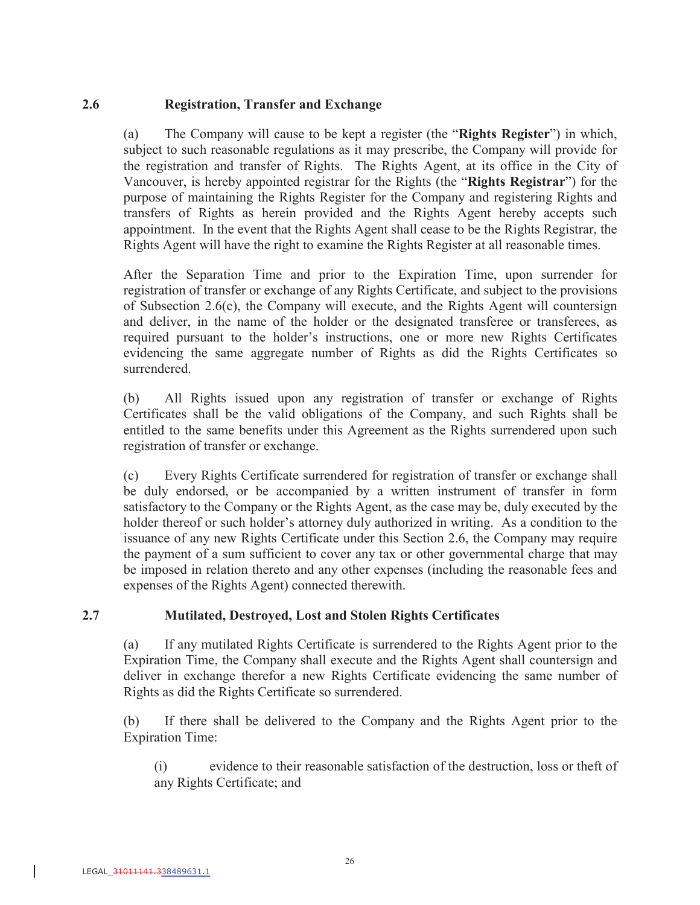### 2.6 Registration, Transfer and Exchange

(a) The Company will cause to be kept a register (the "**Rights Register**") in which, subject to such reasonable regulations as it may prescribe, the Company will provide for the registration and transfer of Rights. The Rights Agent, at its office in the City of Vancouver, is hereby appointed registrar for the Rights (the "**Rights Registrar**") for the purpose of maintaining the Rights Register for the Company and registering Rights and transfers of Rights as herein provided and the Rights Agent hereby accepts such appointment. In the event that the Rights Agent shall cease to be the Rights Registrar, the Rights Agent will have the right to examine the Rights Register at all reasonable times.

After the Separation Time and prior to the Expiration Time, upon surrender for registration of transfer or exchange of any Rights Certificate, and subject to the provisions of Subsection 2.6(c), the Company will execute, and the Rights Agent will countersign and deliver, in the name of the holder or the designated transferee or transferees, as required pursuant to the holder's instructions, one or more new Rights Certificates evidencing the same aggregate number of Rights as did the Rights Certificates so surrendered.

(b) All Rights issued upon any registration of transfer or exchange of Rights Certificates shall be the valid obligations of the Company, and such Rights shall be entitled to the same benefits under this Agreement as the Rights surrendered upon such registration of transfer or exchange.

(c) Every Rights Certificate surrendered for registration of transfer or exchange shall be duly endorsed, or be accompanied by a written instrument of transfer in form satisfactory to the Company or the Rights Agent, as the case may be, duly executed by the holder thereof or such holder's attorney duly authorized in writing. As a condition to the issuance of any new Rights Certificate under this Section 2.6, the Company may require the payment of a sum sufficient to cover any tax or other governmental charge that may be imposed in relation thereto and any other expenses (including the reasonable fees and expenses of the Rights Agent) connected therewith.

### 2.7 Mutilated, Destroyed, Lost and Stolen Rights Certificates

(a) If any mutilated Rights Certificate is surrendered to the Rights Agent prior to the Expiration Time, the Company shall execute and the Rights Agent shall countersign and deliver in exchange therefor a new Rights Certificate evidencing the same number of Rights as did the Rights Certificate so surrendered.

(b) If there shall be delivered to the Company and the Rights Agent prior to the Expiration Time:

(i) evidence to their reasonable satisfaction of the destruction, loss or theft of any Rights Certificate; and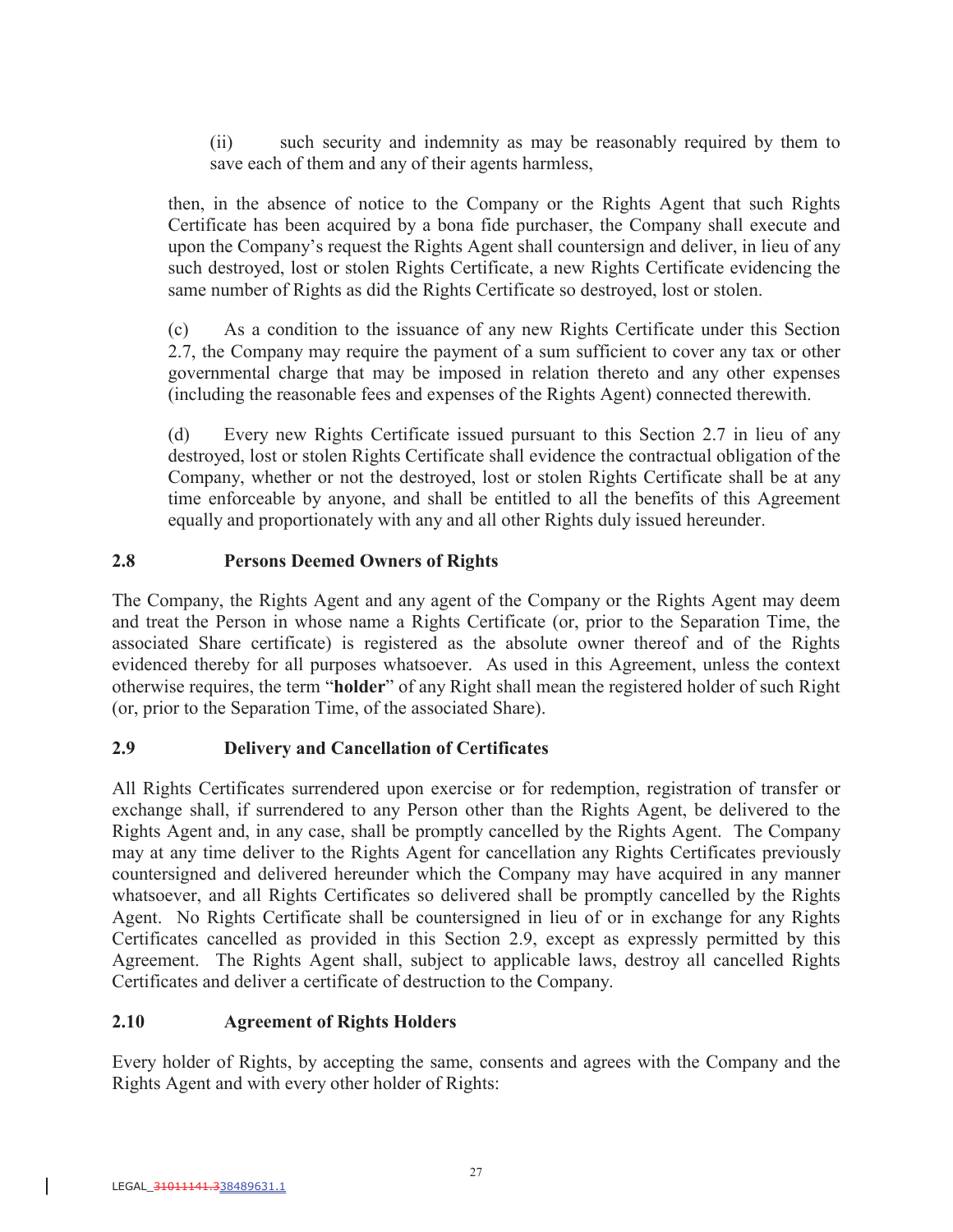(ii) such security and indemnity as may be reasonably required by them to save each of them and any of their agents harmless,

then, in the absence of notice to the Company or the Rights Agent that such Rights Certificate has been acquired by a bona fide purchaser, the Company shall execute and upon the Company's request the Rights Agent shall countersign and deliver, in lieu of any such destroyed, lost or stolen Rights Certificate, a new Rights Certificate evidencing the same number of Rights as did the Rights Certificate so destroyed, lost or stolen.

(c) As a condition to the issuance of any new Rights Certificate under this Section 2.7, the Company may require the payment of a sum sufficient to cover any tax or other governmental charge that may be imposed in relation thereto and any other expenses (including the reasonable fees and expenses of the Rights Agent) connected therewith.

(d) Every new Rights Certificate issued pursuant to this Section 2.7 in lieu of any destroyed, lost or stolen Rights Certificate shall evidence the contractual obligation of the Company, whether or not the destroyed, lost or stolen Rights Certificate shall be at any time enforceable by anyone, and shall be entitled to all the benefits of this Agreement equally and proportionately with any and all other Rights duly issued hereunder.

### 2.8 Persons Deemed Owners of Rights

The Company, the Rights Agent and any agent of the Company or the Rights Agent may deem and treat the Person in whose name a Rights Certificate (or, prior to the Separation Time, the associated Share certificate) is registered as the absolute owner thereof and of the Rights evidenced thereby for all purposes whatsoever. As used in this Agreement, unless the context otherwise requires, the term "**holder**" of any Right shall mean the registered holder of such Right (or, prior to the Separation Time, of the associated Share).

### 2.9 Delivery and Cancellation of Certificates

All Rights Certificates surrendered upon exercise or for redemption, registration of transfer or exchange shall, if surrendered to any Person other than the Rights Agent, be delivered to the Rights Agent and, in any case, shall be promptly cancelled by the Rights Agent. The Company may at any time deliver to the Rights Agent for cancellation any Rights Certificates previously countersigned and delivered hereunder which the Company may have acquired in any manner whatsoever, and all Rights Certificates so delivered shall be promptly cancelled by the Rights Agent. No Rights Certificate shall be countersigned in lieu of or in exchange for any Rights Certificates cancelled as provided in this Section 2.9, except as expressly permitted by this Agreement. The Rights Agent shall, subject to applicable laws, destroy all cancelled Rights Certificates and deliver a certificate of destruction to the Company.

### 2.10 Agreement of Rights Holders

Every holder of Rights, by accepting the same, consents and agrees with the Company and the Rights Agent and with every other holder of Rights: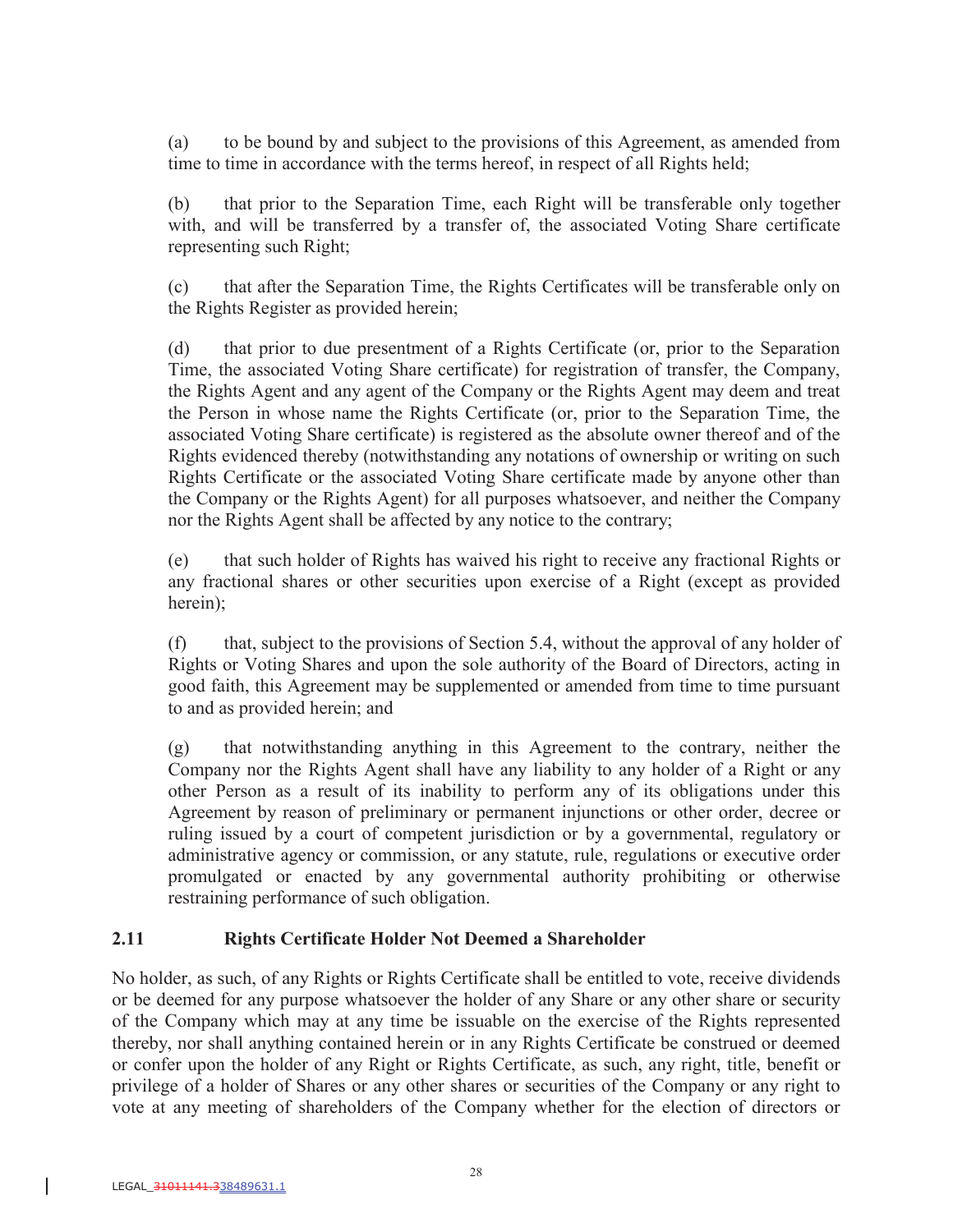(a) to be bound by and subject to the provisions of this Agreement, as amended from time to time in accordance with the terms hereof, in respect of all Rights held;

(b) that prior to the Separation Time, each Right will be transferable only together with, and will be transferred by a transfer of, the associated Voting Share certificate representing such Right;

(c) that after the Separation Time, the Rights Certificates will be transferable only on the Rights Register as provided herein;

(d) that prior to due presentment of a Rights Certificate (or, prior to the Separation Time, the associated Voting Share certificate) for registration of transfer, the Company, the Rights Agent and any agent of the Company or the Rights Agent may deem and treat the Person in whose name the Rights Certificate (or, prior to the Separation Time, the associated Voting Share certificate) is registered as the absolute owner thereof and of the Rights evidenced thereby (notwithstanding any notations of ownership or writing on such Rights Certificate or the associated Voting Share certificate made by anyone other than the Company or the Rights Agent) for all purposes whatsoever, and neither the Company nor the Rights Agent shall be affected by any notice to the contrary;

(e) that such holder of Rights has waived his right to receive any fractional Rights or any fractional shares or other securities upon exercise of a Right (except as provided herein);

(f) that, subject to the provisions of Section 5.4, without the approval of any holder of Rights or Voting Shares and upon the sole authority of the Board of Directors, acting in good faith, this Agreement may be supplemented or amended from time to time pursuant to and as provided herein; and

(g) that notwithstanding anything in this Agreement to the contrary, neither the Company nor the Rights Agent shall have any liability to any holder of a Right or any other Person as a result of its inability to perform any of its obligations under this Agreement by reason of preliminary or permanent injunctions or other order, decree or ruling issued by a court of competent jurisdiction or by a governmental, regulatory or administrative agency or commission, or any statute, rule, regulations or executive order promulgated or enacted by any governmental authority prohibiting or otherwise restraining performance of such obligation.

## 2.11 Rights Certificate Holder Not Deemed a Shareholder

No holder, as such, of any Rights or Rights Certificate shall be entitled to vote, receive dividends or be deemed for any purpose whatsoever the holder of any Share or any other share or security of the Company which may at any time be issuable on the exercise of the Rights represented thereby, nor shall anything contained herein or in any Rights Certificate be construed or deemed or confer upon the holder of any Right or Rights Certificate, as such, any right, title, benefit or privilege of a holder of Shares or any other shares or securities of the Company or any right to vote at any meeting of shareholders of the Company whether for the election of directors or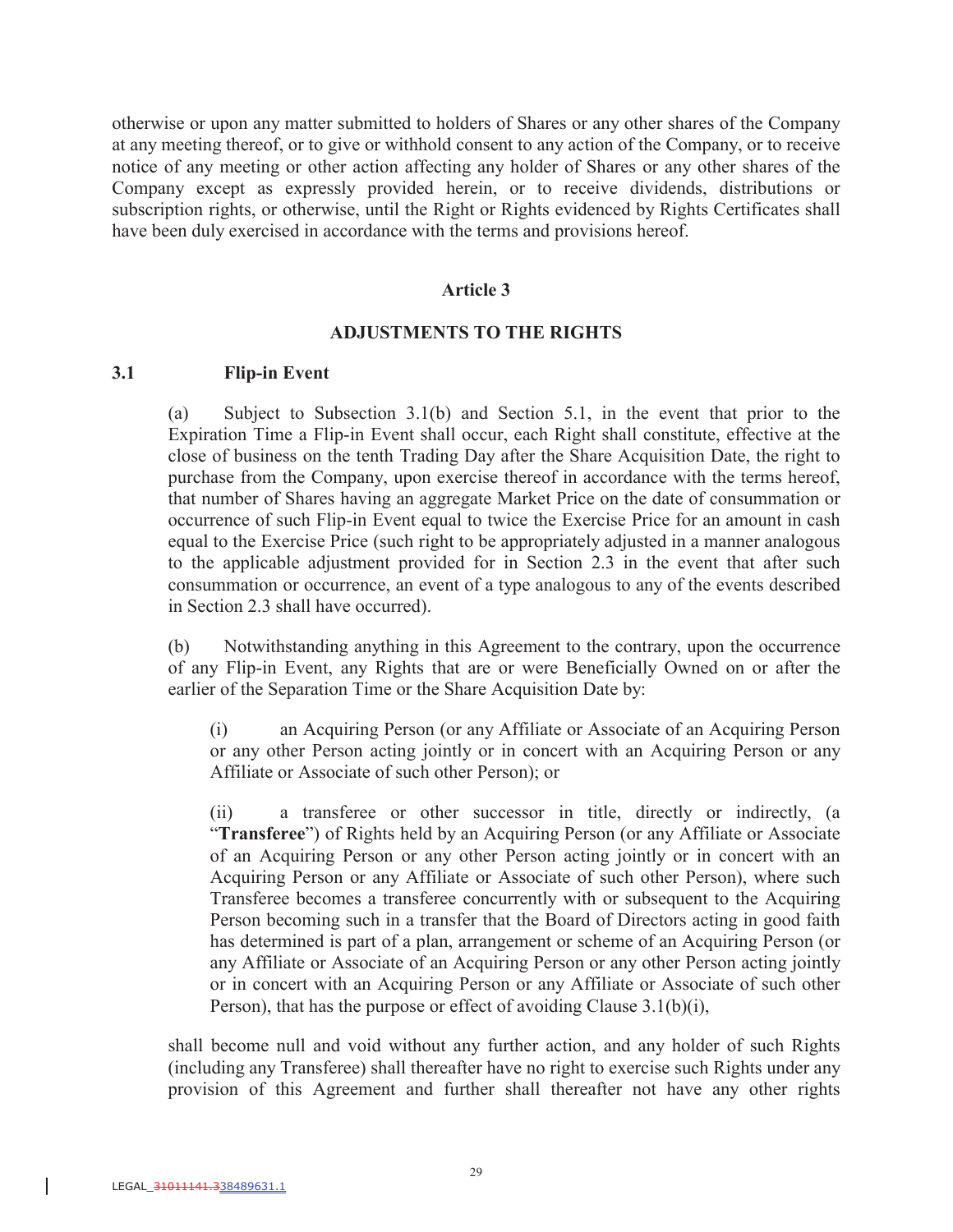otherwise or upon any matter submitted to holders of Shares or any other shares of the Company at any meeting thereof, or to give or withhold consent to any action of the Company, or to receive notice of any meeting or other action affecting any holder of Shares or any other shares of the Company except as expressly provided herein, or to receive dividends, distributions or subscription rights, or otherwise, until the Right or Rights evidenced by Rights Certificates shall have been duly exercised in accordance with the terms and provisions hereof.

## Article 3

## ADJUSTMENTS TO THE RIGHTS

### 3.1 Flip-in Event

(a) Subject to Subsection 3.1(b) and Section 5.1, in the event that prior to the Expiration Time a Flip-in Event shall occur, each Right shall constitute, effective at the close of business on the tenth Trading Day after the Share Acquisition Date, the right to purchase from the Company, upon exercise thereof in accordance with the terms hereof, that number of Shares having an aggregate Market Price on the date of consummation or occurrence of such Flip-in Event equal to twice the Exercise Price for an amount in cash equal to the Exercise Price (such right to be appropriately adjusted in a manner analogous to the applicable adjustment provided for in Section 2.3 in the event that after such consummation or occurrence, an event of a type analogous to any of the events described in Section 2.3 shall have occurred).

(b) Notwithstanding anything in this Agreement to the contrary, upon the occurrence of any Flip-in Event, any Rights that are or were Beneficially Owned on or after the earlier of the Separation Time or the Share Acquisition Date by:

(i) an Acquiring Person (or any Affiliate or Associate of an Acquiring Person or any other Person acting jointly or in concert with an Acquiring Person or any Affiliate or Associate of such other Person); or

(ii) a transferee or other successor in title, directly or indirectly, (a "**Transferee**") of Rights held by an Acquiring Person (or any Affiliate or Associate of an Acquiring Person or any other Person acting jointly or in concert with an Acquiring Person or any Affiliate or Associate of such other Person), where such Transferee becomes a transferee concurrently with or subsequent to the Acquiring Person becoming such in a transfer that the Board of Directors acting in good faith has determined is part of a plan, arrangement or scheme of an Acquiring Person (or any Affiliate or Associate of an Acquiring Person or any other Person acting jointly or in concert with an Acquiring Person or any Affiliate or Associate of such other Person), that has the purpose or effect of avoiding Clause 3.1(b)(i),

shall become null and void without any further action, and any holder of such Rights (including any Transferee) shall thereafter have no right to exercise such Rights under any provision of this Agreement and further shall thereafter not have any other rights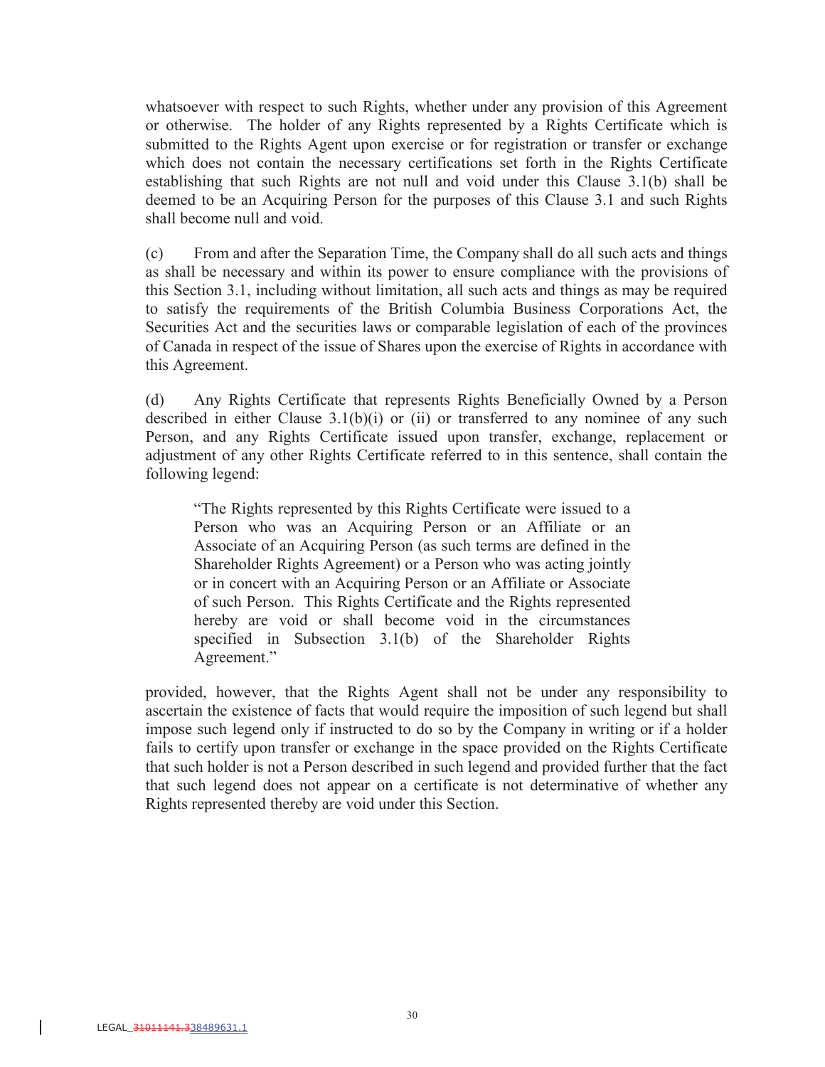whatsoever with respect to such Rights, whether under any provision of this Agreement or otherwise. The holder of any Rights represented by a Rights Certificate which is submitted to the Rights Agent upon exercise or for registration or transfer or exchange which does not contain the necessary certifications set forth in the Rights Certificate establishing that such Rights are not null and void under this Clause 3.1(b) shall be deemed to be an Acquiring Person for the purposes of this Clause 3.1 and such Rights shall become null and void.

(c) From and after the Separation Time, the Company shall do all such acts and things as shall be necessary and within its power to ensure compliance with the provisions of this Section 3.1, including without limitation, all such acts and things as may be required to satisfy the requirements of the British Columbia Business Corporations Act, the Securities Act and the securities laws or comparable legislation of each of the provinces of Canada in respect of the issue of Shares upon the exercise of Rights in accordance with this Agreement.

(d) Any Rights Certificate that represents Rights Beneficially Owned by a Person described in either Clause 3.1(b)(i) or (ii) or transferred to any nominee of any such Person, and any Rights Certificate issued upon transfer, exchange, replacement or adjustment of any other Rights Certificate referred to in this sentence, shall contain the following legend:

> "The Rights represented by this Rights Certificate were issued to a Person who was an Acquiring Person or an Affiliate or an Associate of an Acquiring Person (as such terms are defined in the Shareholder Rights Agreement) or a Person who was acting jointly or in concert with an Acquiring Person or an Affiliate or Associate of such Person. This Rights Certificate and the Rights represented hereby are void or shall become void in the circumstances specified in Subsection 3.1(b) of the Shareholder Rights Agreement."

provided, however, that the Rights Agent shall not be under any responsibility to ascertain the existence of facts that would require the imposition of such legend but shall impose such legend only if instructed to do so by the Company in writing or if a holder fails to certify upon transfer or exchange in the space provided on the Rights Certificate that such holder is not a Person described in such legend and provided further that the fact that such legend does not appear on a certificate is not determinative of whether any Rights represented thereby are void under this Section.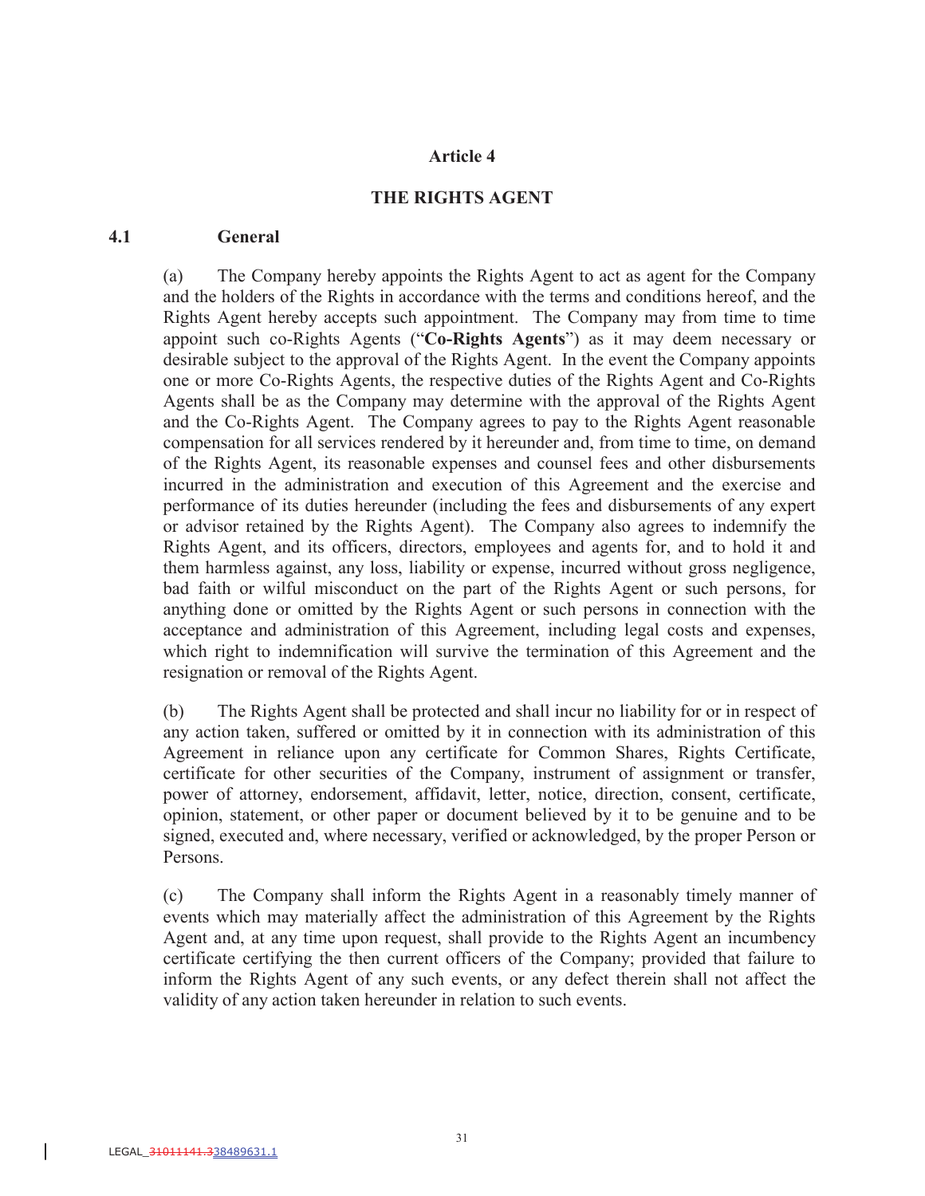## Article 4

## THE RIGHTS AGENT

### 4.1 General

(a) The Company hereby appoints the Rights Agent to act as agent for the Company and the holders of the Rights in accordance with the terms and conditions hereof, and the Rights Agent hereby accepts such appointment. The Company may from time to time appoint such co-Rights Agents ("**Co-Rights Agents**") as it may deem necessary or desirable subject to the approval of the Rights Agent. In the event the Company appoints one or more Co-Rights Agents, the respective duties of the Rights Agent and Co-Rights Agents shall be as the Company may determine with the approval of the Rights Agent and the Co-Rights Agent. The Company agrees to pay to the Rights Agent reasonable compensation for all services rendered by it hereunder and, from time to time, on demand of the Rights Agent, its reasonable expenses and counsel fees and other disbursements incurred in the administration and execution of this Agreement and the exercise and performance of its duties hereunder (including the fees and disbursements of any expert or advisor retained by the Rights Agent). The Company also agrees to indemnify the Rights Agent, and its officers, directors, employees and agents for, and to hold it and them harmless against, any loss, liability or expense, incurred without gross negligence, bad faith or wilful misconduct on the part of the Rights Agent or such persons, for anything done or omitted by the Rights Agent or such persons in connection with the acceptance and administration of this Agreement, including legal costs and expenses, which right to indemnification will survive the termination of this Agreement and the resignation or removal of the Rights Agent.

(b) The Rights Agent shall be protected and shall incur no liability for or in respect of any action taken, suffered or omitted by it in connection with its administration of this Agreement in reliance upon any certificate for Common Shares, Rights Certificate, certificate for other securities of the Company, instrument of assignment or transfer, power of attorney, endorsement, affidavit, letter, notice, direction, consent, certificate, opinion, statement, or other paper or document believed by it to be genuine and to be signed, executed and, where necessary, verified or acknowledged, by the proper Person or Persons.

(c) The Company shall inform the Rights Agent in a reasonably timely manner of events which may materially affect the administration of this Agreement by the Rights Agent and, at any time upon request, shall provide to the Rights Agent an incumbency certificate certifying the then current officers of the Company; provided that failure to inform the Rights Agent of any such events, or any defect therein shall not affect the validity of any action taken hereunder in relation to such events.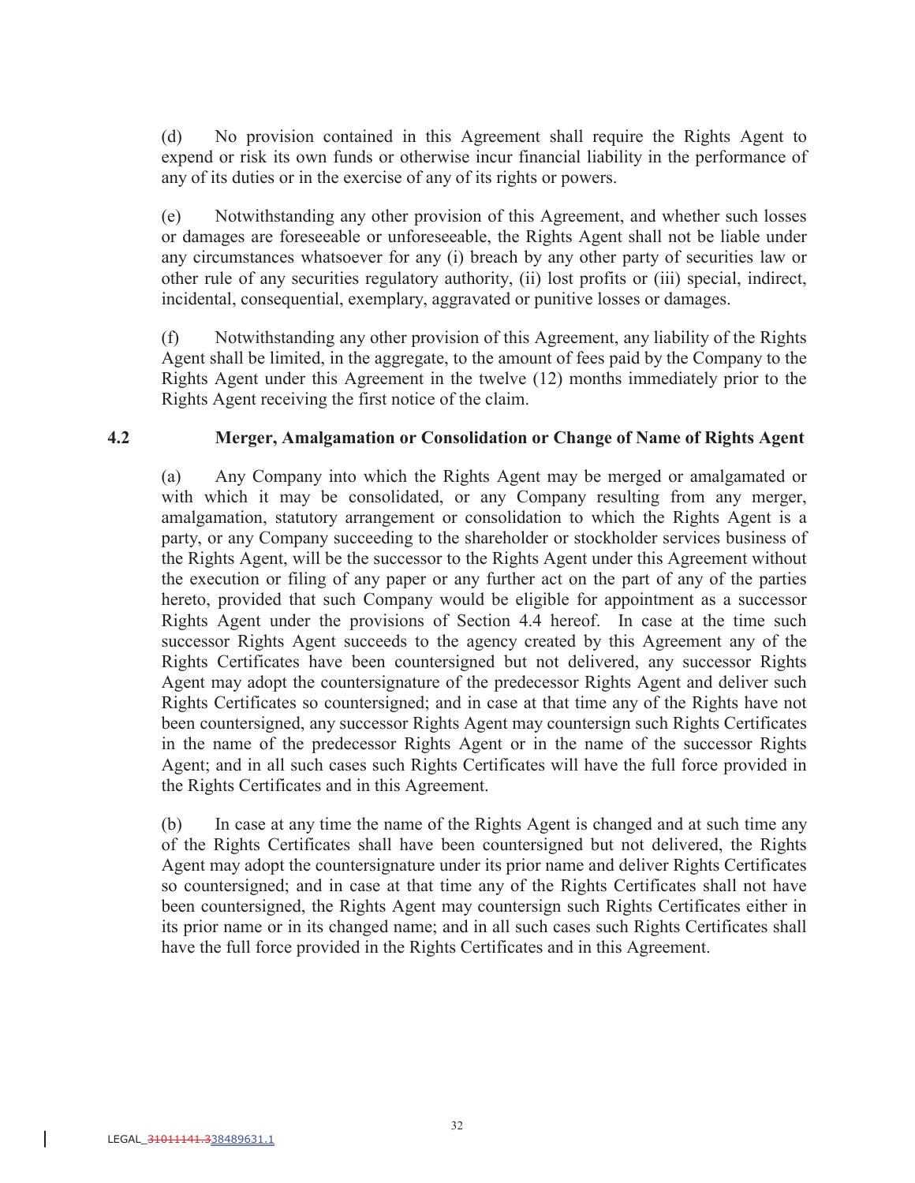(d) No provision contained in this Agreement shall require the Rights Agent to expend or risk its own funds or otherwise incur financial liability in the performance of any of its duties or in the exercise of any of its rights or powers.

(e) Notwithstanding any other provision of this Agreement, and whether such losses or damages are foreseeable or unforeseeable, the Rights Agent shall not be liable under any circumstances whatsoever for any (i) breach by any other party of securities law or other rule of any securities regulatory authority, (ii) lost profits or (iii) special, indirect, incidental, consequential, exemplary, aggravated or punitive losses or damages.

(f) Notwithstanding any other provision of this Agreement, any liability of the Rights Agent shall be limited, in the aggregate, to the amount of fees paid by the Company to the Rights Agent under this Agreement in the twelve (12) months immediately prior to the Rights Agent receiving the first notice of the claim.

### 4.2 Merger, Amalgamation or Consolidation or Change of Name of Rights Agent

(a) Any Company into which the Rights Agent may be merged or amalgamated or with which it may be consolidated, or any Company resulting from any merger, amalgamation, statutory arrangement or consolidation to which the Rights Agent is a party, or any Company succeeding to the shareholder or stockholder services business of the Rights Agent, will be the successor to the Rights Agent under this Agreement without the execution or filing of any paper or any further act on the part of any of the parties hereto, provided that such Company would be eligible for appointment as a successor Rights Agent under the provisions of Section 4.4 hereof. In case at the time such successor Rights Agent succeeds to the agency created by this Agreement any of the Rights Certificates have been countersigned but not delivered, any successor Rights Agent may adopt the countersignature of the predecessor Rights Agent and deliver such Rights Certificates so countersigned; and in case at that time any of the Rights have not been countersigned, any successor Rights Agent may countersign such Rights Certificates in the name of the predecessor Rights Agent or in the name of the successor Rights Agent; and in all such cases such Rights Certificates will have the full force provided in the Rights Certificates and in this Agreement.

(b) In case at any time the name of the Rights Agent is changed and at such time any of the Rights Certificates shall have been countersigned but not delivered, the Rights Agent may adopt the countersignature under its prior name and deliver Rights Certificates so countersigned; and in case at that time any of the Rights Certificates shall not have been countersigned, the Rights Agent may countersign such Rights Certificates either in its prior name or in its changed name; and in all such cases such Rights Certificates shall have the full force provided in the Rights Certificates and in this Agreement.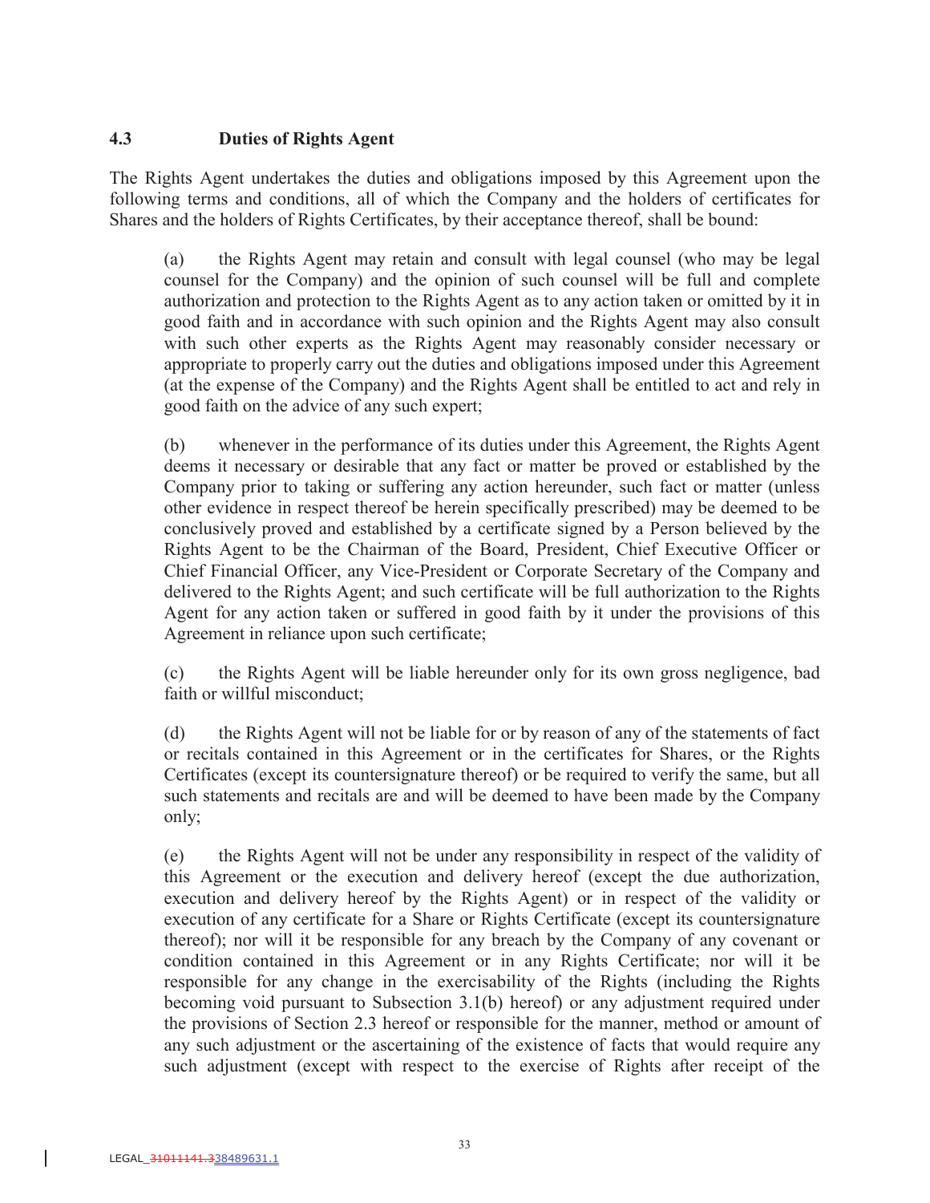### 4.3 Duties of Rights Agent

The Rights Agent undertakes the duties and obligations imposed by this Agreement upon the following terms and conditions, all of which the Company and the holders of certificates for Shares and the holders of Rights Certificates, by their acceptance thereof, shall be bound:

(a) the Rights Agent may retain and consult with legal counsel (who may be legal counsel for the Company) and the opinion of such counsel will be full and complete authorization and protection to the Rights Agent as to any action taken or omitted by it in good faith and in accordance with such opinion and the Rights Agent may also consult with such other experts as the Rights Agent may reasonably consider necessary or appropriate to properly carry out the duties and obligations imposed under this Agreement (at the expense of the Company) and the Rights Agent shall be entitled to act and rely in good faith on the advice of any such expert;

(b) whenever in the performance of its duties under this Agreement, the Rights Agent deems it necessary or desirable that any fact or matter be proved or established by the Company prior to taking or suffering any action hereunder, such fact or matter (unless other evidence in respect thereof be herein specifically prescribed) may be deemed to be conclusively proved and established by a certificate signed by a Person believed by the Rights Agent to be the Chairman of the Board, President, Chief Executive Officer or Chief Financial Officer, any Vice-President or Corporate Secretary of the Company and delivered to the Rights Agent; and such certificate will be full authorization to the Rights Agent for any action taken or suffered in good faith by it under the provisions of this Agreement in reliance upon such certificate;

(c) the Rights Agent will be liable hereunder only for its own gross negligence, bad faith or willful misconduct;

(d) the Rights Agent will not be liable for or by reason of any of the statements of fact or recitals contained in this Agreement or in the certificates for Shares, or the Rights Certificates (except its countersignature thereof) or be required to verify the same, but all such statements and recitals are and will be deemed to have been made by the Company only;

(e) the Rights Agent will not be under any responsibility in respect of the validity of this Agreement or the execution and delivery hereof (except the due authorization, execution and delivery hereof by the Rights Agent) or in respect of the validity or execution of any certificate for a Share or Rights Certificate (except its countersignature thereof); nor will it be responsible for any breach by the Company of any covenant or condition contained in this Agreement or in any Rights Certificate; nor will it be responsible for any change in the exercisability of the Rights (including the Rights becoming void pursuant to Subsection 3.1(b) hereof) or any adjustment required under the provisions of Section 2.3 hereof or responsible for the manner, method or amount of any such adjustment or the ascertaining of the existence of facts that would require any such adjustment (except with respect to the exercise of Rights after receipt of the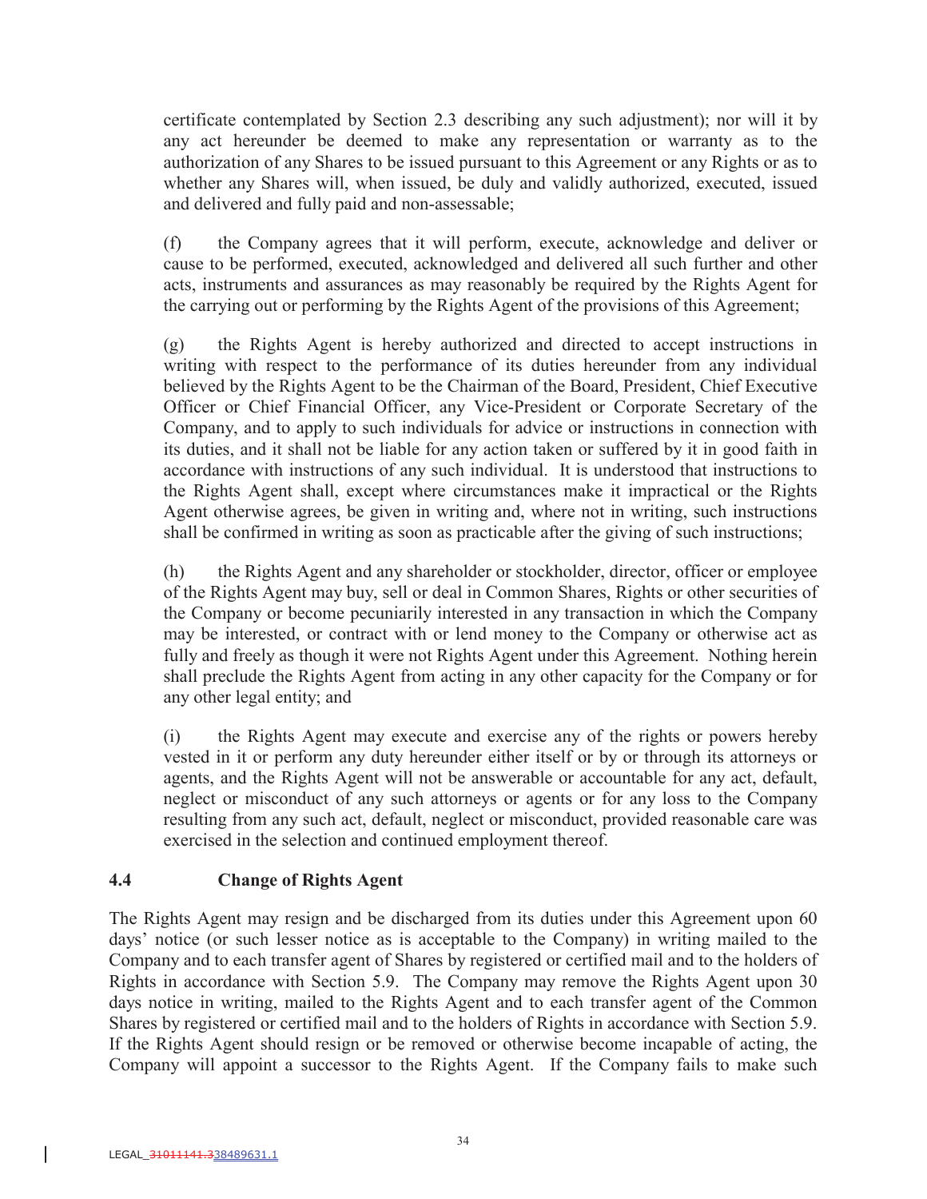certificate contemplated by Section 2.3 describing any such adjustment); nor will it by any act hereunder be deemed to make any representation or warranty as to the authorization of any Shares to be issued pursuant to this Agreement or any Rights or as to whether any Shares will, when issued, be duly and validly authorized, executed, issued and delivered and fully paid and non-assessable;

(f) the Company agrees that it will perform, execute, acknowledge and deliver or cause to be performed, executed, acknowledged and delivered all such further and other acts, instruments and assurances as may reasonably be required by the Rights Agent for the carrying out or performing by the Rights Agent of the provisions of this Agreement;

(g) the Rights Agent is hereby authorized and directed to accept instructions in writing with respect to the performance of its duties hereunder from any individual believed by the Rights Agent to be the Chairman of the Board, President, Chief Executive Officer or Chief Financial Officer, any Vice-President or Corporate Secretary of the Company, and to apply to such individuals for advice or instructions in connection with its duties, and it shall not be liable for any action taken or suffered by it in good faith in accordance with instructions of any such individual. It is understood that instructions to the Rights Agent shall, except where circumstances make it impractical or the Rights Agent otherwise agrees, be given in writing and, where not in writing, such instructions shall be confirmed in writing as soon as practicable after the giving of such instructions;

(h) the Rights Agent and any shareholder or stockholder, director, officer or employee of the Rights Agent may buy, sell or deal in Common Shares, Rights or other securities of the Company or become pecuniarily interested in any transaction in which the Company may be interested, or contract with or lend money to the Company or otherwise act as fully and freely as though it were not Rights Agent under this Agreement. Nothing herein shall preclude the Rights Agent from acting in any other capacity for the Company or for any other legal entity; and

(i) the Rights Agent may execute and exercise any of the rights or powers hereby vested in it or perform any duty hereunder either itself or by or through its attorneys or agents, and the Rights Agent will not be answerable or accountable for any act, default, neglect or misconduct of any such attorneys or agents or for any loss to the Company resulting from any such act, default, neglect or misconduct, provided reasonable care was exercised in the selection and continued employment thereof.

### 4.4 Change of Rights Agent

The Rights Agent may resign and be discharged from its duties under this Agreement upon 60 days' notice (or such lesser notice as is acceptable to the Company) in writing mailed to the Company and to each transfer agent of Shares by registered or certified mail and to the holders of Rights in accordance with Section 5.9. The Company may remove the Rights Agent upon 30 days notice in writing, mailed to the Rights Agent and to each transfer agent of the Common Shares by registered or certified mail and to the holders of Rights in accordance with Section 5.9. If the Rights Agent should resign or be removed or otherwise become incapable of acting, the Company will appoint a successor to the Rights Agent. If the Company fails to make such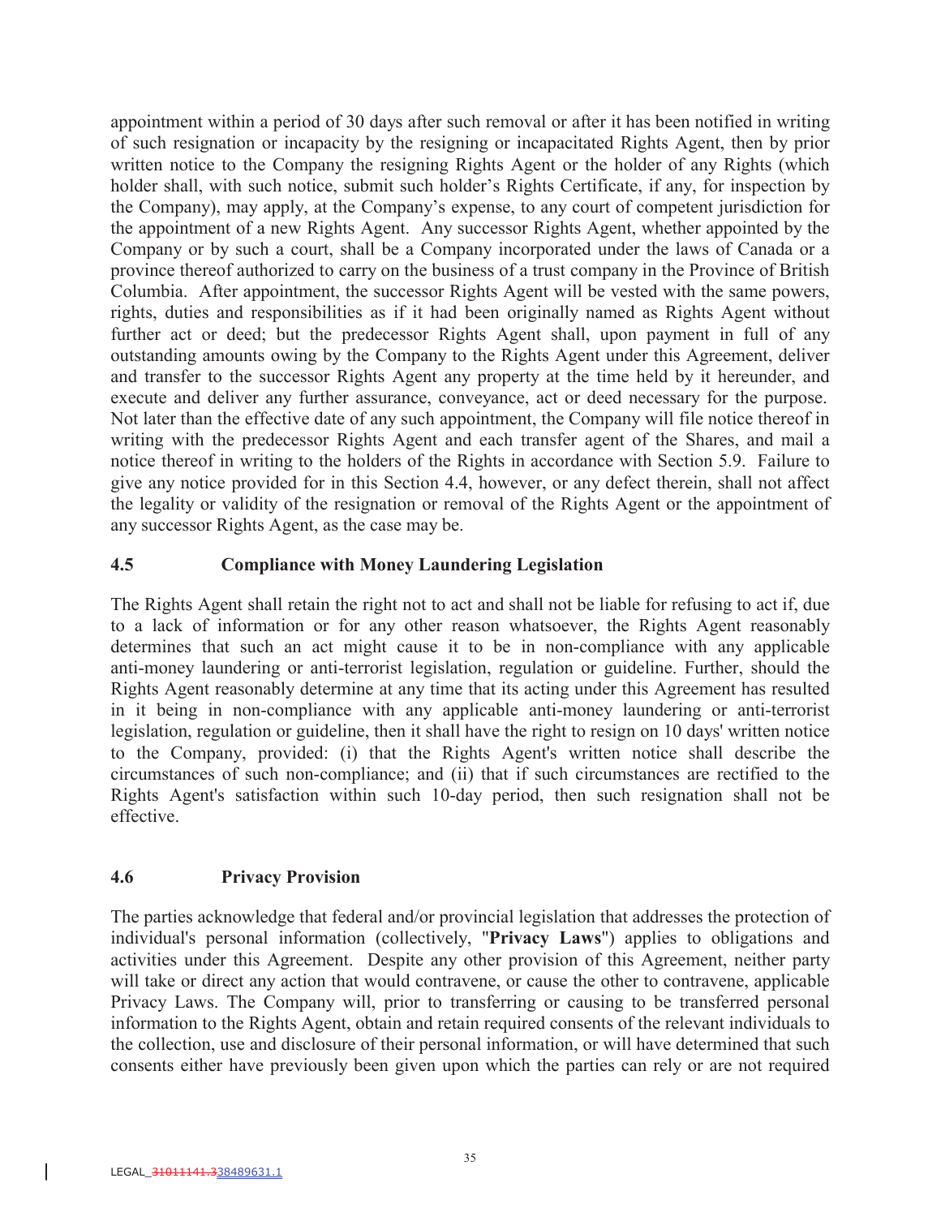appointment within a period of 30 days after such removal or after it has been notified in writing of such resignation or incapacity by the resigning or incapacitated Rights Agent, then by prior written notice to the Company the resigning Rights Agent or the holder of any Rights (which holder shall, with such notice, submit such holder's Rights Certificate, if any, for inspection by the Company), may apply, at the Company's expense, to any court of competent jurisdiction for the appointment of a new Rights Agent. Any successor Rights Agent, whether appointed by the Company or by such a court, shall be a Company incorporated under the laws of Canada or a province thereof authorized to carry on the business of a trust company in the Province of British Columbia. After appointment, the successor Rights Agent will be vested with the same powers, rights, duties and responsibilities as if it had been originally named as Rights Agent without further act or deed; but the predecessor Rights Agent shall, upon payment in full of any outstanding amounts owing by the Company to the Rights Agent under this Agreement, deliver and transfer to the successor Rights Agent any property at the time held by it hereunder, and execute and deliver any further assurance, conveyance, act or deed necessary for the purpose. Not later than the effective date of any such appointment, the Company will file notice thereof in writing with the predecessor Rights Agent and each transfer agent of the Shares, and mail a notice thereof in writing to the holders of the Rights in accordance with Section 5.9. Failure to give any notice provided for in this Section 4.4, however, or any defect therein, shall not affect the legality or validity of the resignation or removal of the Rights Agent or the appointment of any successor Rights Agent, as the case may be.

### 4.5 Compliance with Money Laundering Legislation

The Rights Agent shall retain the right not to act and shall not be liable for refusing to act if, due to a lack of information or for any other reason whatsoever, the Rights Agent reasonably determines that such an act might cause it to be in non-compliance with any applicable anti-money laundering or anti-terrorist legislation, regulation or guideline. Further, should the Rights Agent reasonably determine at any time that its acting under this Agreement has resulted in it being in non-compliance with any applicable anti-money laundering or anti-terrorist legislation, regulation or guideline, then it shall have the right to resign on 10 days' written notice to the Company, provided: (i) that the Rights Agent's written notice shall describe the circumstances of such non-compliance; and (ii) that if such circumstances are rectified to the Rights Agent's satisfaction within such 10-day period, then such resignation shall not be effective.

### 4.6 Privacy Provision

The parties acknowledge that federal and/or provincial legislation that addresses the protection of individual's personal information (collectively, "**Privacy Laws**") applies to obligations and activities under this Agreement. Despite any other provision of this Agreement, neither party will take or direct any action that would contravene, or cause the other to contravene, applicable Privacy Laws. The Company will, prior to transferring or causing to be transferred personal information to the Rights Agent, obtain and retain required consents of the relevant individuals to the collection, use and disclosure of their personal information, or will have determined that such consents either have previously been given upon which the parties can rely or are not required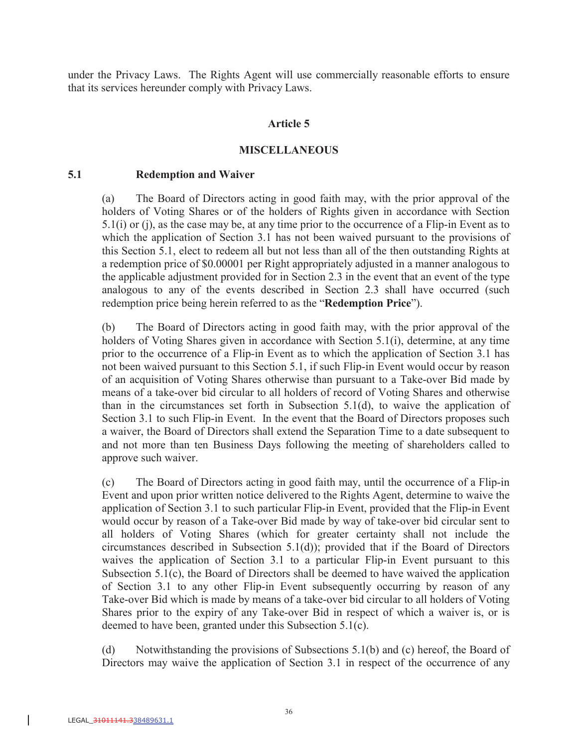under the Privacy Laws. The Rights Agent will use commercially reasonable efforts to ensure that its services hereunder comply with Privacy Laws.

## Article 5

## MISCELLANEOUS

### 5.1 Redemption and Waiver

(a) The Board of Directors acting in good faith may, with the prior approval of the holders of Voting Shares or of the holders of Rights given in accordance with Section 5.1(i) or (j), as the case may be, at any time prior to the occurrence of a Flip-in Event as to which the application of Section 3.1 has not been waived pursuant to the provisions of this Section 5.1, elect to redeem all but not less than all of the then outstanding Rights at a redemption price of $0.00001 per Right appropriately adjusted in a manner analogous to the applicable adjustment provided for in Section 2.3 in the event that an event of the type analogous to any of the events described in Section 2.3 shall have occurred (such redemption price being herein referred to as the "**Redemption Price**").

(b) The Board of Directors acting in good faith may, with the prior approval of the holders of Voting Shares given in accordance with Section 5.1(i), determine, at any time prior to the occurrence of a Flip-in Event as to which the application of Section 3.1 has not been waived pursuant to this Section 5.1, if such Flip-in Event would occur by reason of an acquisition of Voting Shares otherwise than pursuant to a Take-over Bid made by means of a take-over bid circular to all holders of record of Voting Shares and otherwise than in the circumstances set forth in Subsection 5.1(d), to waive the application of Section 3.1 to such Flip-in Event. In the event that the Board of Directors proposes such a waiver, the Board of Directors shall extend the Separation Time to a date subsequent to and not more than ten Business Days following the meeting of shareholders called to approve such waiver.

(c) The Board of Directors acting in good faith may, until the occurrence of a Flip-in Event and upon prior written notice delivered to the Rights Agent, determine to waive the application of Section 3.1 to such particular Flip-in Event, provided that the Flip-in Event would occur by reason of a Take-over Bid made by way of take-over bid circular sent to all holders of Voting Shares (which for greater certainty shall not include the circumstances described in Subsection 5.1(d)); provided that if the Board of Directors waives the application of Section 3.1 to a particular Flip-in Event pursuant to this Subsection 5.1(c), the Board of Directors shall be deemed to have waived the application of Section 3.1 to any other Flip-in Event subsequently occurring by reason of any Take-over Bid which is made by means of a take-over bid circular to all holders of Voting Shares prior to the expiry of any Take-over Bid in respect of which a waiver is, or is deemed to have been, granted under this Subsection 5.1(c).

(d) Notwithstanding the provisions of Subsections 5.1(b) and (c) hereof, the Board of Directors may waive the application of Section 3.1 in respect of the occurrence of any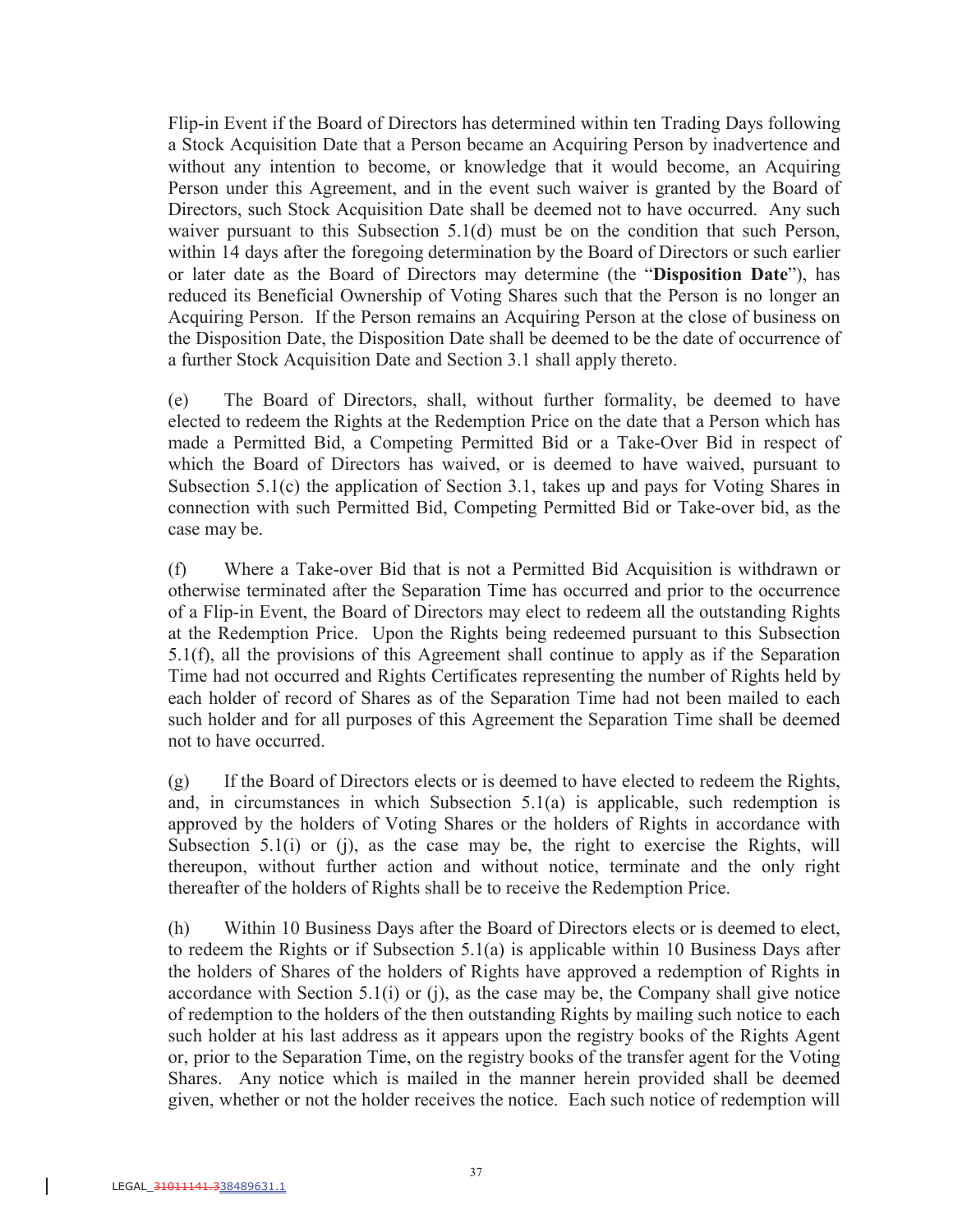Flip-in Event if the Board of Directors has determined within ten Trading Days following a Stock Acquisition Date that a Person became an Acquiring Person by inadvertence and without any intention to become, or knowledge that it would become, an Acquiring Person under this Agreement, and in the event such waiver is granted by the Board of Directors, such Stock Acquisition Date shall be deemed not to have occurred. Any such waiver pursuant to this Subsection 5.1(d) must be on the condition that such Person, within 14 days after the foregoing determination by the Board of Directors or such earlier or later date as the Board of Directors may determine (the "**Disposition Date**"), has reduced its Beneficial Ownership of Voting Shares such that the Person is no longer an Acquiring Person. If the Person remains an Acquiring Person at the close of business on the Disposition Date, the Disposition Date shall be deemed to be the date of occurrence of a further Stock Acquisition Date and Section 3.1 shall apply thereto.

(e) The Board of Directors, shall, without further formality, be deemed to have elected to redeem the Rights at the Redemption Price on the date that a Person which has made a Permitted Bid, a Competing Permitted Bid or a Take-Over Bid in respect of which the Board of Directors has waived, or is deemed to have waived, pursuant to Subsection 5.1(c) the application of Section 3.1, takes up and pays for Voting Shares in connection with such Permitted Bid, Competing Permitted Bid or Take-over bid, as the case may be.

(f) Where a Take-over Bid that is not a Permitted Bid Acquisition is withdrawn or otherwise terminated after the Separation Time has occurred and prior to the occurrence of a Flip-in Event, the Board of Directors may elect to redeem all the outstanding Rights at the Redemption Price. Upon the Rights being redeemed pursuant to this Subsection 5.1(f), all the provisions of this Agreement shall continue to apply as if the Separation Time had not occurred and Rights Certificates representing the number of Rights held by each holder of record of Shares as of the Separation Time had not been mailed to each such holder and for all purposes of this Agreement the Separation Time shall be deemed not to have occurred.

(g) If the Board of Directors elects or is deemed to have elected to redeem the Rights, and, in circumstances in which Subsection 5.1(a) is applicable, such redemption is approved by the holders of Voting Shares or the holders of Rights in accordance with Subsection 5.1(i) or (j), as the case may be, the right to exercise the Rights, will thereupon, without further action and without notice, terminate and the only right thereafter of the holders of Rights shall be to receive the Redemption Price.

(h) Within 10 Business Days after the Board of Directors elects or is deemed to elect, to redeem the Rights or if Subsection 5.1(a) is applicable within 10 Business Days after the holders of Shares of the holders of Rights have approved a redemption of Rights in accordance with Section 5.1(i) or (j), as the case may be, the Company shall give notice of redemption to the holders of the then outstanding Rights by mailing such notice to each such holder at his last address as it appears upon the registry books of the Rights Agent or, prior to the Separation Time, on the registry books of the transfer agent for the Voting Shares. Any notice which is mailed in the manner herein provided shall be deemed given, whether or not the holder receives the notice. Each such notice of redemption will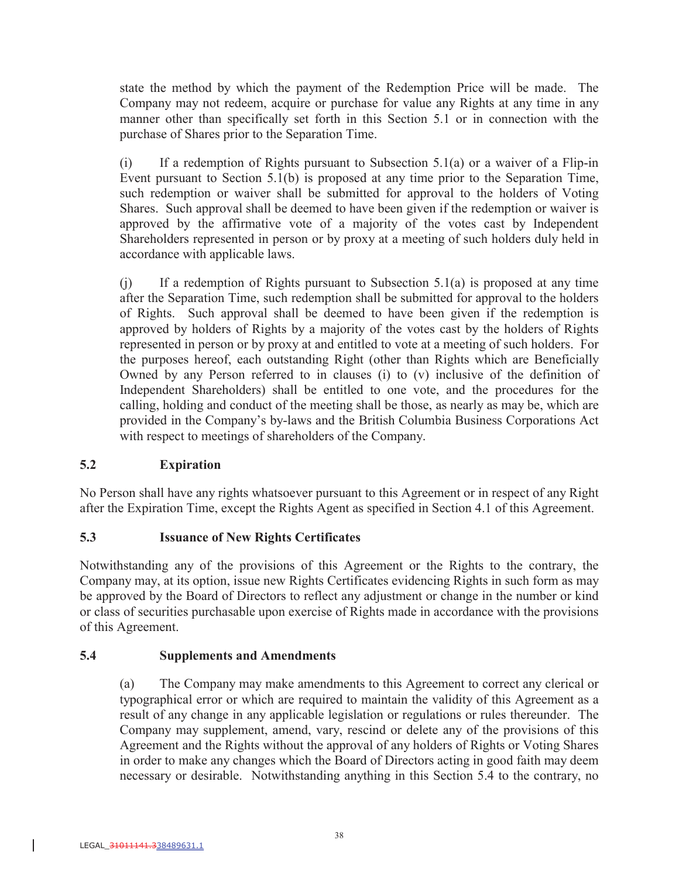state the method by which the payment of the Redemption Price will be made. The Company may not redeem, acquire or purchase for value any Rights at any time in any manner other than specifically set forth in this Section 5.1 or in connection with the purchase of Shares prior to the Separation Time.

(i) If a redemption of Rights pursuant to Subsection 5.1(a) or a waiver of a Flip-in Event pursuant to Section 5.1(b) is proposed at any time prior to the Separation Time, such redemption or waiver shall be submitted for approval to the holders of Voting Shares. Such approval shall be deemed to have been given if the redemption or waiver is approved by the affirmative vote of a majority of the votes cast by Independent Shareholders represented in person or by proxy at a meeting of such holders duly held in accordance with applicable laws.

(j) If a redemption of Rights pursuant to Subsection 5.1(a) is proposed at any time after the Separation Time, such redemption shall be submitted for approval to the holders of Rights. Such approval shall be deemed to have been given if the redemption is approved by holders of Rights by a majority of the votes cast by the holders of Rights represented in person or by proxy at and entitled to vote at a meeting of such holders. For the purposes hereof, each outstanding Right (other than Rights which are Beneficially Owned by any Person referred to in clauses (i) to (v) inclusive of the definition of Independent Shareholders) shall be entitled to one vote, and the procedures for the calling, holding and conduct of the meeting shall be those, as nearly as may be, which are provided in the Company's by-laws and the British Columbia Business Corporations Act with respect to meetings of shareholders of the Company.

### 5.2 Expiration

No Person shall have any rights whatsoever pursuant to this Agreement or in respect of any Right after the Expiration Time, except the Rights Agent as specified in Section 4.1 of this Agreement.

### 5.3 Issuance of New Rights Certificates

Notwithstanding any of the provisions of this Agreement or the Rights to the contrary, the Company may, at its option, issue new Rights Certificates evidencing Rights in such form as may be approved by the Board of Directors to reflect any adjustment or change in the number or kind or class of securities purchasable upon exercise of Rights made in accordance with the provisions of this Agreement.

### 5.4 Supplements and Amendments

(a) The Company may make amendments to this Agreement to correct any clerical or typographical error or which are required to maintain the validity of this Agreement as a result of any change in any applicable legislation or regulations or rules thereunder. The Company may supplement, amend, vary, rescind or delete any of the provisions of this Agreement and the Rights without the approval of any holders of Rights or Voting Shares in order to make any changes which the Board of Directors acting in good faith may deem necessary or desirable. Notwithstanding anything in this Section 5.4 to the contrary, no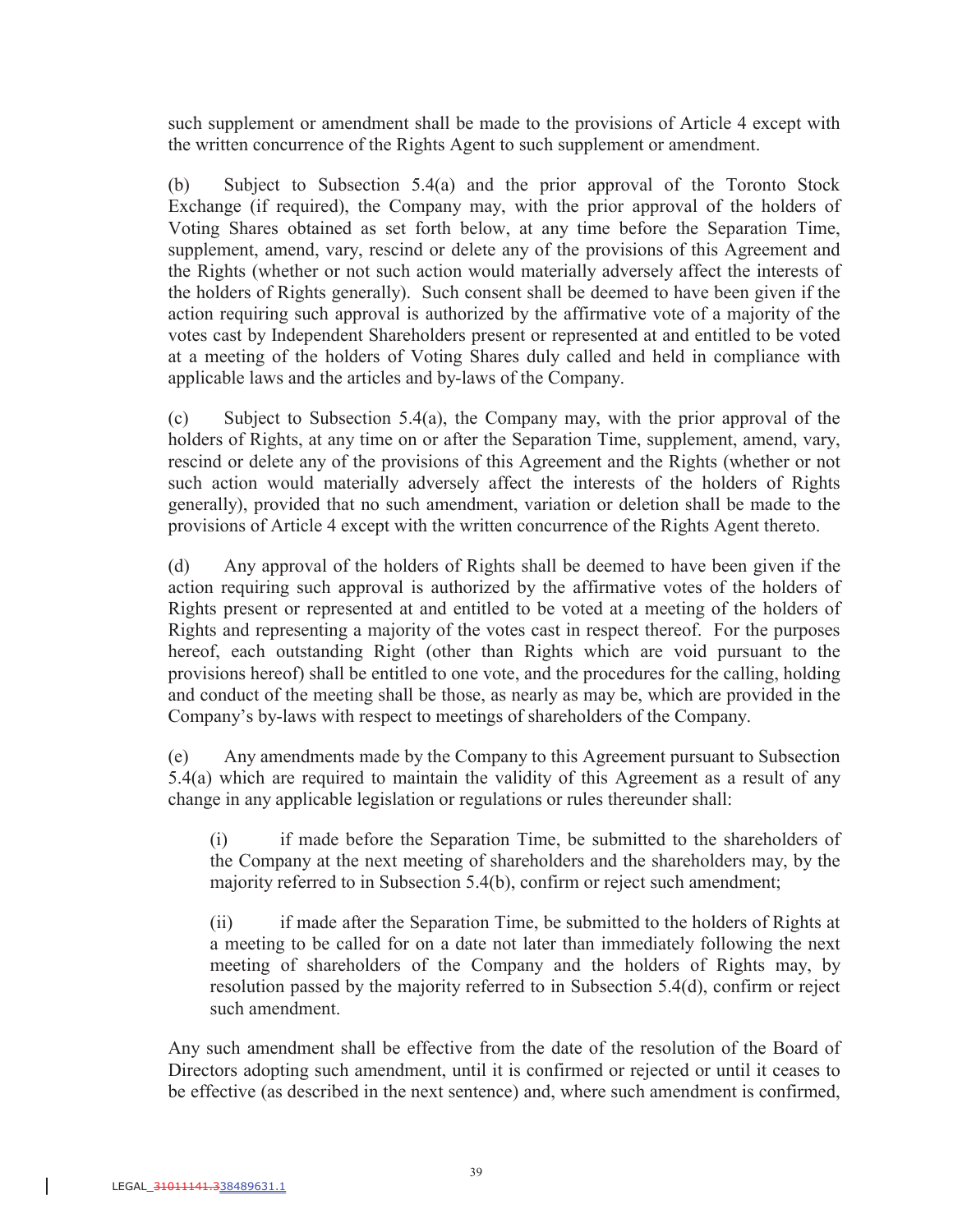such supplement or amendment shall be made to the provisions of Article 4 except with the written concurrence of the Rights Agent to such supplement or amendment.

(b) Subject to Subsection 5.4(a) and the prior approval of the Toronto Stock Exchange (if required), the Company may, with the prior approval of the holders of Voting Shares obtained as set forth below, at any time before the Separation Time, supplement, amend, vary, rescind or delete any of the provisions of this Agreement and the Rights (whether or not such action would materially adversely affect the interests of the holders of Rights generally). Such consent shall be deemed to have been given if the action requiring such approval is authorized by the affirmative vote of a majority of the votes cast by Independent Shareholders present or represented at and entitled to be voted at a meeting of the holders of Voting Shares duly called and held in compliance with applicable laws and the articles and by-laws of the Company.

(c) Subject to Subsection 5.4(a), the Company may, with the prior approval of the holders of Rights, at any time on or after the Separation Time, supplement, amend, vary, rescind or delete any of the provisions of this Agreement and the Rights (whether or not such action would materially adversely affect the interests of the holders of Rights generally), provided that no such amendment, variation or deletion shall be made to the provisions of Article 4 except with the written concurrence of the Rights Agent thereto.

(d) Any approval of the holders of Rights shall be deemed to have been given if the action requiring such approval is authorized by the affirmative votes of the holders of Rights present or represented at and entitled to be voted at a meeting of the holders of Rights and representing a majority of the votes cast in respect thereof. For the purposes hereof, each outstanding Right (other than Rights which are void pursuant to the provisions hereof) shall be entitled to one vote, and the procedures for the calling, holding and conduct of the meeting shall be those, as nearly as may be, which are provided in the Company's by-laws with respect to meetings of shareholders of the Company.

(e) Any amendments made by the Company to this Agreement pursuant to Subsection 5.4(a) which are required to maintain the validity of this Agreement as a result of any change in any applicable legislation or regulations or rules thereunder shall:

(i) if made before the Separation Time, be submitted to the shareholders of the Company at the next meeting of shareholders and the shareholders may, by the majority referred to in Subsection 5.4(b), confirm or reject such amendment;

(ii) if made after the Separation Time, be submitted to the holders of Rights at a meeting to be called for on a date not later than immediately following the next meeting of shareholders of the Company and the holders of Rights may, by resolution passed by the majority referred to in Subsection 5.4(d), confirm or reject such amendment.

Any such amendment shall be effective from the date of the resolution of the Board of Directors adopting such amendment, until it is confirmed or rejected or until it ceases to be effective (as described in the next sentence) and, where such amendment is confirmed,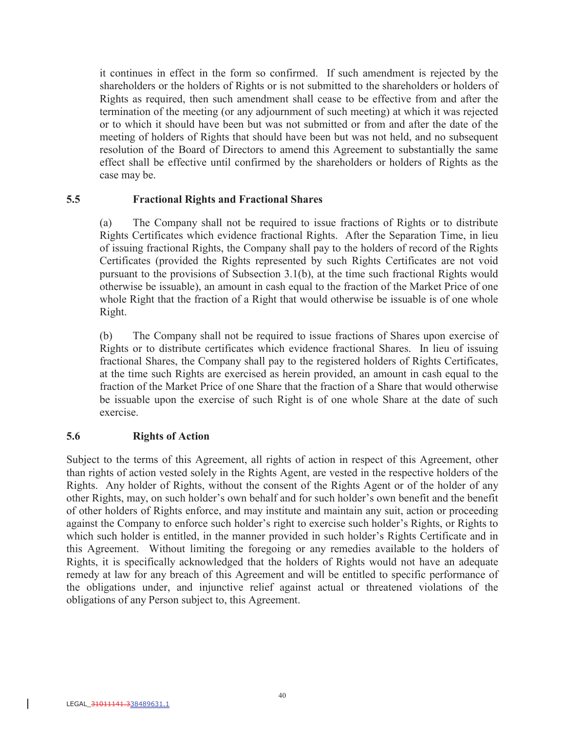it continues in effect in the form so confirmed. If such amendment is rejected by the shareholders or the holders of Rights or is not submitted to the shareholders or holders of Rights as required, then such amendment shall cease to be effective from and after the termination of the meeting (or any adjournment of such meeting) at which it was rejected or to which it should have been but was not submitted or from and after the date of the meeting of holders of Rights that should have been but was not held, and no subsequent resolution of the Board of Directors to amend this Agreement to substantially the same effect shall be effective until confirmed by the shareholders or holders of Rights as the case may be.

### 5.5 Fractional Rights and Fractional Shares

(a) The Company shall not be required to issue fractions of Rights or to distribute Rights Certificates which evidence fractional Rights. After the Separation Time, in lieu of issuing fractional Rights, the Company shall pay to the holders of record of the Rights Certificates (provided the Rights represented by such Rights Certificates are not void pursuant to the provisions of Subsection 3.1(b), at the time such fractional Rights would otherwise be issuable), an amount in cash equal to the fraction of the Market Price of one whole Right that the fraction of a Right that would otherwise be issuable is of one whole Right.

(b) The Company shall not be required to issue fractions of Shares upon exercise of Rights or to distribute certificates which evidence fractional Shares. In lieu of issuing fractional Shares, the Company shall pay to the registered holders of Rights Certificates, at the time such Rights are exercised as herein provided, an amount in cash equal to the fraction of the Market Price of one Share that the fraction of a Share that would otherwise be issuable upon the exercise of such Right is of one whole Share at the date of such exercise.

### 5.6 Rights of Action

Subject to the terms of this Agreement, all rights of action in respect of this Agreement, other than rights of action vested solely in the Rights Agent, are vested in the respective holders of the Rights. Any holder of Rights, without the consent of the Rights Agent or of the holder of any other Rights, may, on such holder's own behalf and for such holder's own benefit and the benefit of other holders of Rights enforce, and may institute and maintain any suit, action or proceeding against the Company to enforce such holder's right to exercise such holder's Rights, or Rights to which such holder is entitled, in the manner provided in such holder's Rights Certificate and in this Agreement. Without limiting the foregoing or any remedies available to the holders of Rights, it is specifically acknowledged that the holders of Rights would not have an adequate remedy at law for any breach of this Agreement and will be entitled to specific performance of the obligations under, and injunctive relief against actual or threatened violations of the obligations of any Person subject to, this Agreement.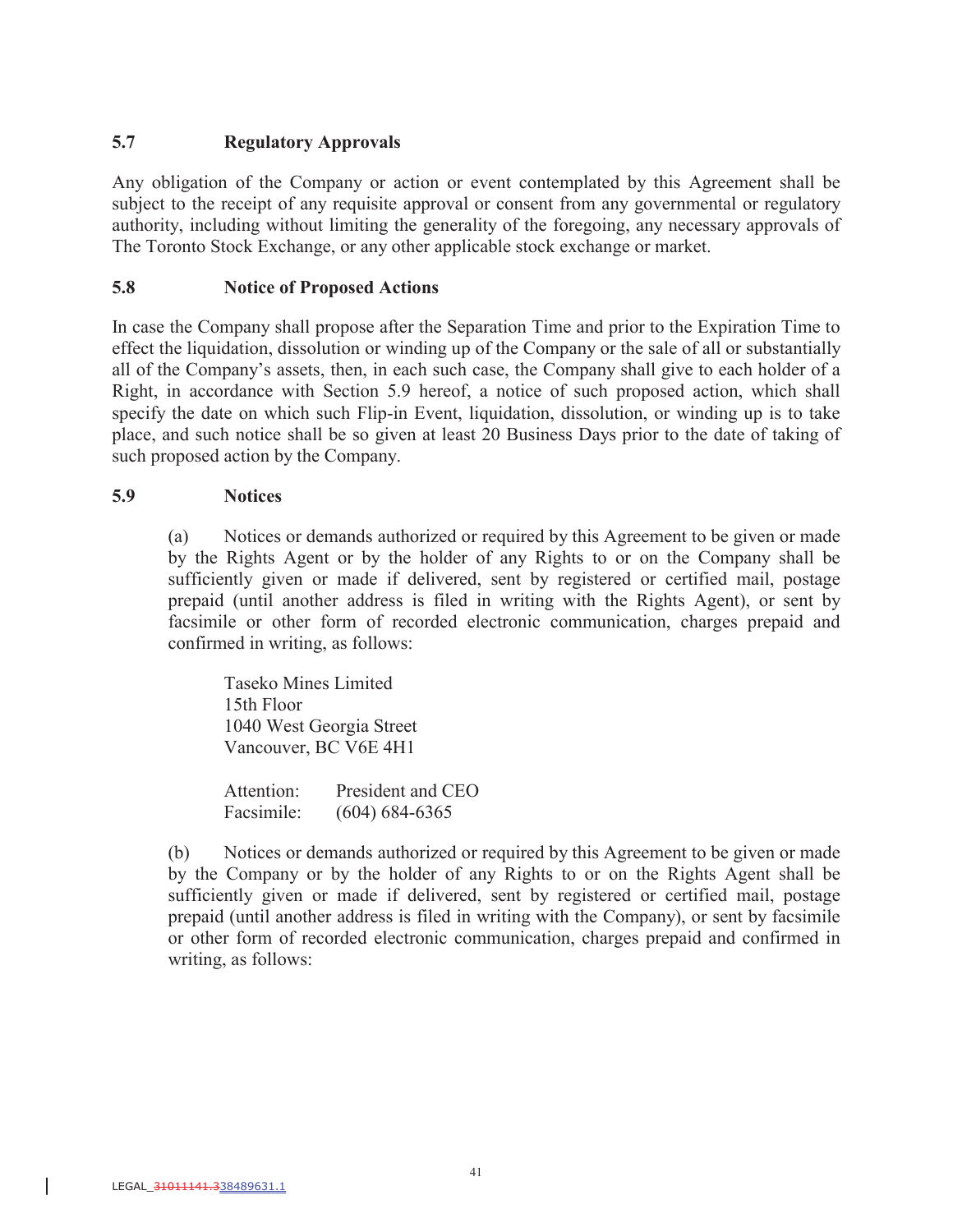### 5.7 Regulatory Approvals

Any obligation of the Company or action or event contemplated by this Agreement shall be subject to the receipt of any requisite approval or consent from any governmental or regulatory authority, including without limiting the generality of the foregoing, any necessary approvals of The Toronto Stock Exchange, or any other applicable stock exchange or market.

### 5.8 Notice of Proposed Actions

In case the Company shall propose after the Separation Time and prior to the Expiration Time to effect the liquidation, dissolution or winding up of the Company or the sale of all or substantially all of the Company's assets, then, in each such case, the Company shall give to each holder of a Right, in accordance with Section 5.9 hereof, a notice of such proposed action, which shall specify the date on which such Flip-in Event, liquidation, dissolution, or winding up is to take place, and such notice shall be so given at least 20 Business Days prior to the date of taking of such proposed action by the Company.

### 5.9 Notices

(a) Notices or demands authorized or required by this Agreement to be given or made by the Rights Agent or by the holder of any Rights to or on the Company shall be sufficiently given or made if delivered, sent by registered or certified mail, postage prepaid (until another address is filed in writing with the Rights Agent), or sent by facsimile or other form of recorded electronic communication, charges prepaid and confirmed in writing, as follows:

Taseko Mines Limited
15th Floor
1040 West Georgia Street
Vancouver, BC V6E 4H1

Attention: President and CEO
Facsimile: (604) 684-6365

(b) Notices or demands authorized or required by this Agreement to be given or made by the Company or by the holder of any Rights to or on the Rights Agent shall be sufficiently given or made if delivered, sent by registered or certified mail, postage prepaid (until another address is filed in writing with the Company), or sent by facsimile or other form of recorded electronic communication, charges prepaid and confirmed in writing, as follows: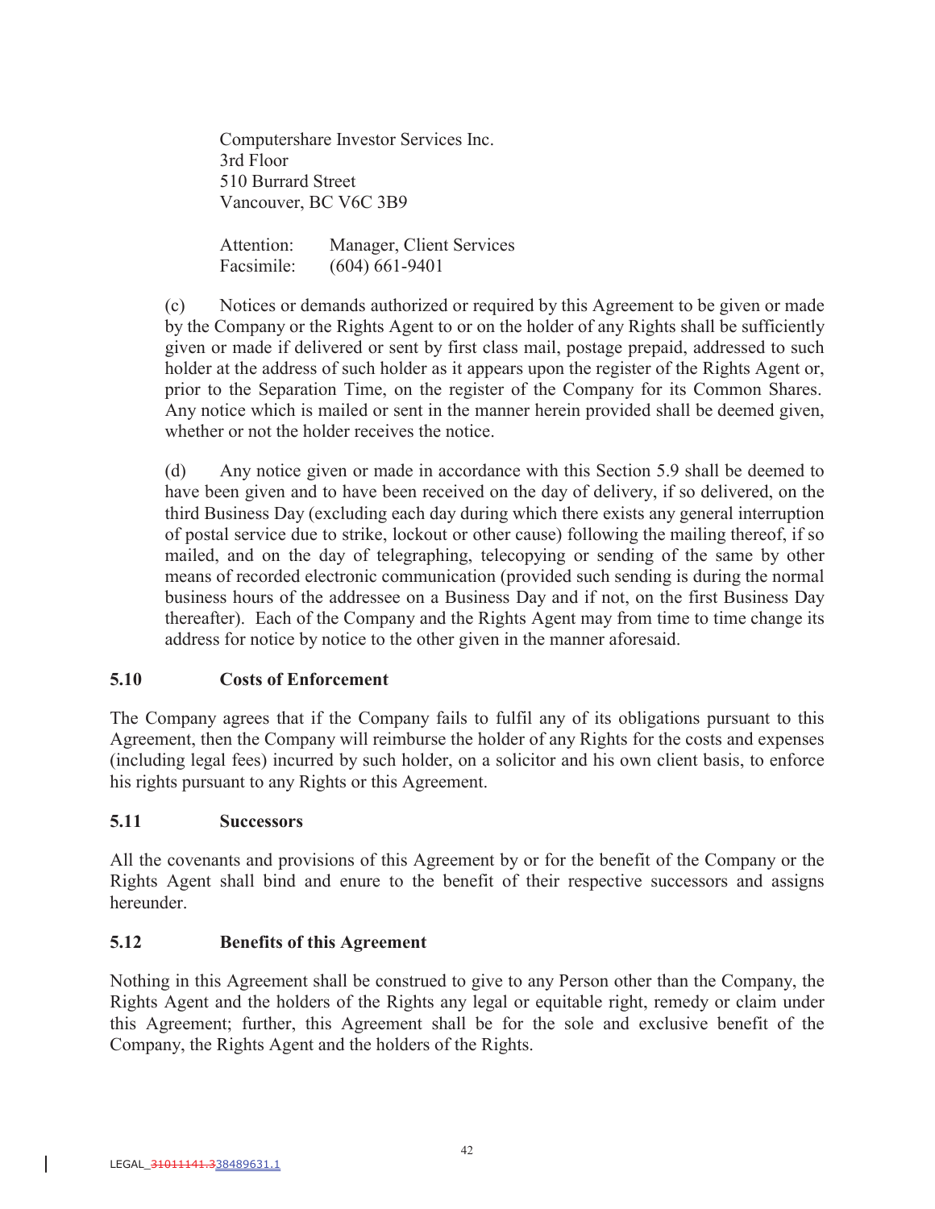Computershare Investor Services Inc.
3rd Floor
510 Burrard Street
Vancouver, BC V6C 3B9

Attention: Manager, Client Services
Facsimile: (604) 661-9401

(c) Notices or demands authorized or required by this Agreement to be given or made by the Company or the Rights Agent to or on the holder of any Rights shall be sufficiently given or made if delivered or sent by first class mail, postage prepaid, addressed to such holder at the address of such holder as it appears upon the register of the Rights Agent or, prior to the Separation Time, on the register of the Company for its Common Shares. Any notice which is mailed or sent in the manner herein provided shall be deemed given, whether or not the holder receives the notice.

(d) Any notice given or made in accordance with this Section 5.9 shall be deemed to have been given and to have been received on the day of delivery, if so delivered, on the third Business Day (excluding each day during which there exists any general interruption of postal service due to strike, lockout or other cause) following the mailing thereof, if so mailed, and on the day of telegraphing, telecopying or sending of the same by other means of recorded electronic communication (provided such sending is during the normal business hours of the addressee on a Business Day and if not, on the first Business Day thereafter). Each of the Company and the Rights Agent may from time to time change its address for notice by notice to the other given in the manner aforesaid.

## 5.10 Costs of Enforcement

The Company agrees that if the Company fails to fulfil any of its obligations pursuant to this Agreement, then the Company will reimburse the holder of any Rights for the costs and expenses (including legal fees) incurred by such holder, on a solicitor and his own client basis, to enforce his rights pursuant to any Rights or this Agreement.

## 5.11 Successors

All the covenants and provisions of this Agreement by or for the benefit of the Company or the Rights Agent shall bind and enure to the benefit of their respective successors and assigns hereunder.

## 5.12 Benefits of this Agreement

Nothing in this Agreement shall be construed to give to any Person other than the Company, the Rights Agent and the holders of the Rights any legal or equitable right, remedy or claim under this Agreement; further, this Agreement shall be for the sole and exclusive benefit of the Company, the Rights Agent and the holders of the Rights.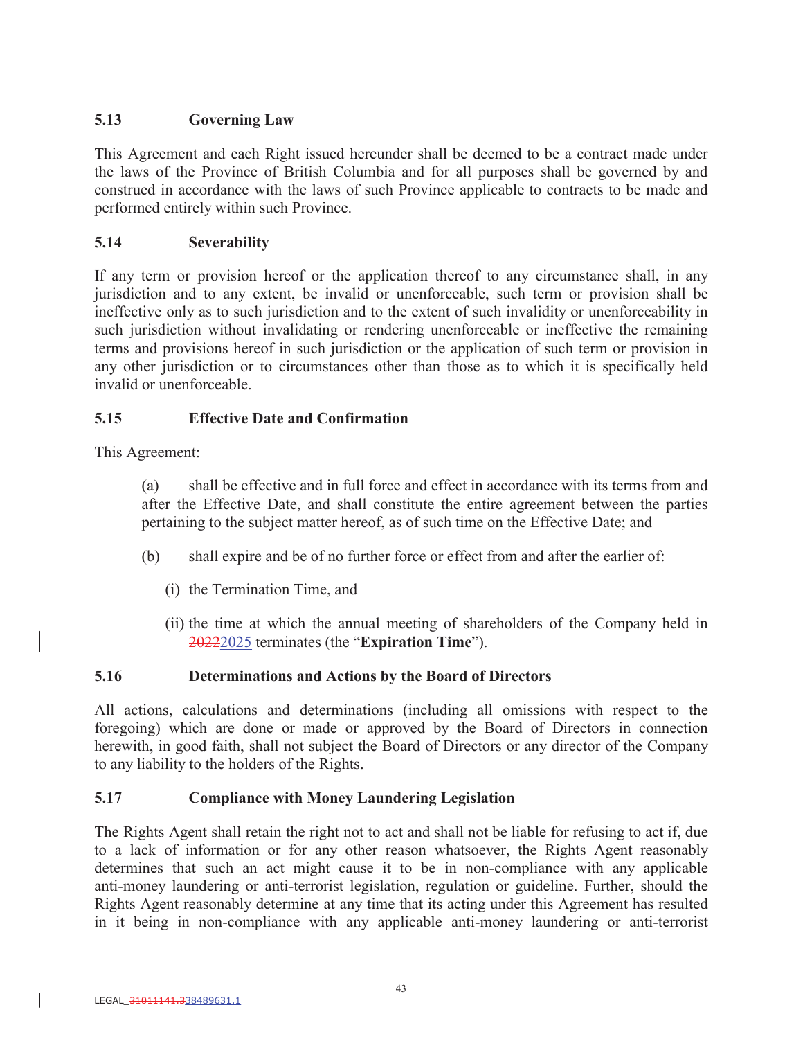### 5.13 Governing Law

This Agreement and each Right issued hereunder shall be deemed to be a contract made under the laws of the Province of British Columbia and for all purposes shall be governed by and construed in accordance with the laws of such Province applicable to contracts to be made and performed entirely within such Province.

### 5.14 Severability

If any term or provision hereof or the application thereof to any circumstance shall, in any jurisdiction and to any extent, be invalid or unenforceable, such term or provision shall be ineffective only as to such jurisdiction and to the extent of such invalidity or unenforceability in such jurisdiction without invalidating or rendering unenforceable or ineffective the remaining terms and provisions hereof in such jurisdiction or the application of such term or provision in any other jurisdiction or to circumstances other than those as to which it is specifically held invalid or unenforceable.

### 5.15 Effective Date and Confirmation

This Agreement:

(a) shall be effective and in full force and effect in accordance with its terms from and after the Effective Date, and shall constitute the entire agreement between the parties pertaining to the subject matter hereof, as of such time on the Effective Date; and

(b) shall expire and be of no further force or effect from and after the earlier of:

(i) the Termination Time, and

(ii) the time at which the annual meeting of shareholders of the Company held in ~~2022~~2025 terminates (the "**Expiration Time**").

### 5.16 Determinations and Actions by the Board of Directors

All actions, calculations and determinations (including all omissions with respect to the foregoing) which are done or made or approved by the Board of Directors in connection herewith, in good faith, shall not subject the Board of Directors or any director of the Company to any liability to the holders of the Rights.

### 5.17 Compliance with Money Laundering Legislation

The Rights Agent shall retain the right not to act and shall not be liable for refusing to act if, due to a lack of information or for any other reason whatsoever, the Rights Agent reasonably determines that such an act might cause it to be in non-compliance with any applicable anti-money laundering or anti-terrorist legislation, regulation or guideline. Further, should the Rights Agent reasonably determine at any time that its acting under this Agreement has resulted in it being in non-compliance with any applicable anti-money laundering or anti-terrorist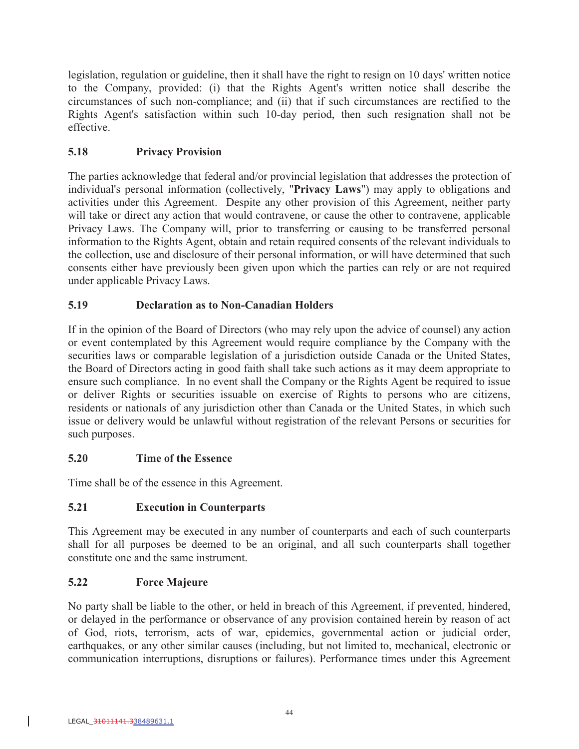legislation, regulation or guideline, then it shall have the right to resign on 10 days' written notice to the Company, provided: (i) that the Rights Agent's written notice shall describe the circumstances of such non-compliance; and (ii) that if such circumstances are rectified to the Rights Agent's satisfaction within such 10-day period, then such resignation shall not be effective.

### 5.18 Privacy Provision

The parties acknowledge that federal and/or provincial legislation that addresses the protection of individual's personal information (collectively, "**Privacy Laws**") may apply to obligations and activities under this Agreement. Despite any other provision of this Agreement, neither party will take or direct any action that would contravene, or cause the other to contravene, applicable Privacy Laws. The Company will, prior to transferring or causing to be transferred personal information to the Rights Agent, obtain and retain required consents of the relevant individuals to the collection, use and disclosure of their personal information, or will have determined that such consents either have previously been given upon which the parties can rely or are not required under applicable Privacy Laws.

### 5.19 Declaration as to Non-Canadian Holders

If in the opinion of the Board of Directors (who may rely upon the advice of counsel) any action or event contemplated by this Agreement would require compliance by the Company with the securities laws or comparable legislation of a jurisdiction outside Canada or the United States, the Board of Directors acting in good faith shall take such actions as it may deem appropriate to ensure such compliance. In no event shall the Company or the Rights Agent be required to issue or deliver Rights or securities issuable on exercise of Rights to persons who are citizens, residents or nationals of any jurisdiction other than Canada or the United States, in which such issue or delivery would be unlawful without registration of the relevant Persons or securities for such purposes.

### 5.20 Time of the Essence

Time shall be of the essence in this Agreement.

### 5.21 Execution in Counterparts

This Agreement may be executed in any number of counterparts and each of such counterparts shall for all purposes be deemed to be an original, and all such counterparts shall together constitute one and the same instrument.

### 5.22 Force Majeure

No party shall be liable to the other, or held in breach of this Agreement, if prevented, hindered, or delayed in the performance or observance of any provision contained herein by reason of act of God, riots, terrorism, acts of war, epidemics, governmental action or judicial order, earthquakes, or any other similar causes (including, but not limited to, mechanical, electronic or communication interruptions, disruptions or failures). Performance times under this Agreement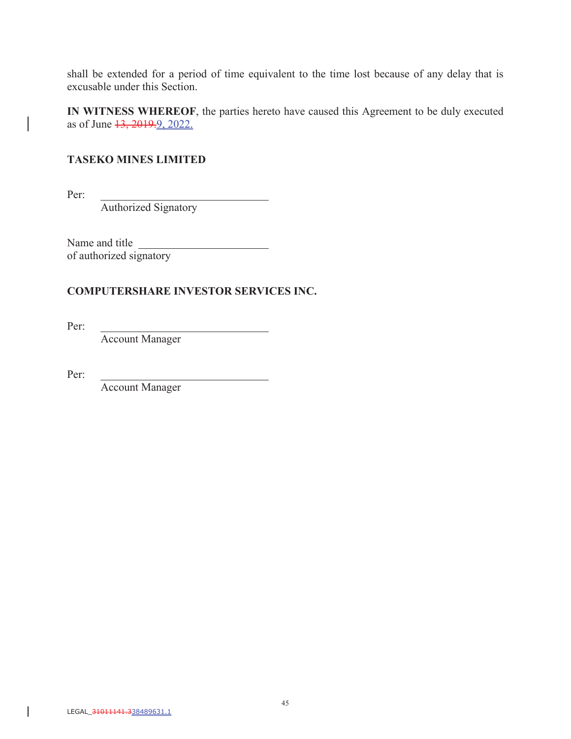shall be extended for a period of time equivalent to the time lost because of any delay that is excusable under this Section.

**IN WITNESS WHEREOF**, the parties hereto have caused this Agreement to be duly executed as of June ~~13, 2019.~~9, 2022.

**TASEKO MINES LIMITED**

Per: ______________________________
Authorized Signatory

Name and title ______________________
of authorized signatory

**COMPUTERSHARE INVESTOR SERVICES INC.**

Per: ______________________________
Account Manager

Per: ______________________________
Account Manager

LEGAL_~~31011141.3~~38489631.1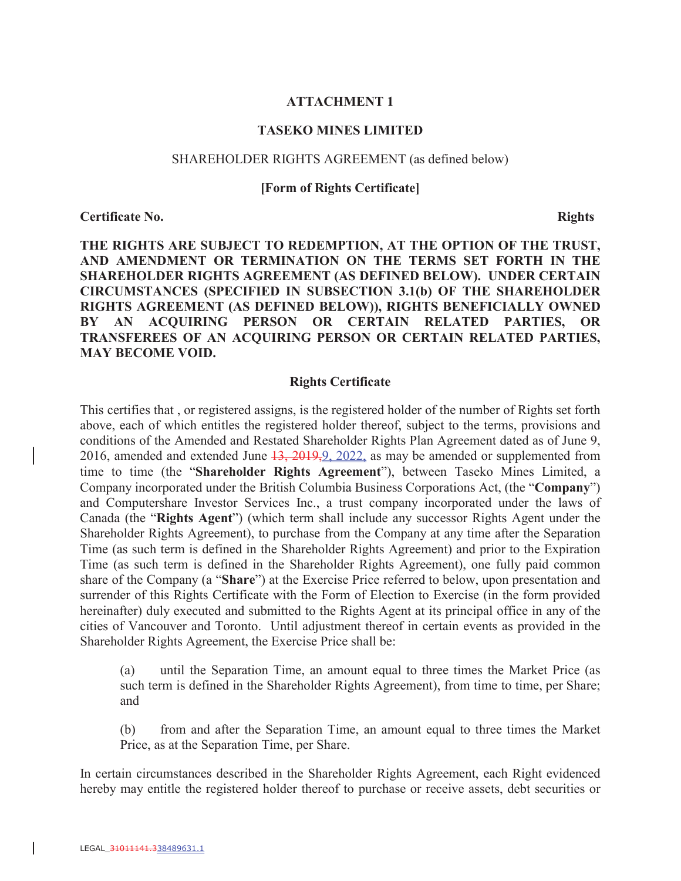**ATTACHMENT 1**

**TASEKO MINES LIMITED**

SHAREHOLDER RIGHTS AGREEMENT (as defined below)

**[Form of Rights Certificate]**

**Certificate No.** **Rights**

**THE RIGHTS ARE SUBJECT TO REDEMPTION, AT THE OPTION OF THE TRUST, AND AMENDMENT OR TERMINATION ON THE TERMS SET FORTH IN THE SHAREHOLDER RIGHTS AGREEMENT (AS DEFINED BELOW). UNDER CERTAIN CIRCUMSTANCES (SPECIFIED IN SUBSECTION 3.1(b) OF THE SHAREHOLDER RIGHTS AGREEMENT (AS DEFINED BELOW)), RIGHTS BENEFICIALLY OWNED BY AN ACQUIRING PERSON OR CERTAIN RELATED PARTIES, OR TRANSFEREES OF AN ACQUIRING PERSON OR CERTAIN RELATED PARTIES, MAY BECOME VOID.**

**Rights Certificate**

This certifies that , or registered assigns, is the registered holder of the number of Rights set forth above, each of which entitles the registered holder thereof, subject to the terms, provisions and conditions of the Amended and Restated Shareholder Rights Plan Agreement dated as of June 9, 2016, amended and extended June ~~13, 2019,~~9, 2022, as may be amended or supplemented from time to time (the "**Shareholder Rights Agreement**"), between Taseko Mines Limited, a Company incorporated under the British Columbia Business Corporations Act, (the "**Company**") and Computershare Investor Services Inc., a trust company incorporated under the laws of Canada (the "**Rights Agent**") (which term shall include any successor Rights Agent under the Shareholder Rights Agreement), to purchase from the Company at any time after the Separation Time (as such term is defined in the Shareholder Rights Agreement) and prior to the Expiration Time (as such term is defined in the Shareholder Rights Agreement), one fully paid common share of the Company (a "**Share**") at the Exercise Price referred to below, upon presentation and surrender of this Rights Certificate with the Form of Election to Exercise (in the form provided hereinafter) duly executed and submitted to the Rights Agent at its principal office in any of the cities of Vancouver and Toronto. Until adjustment thereof in certain events as provided in the Shareholder Rights Agreement, the Exercise Price shall be:

(a) until the Separation Time, an amount equal to three times the Market Price (as such term is defined in the Shareholder Rights Agreement), from time to time, per Share; and

(b) from and after the Separation Time, an amount equal to three times the Market Price, as at the Separation Time, per Share.

In certain circumstances described in the Shareholder Rights Agreement, each Right evidenced hereby may entitle the registered holder thereof to purchase or receive assets, debt securities or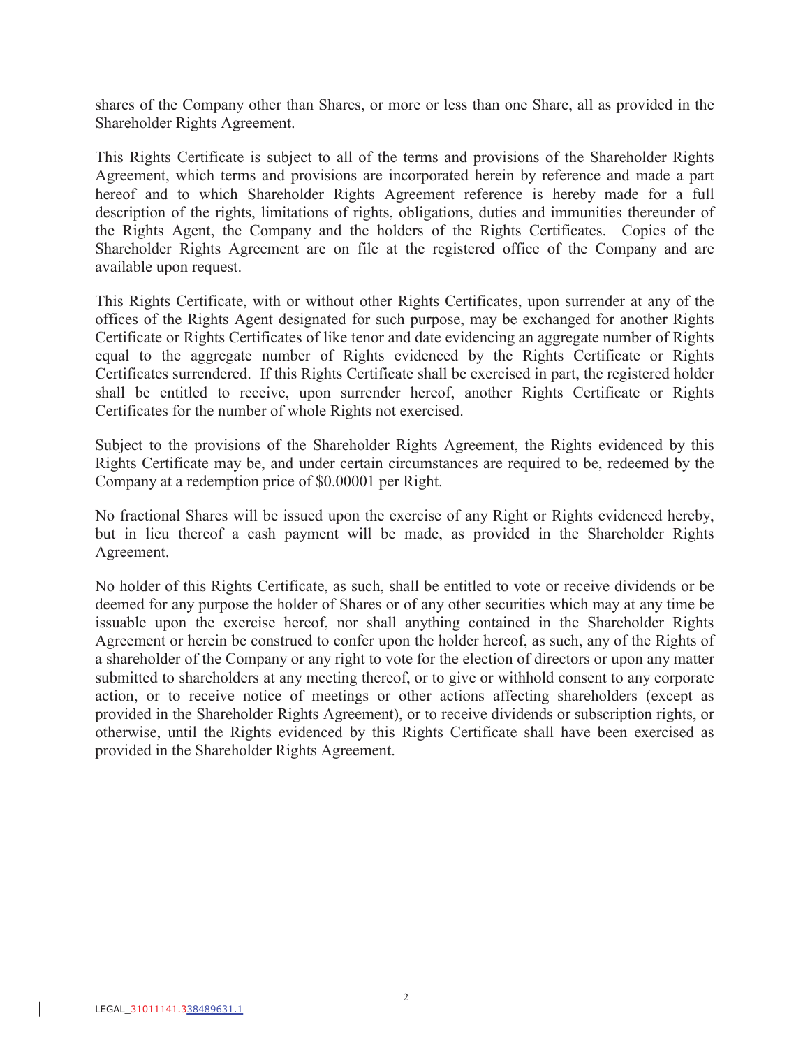shares of the Company other than Shares, or more or less than one Share, all as provided in the Shareholder Rights Agreement.

This Rights Certificate is subject to all of the terms and provisions of the Shareholder Rights Agreement, which terms and provisions are incorporated herein by reference and made a part hereof and to which Shareholder Rights Agreement reference is hereby made for a full description of the rights, limitations of rights, obligations, duties and immunities thereunder of the Rights Agent, the Company and the holders of the Rights Certificates. Copies of the Shareholder Rights Agreement are on file at the registered office of the Company and are available upon request.

This Rights Certificate, with or without other Rights Certificates, upon surrender at any of the offices of the Rights Agent designated for such purpose, may be exchanged for another Rights Certificate or Rights Certificates of like tenor and date evidencing an aggregate number of Rights equal to the aggregate number of Rights evidenced by the Rights Certificate or Rights Certificates surrendered. If this Rights Certificate shall be exercised in part, the registered holder shall be entitled to receive, upon surrender hereof, another Rights Certificate or Rights Certificates for the number of whole Rights not exercised.

Subject to the provisions of the Shareholder Rights Agreement, the Rights evidenced by this Rights Certificate may be, and under certain circumstances are required to be, redeemed by the Company at a redemption price of $0.00001 per Right.

No fractional Shares will be issued upon the exercise of any Right or Rights evidenced hereby, but in lieu thereof a cash payment will be made, as provided in the Shareholder Rights Agreement.

No holder of this Rights Certificate, as such, shall be entitled to vote or receive dividends or be deemed for any purpose the holder of Shares or of any other securities which may at any time be issuable upon the exercise hereof, nor shall anything contained in the Shareholder Rights Agreement or herein be construed to confer upon the holder hereof, as such, any of the Rights of a shareholder of the Company or any right to vote for the election of directors or upon any matter submitted to shareholders at any meeting thereof, or to give or withhold consent to any corporate action, or to receive notice of meetings or other actions affecting shareholders (except as provided in the Shareholder Rights Agreement), or to receive dividends or subscription rights, or otherwise, until the Rights evidenced by this Rights Certificate shall have been exercised as provided in the Shareholder Rights Agreement.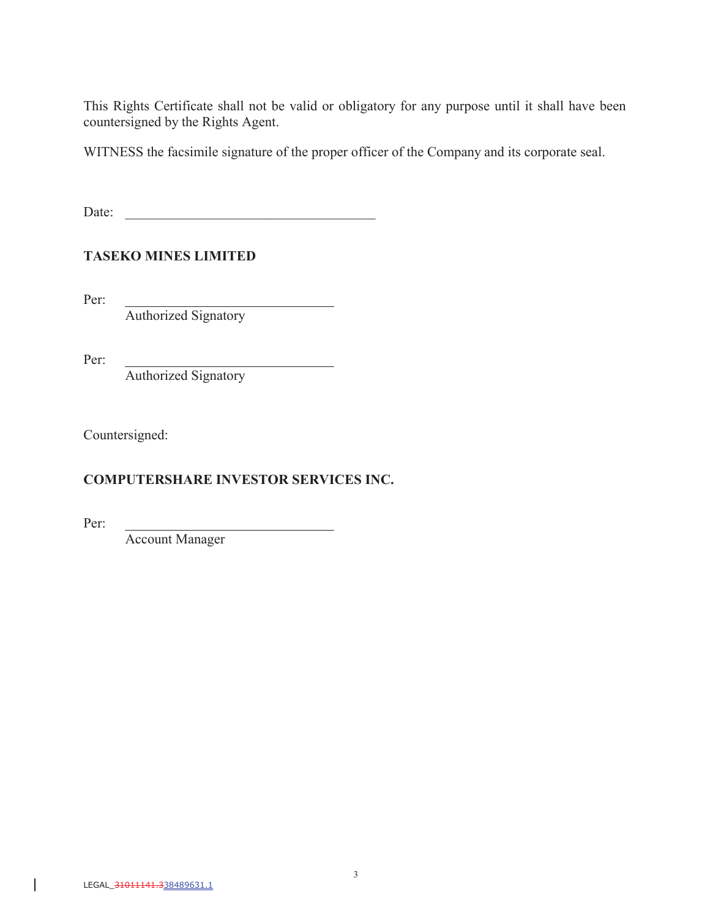This Rights Certificate shall not be valid or obligatory for any purpose until it shall have been countersigned by the Rights Agent.

WITNESS the facsimile signature of the proper officer of the Company and its corporate seal.

Date: ____________________________________

**TASEKO MINES LIMITED**

Per: ______________________________
Authorized Signatory

Per: ______________________________
Authorized Signatory

Countersigned:

**COMPUTERSHARE INVESTOR SERVICES INC.**

Per: ______________________________
Account Manager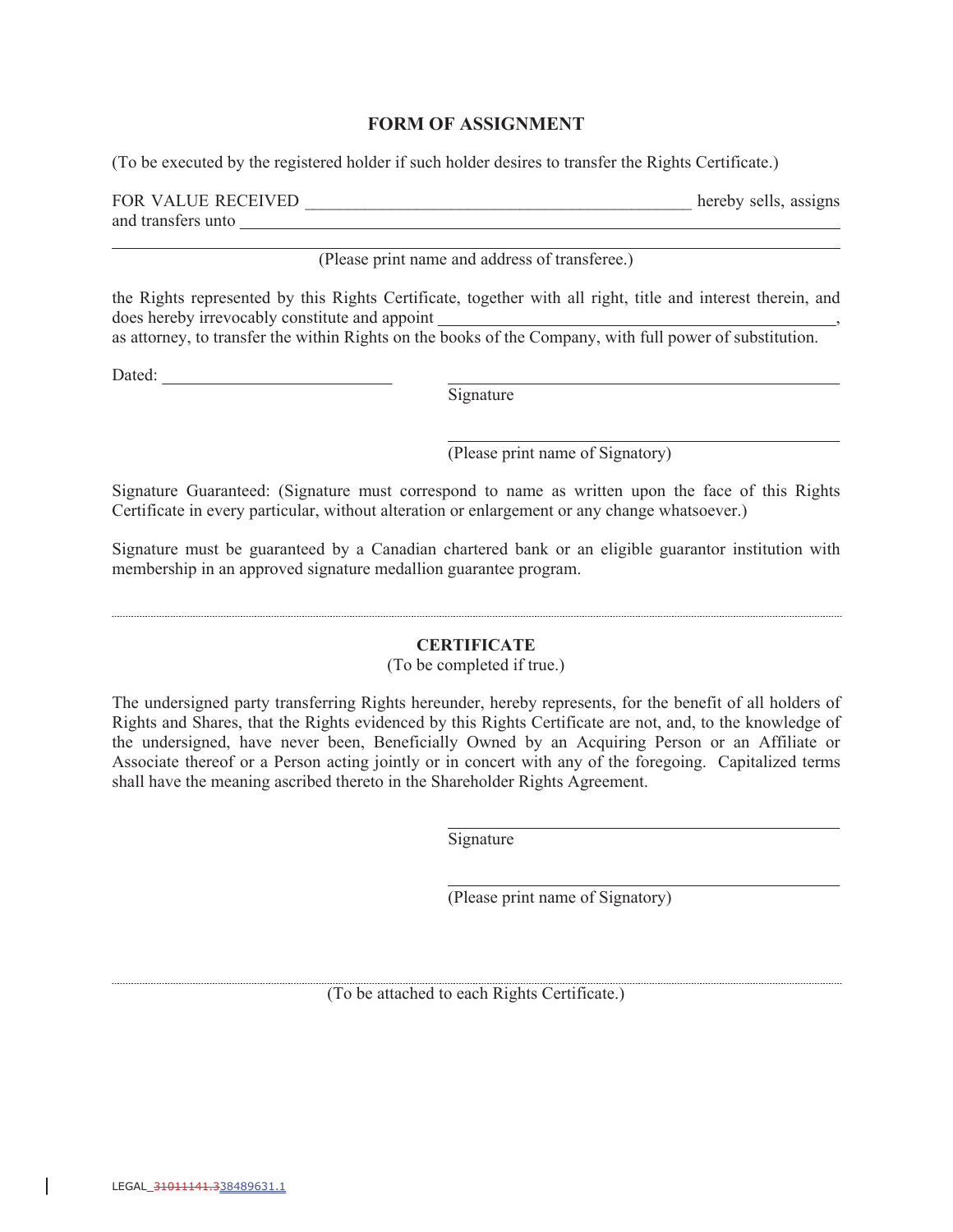## FORM OF ASSIGNMENT

(To be executed by the registered holder if such holder desires to transfer the Rights Certificate.)

FOR VALUE RECEIVED _____________________________________________ hereby sells, assigns and transfers unto _____________________________________________________________

_____________________________________________________________________________

(Please print name and address of transferee.)

the Rights represented by this Rights Certificate, together with all right, title and interest therein, and does hereby irrevocably constitute and appoint _____________________________________________, as attorney, to transfer the within Rights on the books of the Company, with full power of substitution.

Dated: __________________________

_____________________________________________
Signature

_____________________________________________
(Please print name of Signatory)

Signature Guaranteed: (Signature must correspond to name as written upon the face of this Rights Certificate in every particular, without alteration or enlargement or any change whatsoever.)

Signature must be guaranteed by a Canadian chartered bank or an eligible guarantor institution with membership in an approved signature medallion guarantee program.

---

## CERTIFICATE

(To be completed if true.)

The undersigned party transferring Rights hereunder, hereby represents, for the benefit of all holders of Rights and Shares, that the Rights evidenced by this Rights Certificate are not, and, to the knowledge of the undersigned, have never been, Beneficially Owned by an Acquiring Person or an Affiliate or Associate thereof or a Person acting jointly or in concert with any of the foregoing. Capitalized terms shall have the meaning ascribed thereto in the Shareholder Rights Agreement.

_____________________________________________
Signature

_____________________________________________
(Please print name of Signatory)

---

(To be attached to each Rights Certificate.)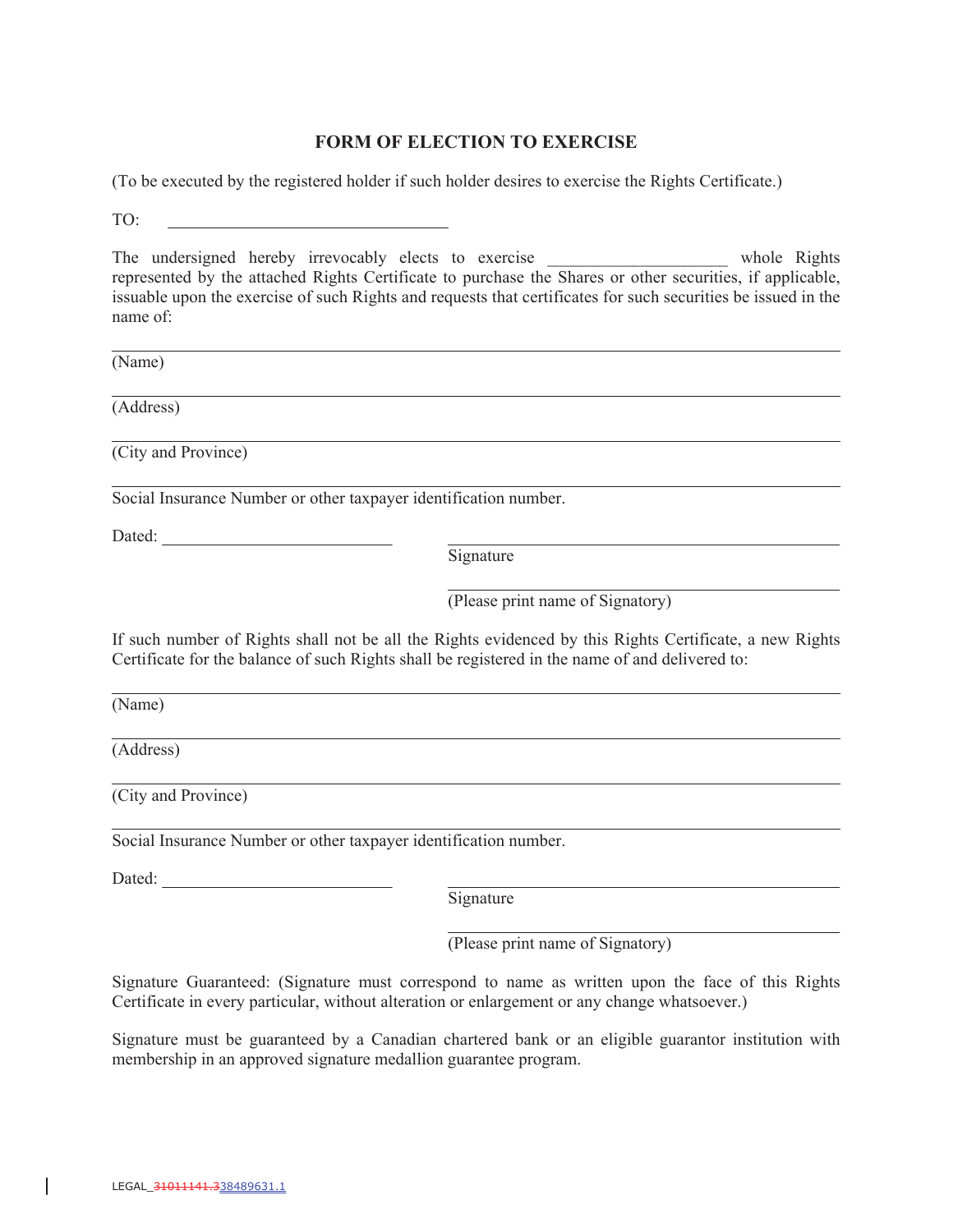## FORM OF ELECTION TO EXERCISE

(To be executed by the registered holder if such holder desires to exercise the Rights Certificate.)

TO: ________________________________

The undersigned hereby irrevocably elects to exercise ____________________ whole Rights represented by the attached Rights Certificate to purchase the Shares or other securities, if applicable, issuable upon the exercise of such Rights and requests that certificates for such securities be issued in the name of:

________________________________________________________________________
(Name)

________________________________________________________________________
(Address)

________________________________________________________________________
(City and Province)

________________________________________________________________________
Social Insurance Number or other taxpayer identification number.

Dated: ________________________

________________________________________
Signature

________________________________________
(Please print name of Signatory)

If such number of Rights shall not be all the Rights evidenced by this Rights Certificate, a new Rights Certificate for the balance of such Rights shall be registered in the name of and delivered to:

________________________________________________________________________
(Name)

________________________________________________________________________
(Address)

________________________________________________________________________
(City and Province)

________________________________________________________________________
Social Insurance Number or other taxpayer identification number.

Dated: ________________________

________________________________________
Signature

________________________________________
(Please print name of Signatory)

Signature Guaranteed: (Signature must correspond to name as written upon the face of this Rights Certificate in every particular, without alteration or enlargement or any change whatsoever.)

Signature must be guaranteed by a Canadian chartered bank or an eligible guarantor institution with membership in an approved signature medallion guarantee program.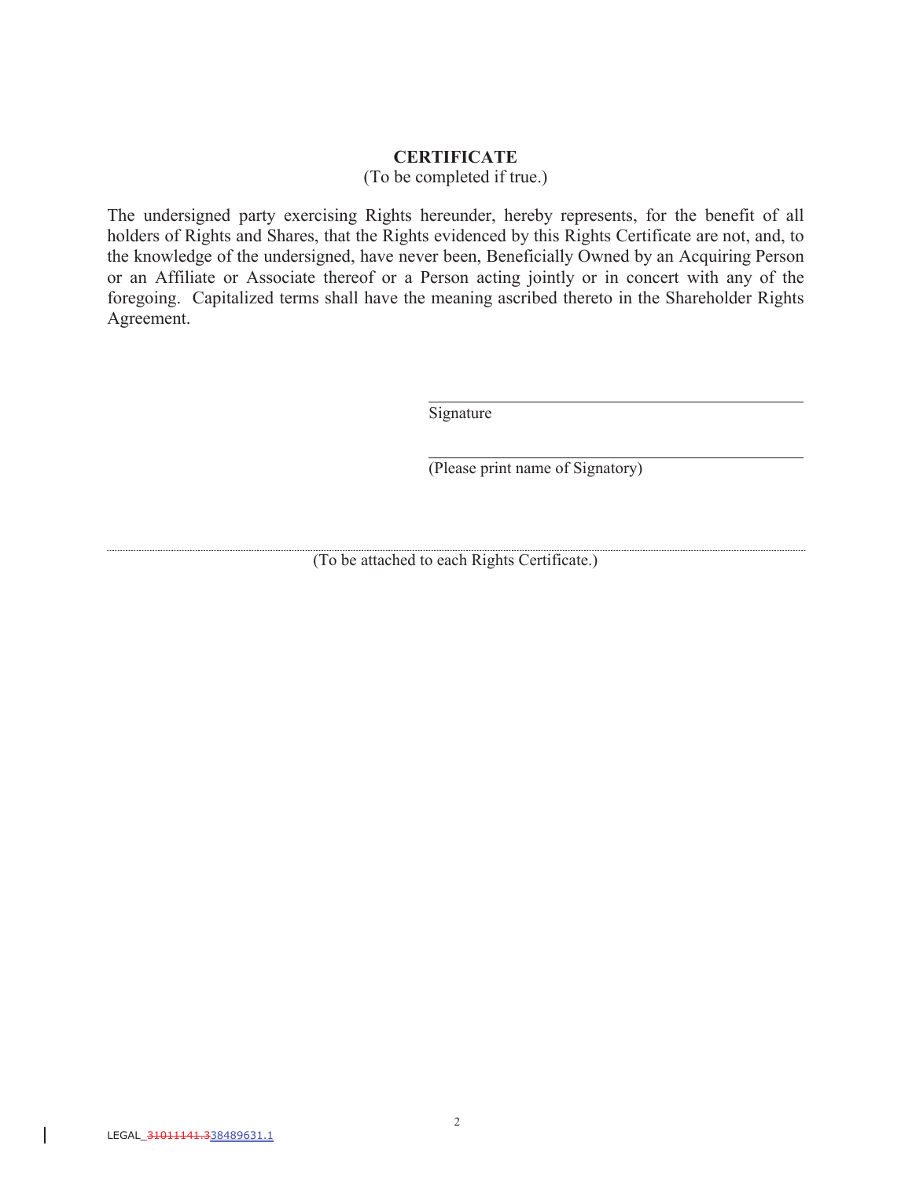**CERTIFICATE**

(To be completed if true.)

The undersigned party exercising Rights hereunder, hereby represents, for the benefit of all holders of Rights and Shares, that the Rights evidenced by this Rights Certificate are not, and, to the knowledge of the undersigned, have never been, Beneficially Owned by an Acquiring Person or an Affiliate or Associate thereof or a Person acting jointly or in concert with any of the foregoing. Capitalized terms shall have the meaning ascribed thereto in the Shareholder Rights Agreement.

\_\_\_\_\_\_\_\_\_\_\_\_\_\_\_\_\_\_\_\_\_\_\_\_\_\_\_\_\_\_\_\_\_\_\_\_\_\_\_\_\_\_\_\_\_\_
Signature

\_\_\_\_\_\_\_\_\_\_\_\_\_\_\_\_\_\_\_\_\_\_\_\_\_\_\_\_\_\_\_\_\_\_\_\_\_\_\_\_\_\_\_\_\_\_
(Please print name of Signatory)

---

(To be attached to each Rights Certificate.)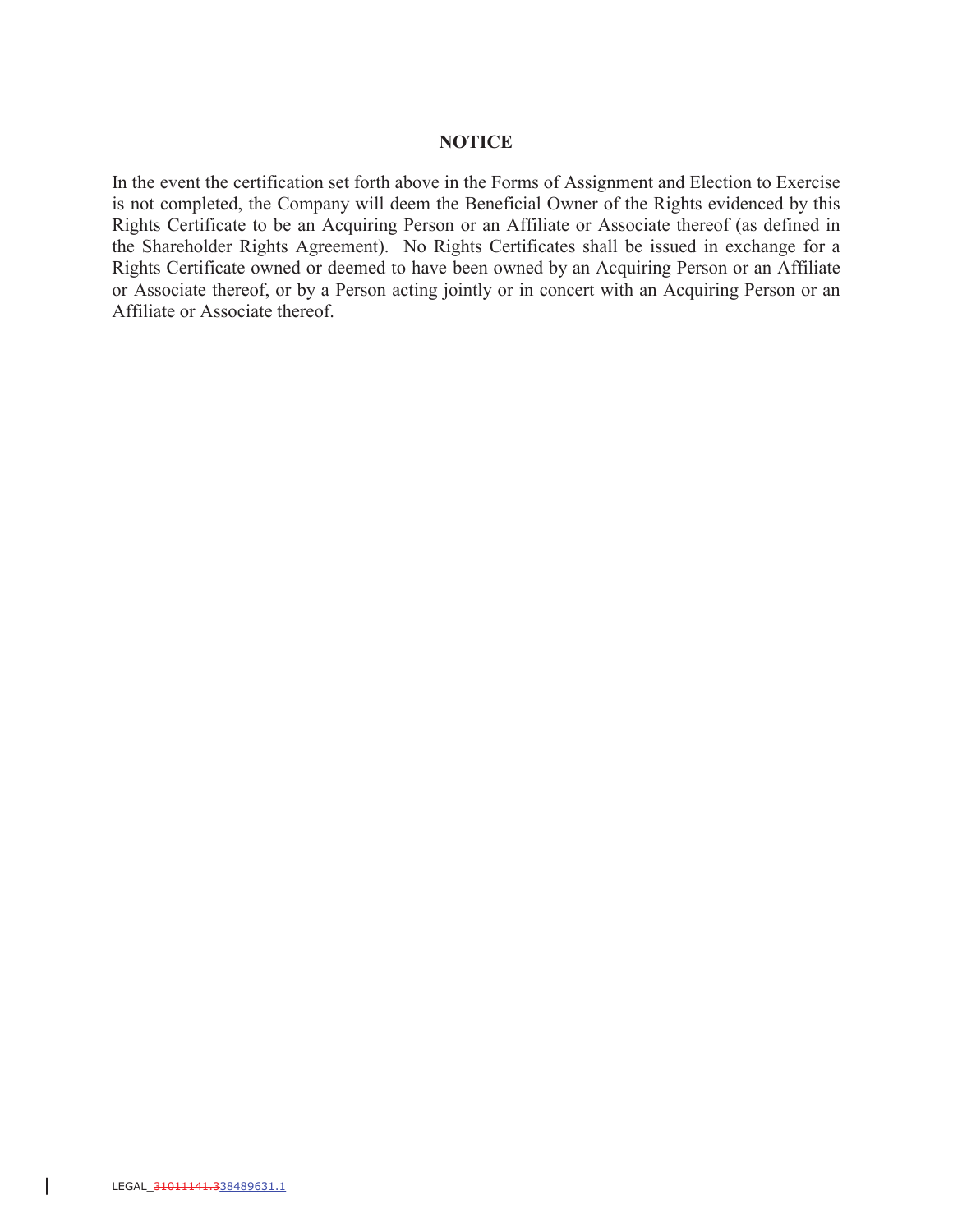**NOTICE**

In the event the certification set forth above in the Forms of Assignment and Election to Exercise is not completed, the Company will deem the Beneficial Owner of the Rights evidenced by this Rights Certificate to be an Acquiring Person or an Affiliate or Associate thereof (as defined in the Shareholder Rights Agreement). No Rights Certificates shall be issued in exchange for a Rights Certificate owned or deemed to have been owned by an Acquiring Person or an Affiliate or Associate thereof, or by a Person acting jointly or in concert with an Acquiring Person or an Affiliate or Associate thereof.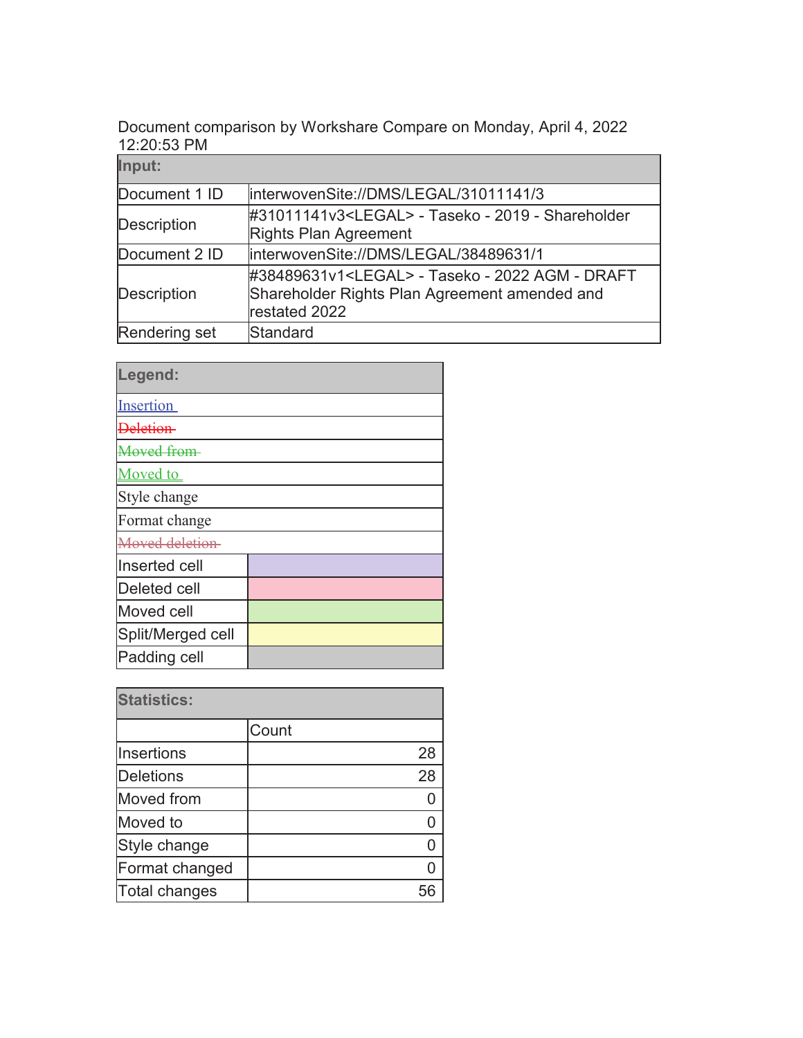Document comparison by Workshare Compare on Monday, April 4, 2022 12:20:53 PM

| Input: | |
|---|---|
| Document 1 ID | interwovenSite://DMS/LEGAL/31011141/3 |
| Description | #31011141v3<LEGAL> - Taseko - 2019 - Shareholder Rights Plan Agreement |
| Document 2 ID | interwovenSite://DMS/LEGAL/38489631/1 |
| Description | #38489631v1<LEGAL> - Taseko - 2022 AGM - DRAFT Shareholder Rights Plan Agreement amended and restated 2022 |
| Rendering set | Standard |

| Legend: | |
|---|---|
| Insertion | |
| ~~Deletion~~ | |
| ~~Moved from~~ | |
| Moved to | |
| Style change | |
| Format change | |
| ~~Moved deletion~~ | |
| Inserted cell | |
| Deleted cell | |
| Moved cell | |
| Split/Merged cell | |
| Padding cell | |

| Statistics: | |
|---|---|
| | Count |
| Insertions | 28 |
| Deletions | 28 |
| Moved from | 0 |
| Moved to | 0 |
| Style change | 0 |
| Format changed | 0 |
| Total changes | 56 |